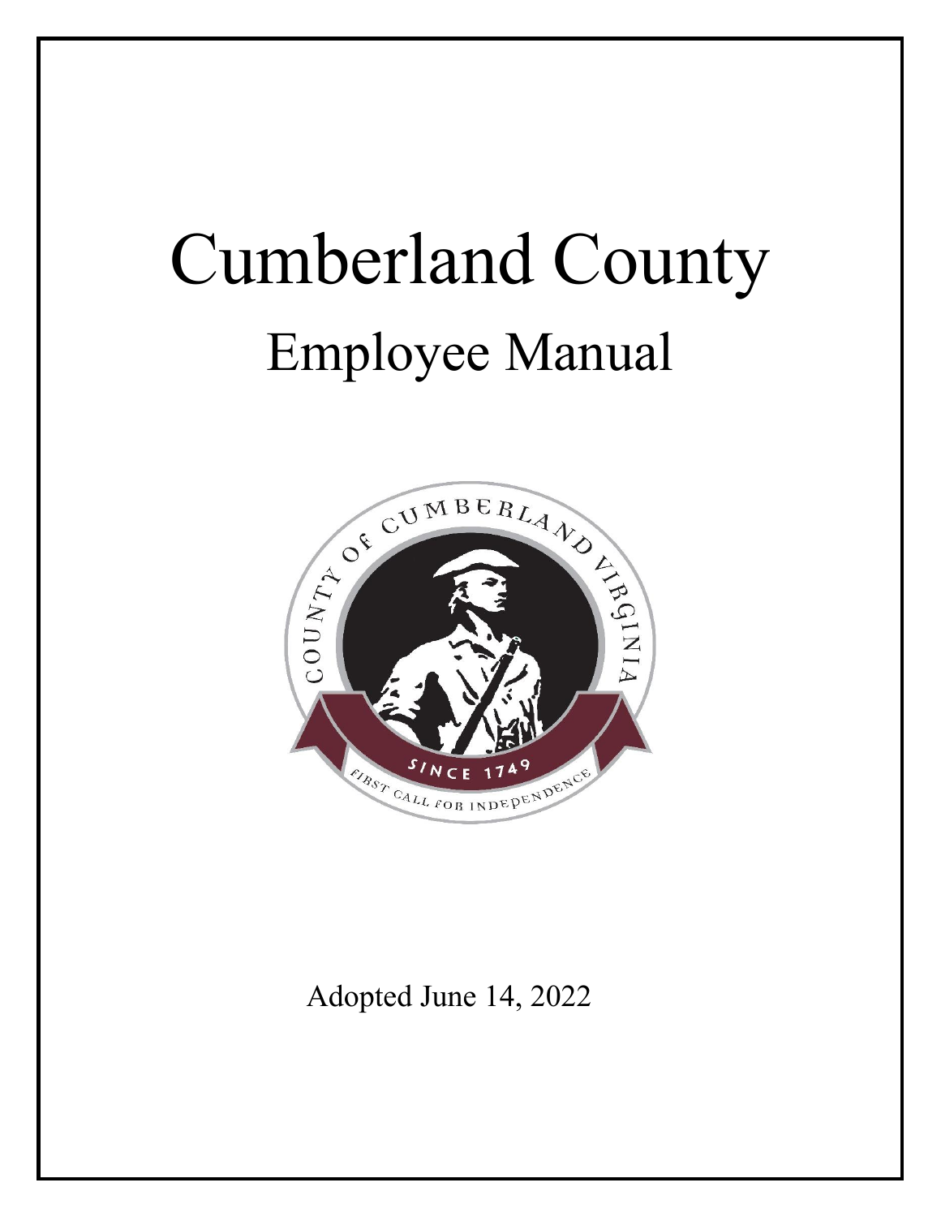# Cumberland County

## Employee Manual

Adopted June 14, 2022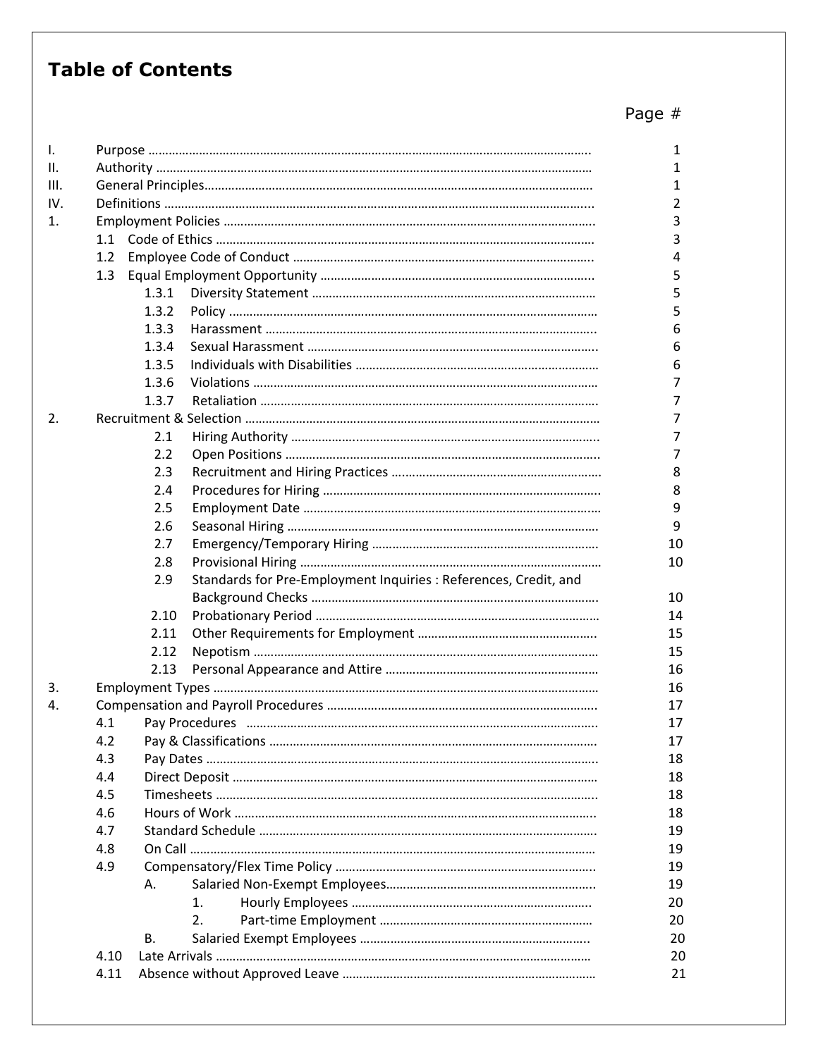# Table of Contents

| | | Page # |
|---|---|---|
| I. | Purpose | 1 |
| II. | Authority | 1 |
| III. | General Principles | 1 |
| IV. | Definitions | 2 |
| 1. | Employment Policies | 3 |
| | 1.1 Code of Ethics | 3 |
| | 1.2 Employee Code of Conduct | 4 |
| | 1.3 Equal Employment Opportunity | 5 |
| | 1.3.1 Diversity Statement | 5 |
| | 1.3.2 Policy | 5 |
| | 1.3.3 Harassment | 6 |
| | 1.3.4 Sexual Harassment | 6 |
| | 1.3.5 Individuals with Disabilities | 6 |
| | 1.3.6 Violations | 7 |
| | 1.3.7 Retaliation | 7 |
| 2. | Recruitment & Selection | 7 |
| | 2.1 Hiring Authority | 7 |
| | 2.2 Open Positions | 7 |
| | 2.3 Recruitment and Hiring Practices | 8 |
| | 2.4 Procedures for Hiring | 8 |
| | 2.5 Employment Date | 9 |
| | 2.6 Seasonal Hiring | 9 |
| | 2.7 Emergency/Temporary Hiring | 10 |
| | 2.8 Provisional Hiring | 10 |
| | 2.9 Standards for Pre-Employment Inquiries : References, Credit, and Background Checks | 10 |
| | 2.10 Probationary Period | 14 |
| | 2.11 Other Requirements for Employment | 15 |
| | 2.12 Nepotism | 15 |
| | 2.13 Personal Appearance and Attire | 16 |
| 3. | Employment Types | 16 |
| 4. | Compensation and Payroll Procedures | 17 |
| | 4.1 Pay Procedures | 17 |
| | 4.2 Pay & Classifications | 17 |
| | 4.3 Pay Dates | 18 |
| | 4.4 Direct Deposit | 18 |
| | 4.5 Timesheets | 18 |
| | 4.6 Hours of Work | 18 |
| | 4.7 Standard Schedule | 19 |
| | 4.8 On Call | 19 |
| | 4.9 Compensatory/Flex Time Policy | 19 |
| | A. Salaried Non-Exempt Employees | 19 |
| | 1. Hourly Employees | 20 |
| | 2. Part-time Employment | 20 |
| | B. Salaried Exempt Employees | 20 |
| | 4.10 Late Arrivals | 20 |
| | 4.11 Absence without Approved Leave | 21 |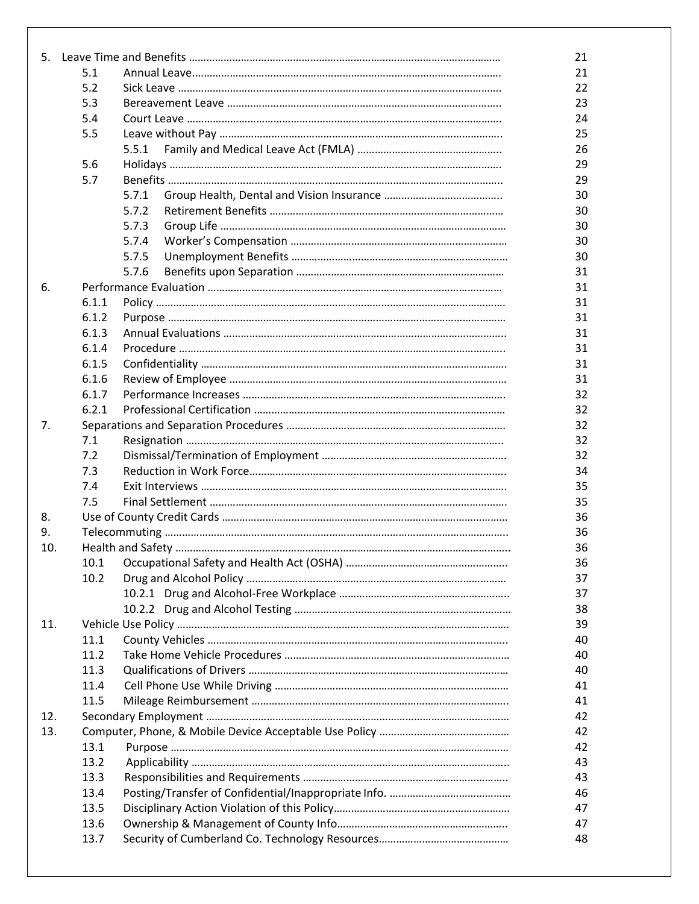| | | | |
|---|---|---|---|
| 5. | Leave Time and Benefits | | 21 |
| | 5.1 | Annual Leave | 21 |
| | 5.2 | Sick Leave | 22 |
| | 5.3 | Bereavement Leave | 23 |
| | 5.4 | Court Leave | 24 |
| | 5.5 | Leave without Pay | 25 |
| | | 5.5.1 Family and Medical Leave Act (FMLA) | 26 |
| | 5.6 | Holidays | 29 |
| | 5.7 | Benefits | 29 |
| | | 5.7.1 Group Health, Dental and Vision Insurance | 30 |
| | | 5.7.2 Retirement Benefits | 30 |
| | | 5.7.3 Group Life | 30 |
| | | 5.7.4 Worker's Compensation | 30 |
| | | 5.7.5 Unemployment Benefits | 30 |
| | | 5.7.6 Benefits upon Separation | 31 |
| 6. | Performance Evaluation | | 31 |
| | 6.1.1 | Policy | 31 |
| | 6.1.2 | Purpose | 31 |
| | 6.1.3 | Annual Evaluations | 31 |
| | 6.1.4 | Procedure | 31 |
| | 6.1.5 | Confidentiality | 31 |
| | 6.1.6 | Review of Employee | 31 |
| | 6.1.7 | Performance Increases | 32 |
| | 6.2.1 | Professional Certification | 32 |
| 7. | Separations and Separation Procedures | | 32 |
| | 7.1 | Resignation | 32 |
| | 7.2 | Dismissal/Termination of Employment | 32 |
| | 7.3 | Reduction in Work Force | 34 |
| | 7.4 | Exit Interviews | 35 |
| | 7.5 | Final Settlement | 35 |
| 8. | Use of County Credit Cards | | 36 |
| 9. | Telecommuting | | 36 |
| 10. | Health and Safety | | 36 |
| | 10.1 | Occupational Safety and Health Act (OSHA) | 36 |
| | 10.2 | Drug and Alcohol Policy | 37 |
| | | 10.2.1 Drug and Alcohol-Free Workplace | 37 |
| | | 10.2.2 Drug and Alcohol Testing | 38 |
| 11. | Vehicle Use Policy | | 39 |
| | 11.1 | County Vehicles | 40 |
| | 11.2 | Take Home Vehicle Procedures | 40 |
| | 11.3 | Qualifications of Drivers | 40 |
| | 11.4 | Cell Phone Use While Driving | 41 |
| | 11.5 | Mileage Reimbursement | 41 |
| 12. | Secondary Employment | | 42 |
| 13. | Computer, Phone, & Mobile Device Acceptable Use Policy | | 42 |
| | 13.1 | Purpose | 42 |
| | 13.2 | Applicability | 43 |
| | 13.3 | Responsibilities and Requirements | 43 |
| | 13.4 | Posting/Transfer of Confidential/Inappropriate Info. | 46 |
| | 13.5 | Disciplinary Action Violation of this Policy | 47 |
| | 13.6 | Ownership & Management of County Info | 47 |
| | 13.7 | Security of Cumberland Co. Technology Resources | 48 |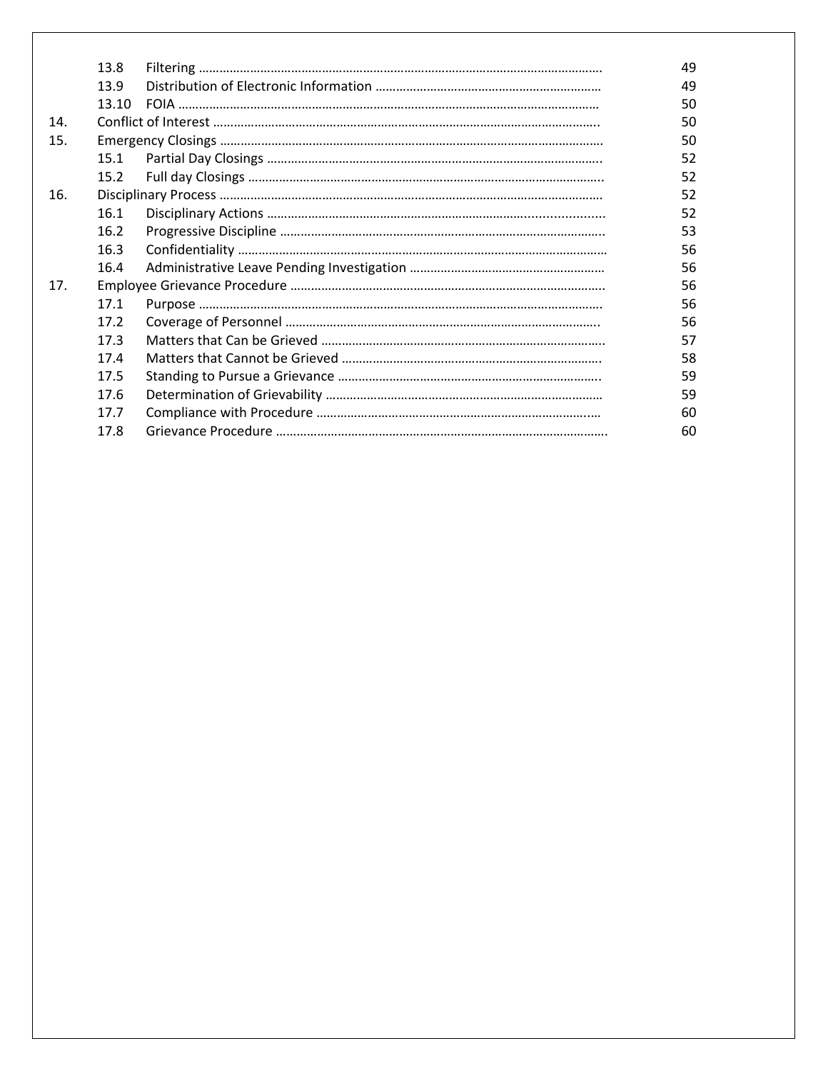| | | | |
|---|---|---|---|
| | 13.8 | Filtering | 49 |
| | 13.9 | Distribution of Electronic Information | 49 |
| | 13.10 | FOIA | 50 |
| 14. | Conflict of Interest | | 50 |
| 15. | Emergency Closings | | 50 |
| | 15.1 | Partial Day Closings | 52 |
| | 15.2 | Full day Closings | 52 |
| 16. | Disciplinary Process | | 52 |
| | 16.1 | Disciplinary Actions | 52 |
| | 16.2 | Progressive Discipline | 53 |
| | 16.3 | Confidentiality | 56 |
| | 16.4 | Administrative Leave Pending Investigation | 56 |
| 17. | Employee Grievance Procedure | | 56 |
| | 17.1 | Purpose | 56 |
| | 17.2 | Coverage of Personnel | 56 |
| | 17.3 | Matters that Can be Grieved | 57 |
| | 17.4 | Matters that Cannot be Grieved | 58 |
| | 17.5 | Standing to Pursue a Grievance | 59 |
| | 17.6 | Determination of Grievability | 59 |
| | 17.7 | Compliance with Procedure | 60 |
| | 17.8 | Grievance Procedure | 60 |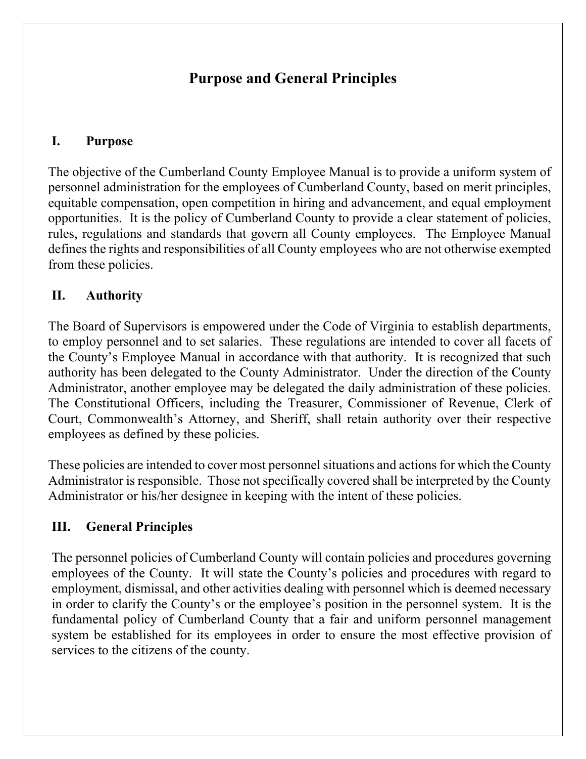# Purpose and General Principles

## I. Purpose

The objective of the Cumberland County Employee Manual is to provide a uniform system of personnel administration for the employees of Cumberland County, based on merit principles, equitable compensation, open competition in hiring and advancement, and equal employment opportunities. It is the policy of Cumberland County to provide a clear statement of policies, rules, regulations and standards that govern all County employees. The Employee Manual defines the rights and responsibilities of all County employees who are not otherwise exempted from these policies.

## II. Authority

The Board of Supervisors is empowered under the Code of Virginia to establish departments, to employ personnel and to set salaries. These regulations are intended to cover all facets of the County's Employee Manual in accordance with that authority. It is recognized that such authority has been delegated to the County Administrator. Under the direction of the County Administrator, another employee may be delegated the daily administration of these policies. The Constitutional Officers, including the Treasurer, Commissioner of Revenue, Clerk of Court, Commonwealth's Attorney, and Sheriff, shall retain authority over their respective employees as defined by these policies.

These policies are intended to cover most personnel situations and actions for which the County Administrator is responsible. Those not specifically covered shall be interpreted by the County Administrator or his/her designee in keeping with the intent of these policies.

## III. General Principles

The personnel policies of Cumberland County will contain policies and procedures governing employees of the County. It will state the County's policies and procedures with regard to employment, dismissal, and other activities dealing with personnel which is deemed necessary in order to clarify the County's or the employee's position in the personnel system. It is the fundamental policy of Cumberland County that a fair and uniform personnel management system be established for its employees in order to ensure the most effective provision of services to the citizens of the county.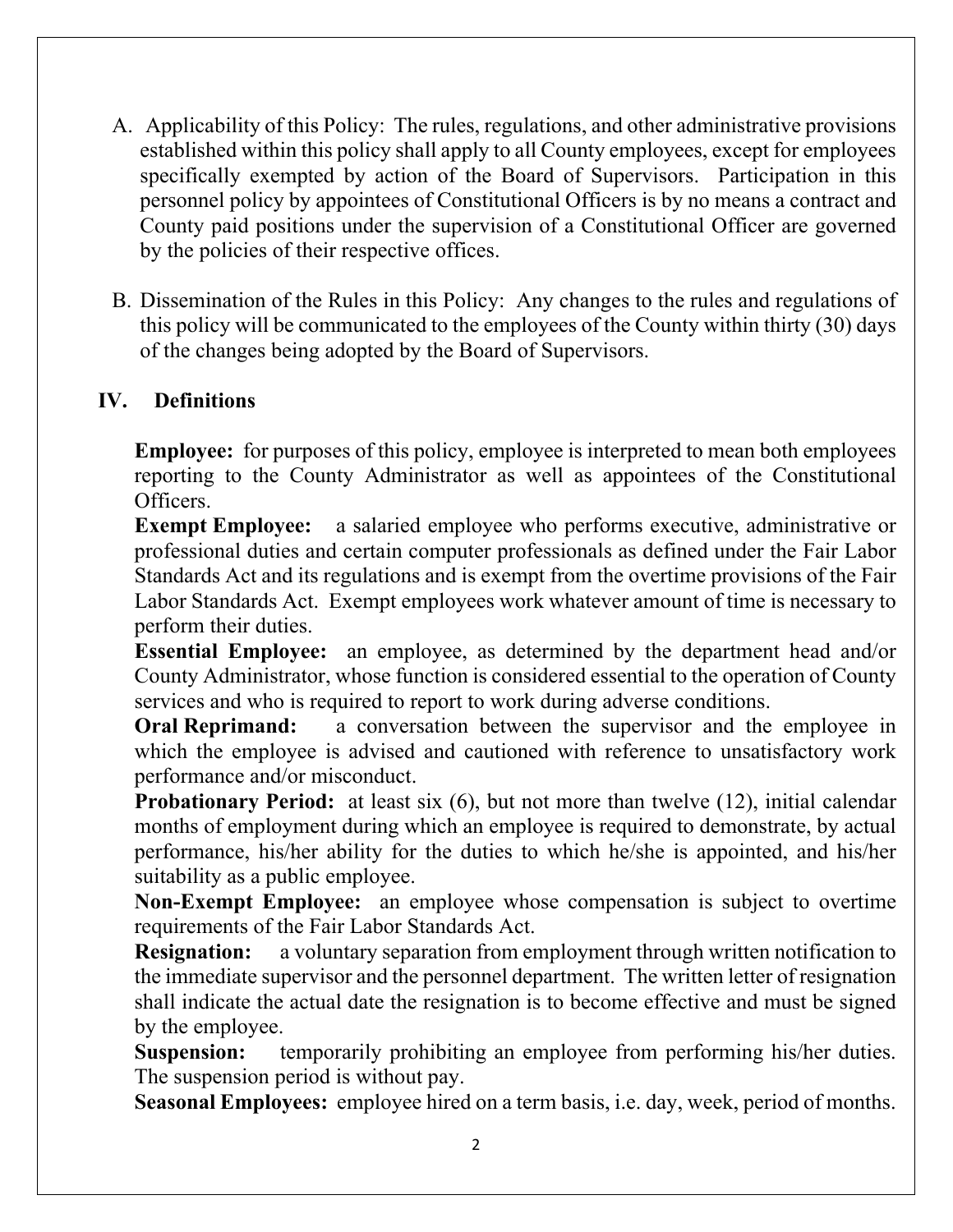A. Applicability of this Policy: The rules, regulations, and other administrative provisions established within this policy shall apply to all County employees, except for employees specifically exempted by action of the Board of Supervisors. Participation in this personnel policy by appointees of Constitutional Officers is by no means a contract and County paid positions under the supervision of a Constitutional Officer are governed by the policies of their respective offices.

B. Dissemination of the Rules in this Policy: Any changes to the rules and regulations of this policy will be communicated to the employees of the County within thirty (30) days of the changes being adopted by the Board of Supervisors.

## IV. Definitions

**Employee:** for purposes of this policy, employee is interpreted to mean both employees reporting to the County Administrator as well as appointees of the Constitutional Officers.

**Exempt Employee:** a salaried employee who performs executive, administrative or professional duties and certain computer professionals as defined under the Fair Labor Standards Act and its regulations and is exempt from the overtime provisions of the Fair Labor Standards Act. Exempt employees work whatever amount of time is necessary to perform their duties.

**Essential Employee:** an employee, as determined by the department head and/or County Administrator, whose function is considered essential to the operation of County services and who is required to report to work during adverse conditions.

**Oral Reprimand:** a conversation between the supervisor and the employee in which the employee is advised and cautioned with reference to unsatisfactory work performance and/or misconduct.

**Probationary Period:** at least six (6), but not more than twelve (12), initial calendar months of employment during which an employee is required to demonstrate, by actual performance, his/her ability for the duties to which he/she is appointed, and his/her suitability as a public employee.

**Non-Exempt Employee:** an employee whose compensation is subject to overtime requirements of the Fair Labor Standards Act.

**Resignation:** a voluntary separation from employment through written notification to the immediate supervisor and the personnel department. The written letter of resignation shall indicate the actual date the resignation is to become effective and must be signed by the employee.

**Suspension:** temporarily prohibiting an employee from performing his/her duties. The suspension period is without pay.

**Seasonal Employees:** employee hired on a term basis, i.e. day, week, period of months.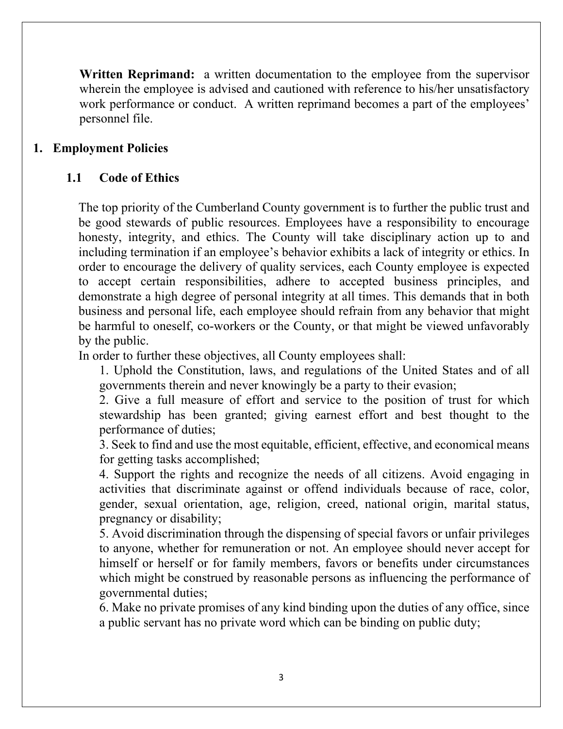**Written Reprimand:** a written documentation to the employee from the supervisor wherein the employee is advised and cautioned with reference to his/her unsatisfactory work performance or conduct. A written reprimand becomes a part of the employees' personnel file.

# 1. Employment Policies

## 1.1 Code of Ethics

The top priority of the Cumberland County government is to further the public trust and be good stewards of public resources. Employees have a responsibility to encourage honesty, integrity, and ethics. The County will take disciplinary action up to and including termination if an employee's behavior exhibits a lack of integrity or ethics. In order to encourage the delivery of quality services, each County employee is expected to accept certain responsibilities, adhere to accepted business principles, and demonstrate a high degree of personal integrity at all times. This demands that in both business and personal life, each employee should refrain from any behavior that might be harmful to oneself, co-workers or the County, or that might be viewed unfavorably by the public.

In order to further these objectives, all County employees shall:

1. Uphold the Constitution, laws, and regulations of the United States and of all governments therein and never knowingly be a party to their evasion;
2. Give a full measure of effort and service to the position of trust for which stewardship has been granted; giving earnest effort and best thought to the performance of duties;
3. Seek to find and use the most equitable, efficient, effective, and economical means for getting tasks accomplished;
4. Support the rights and recognize the needs of all citizens. Avoid engaging in activities that discriminate against or offend individuals because of race, color, gender, sexual orientation, age, religion, creed, national origin, marital status, pregnancy or disability;
5. Avoid discrimination through the dispensing of special favors or unfair privileges to anyone, whether for remuneration or not. An employee should never accept for himself or herself or for family members, favors or benefits under circumstances which might be construed by reasonable persons as influencing the performance of governmental duties;
6. Make no private promises of any kind binding upon the duties of any office, since a public servant has no private word which can be binding on public duty;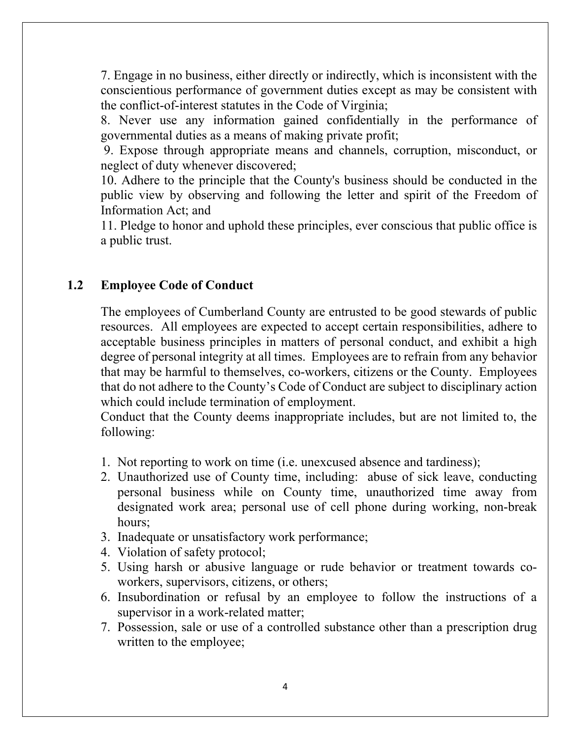7. Engage in no business, either directly or indirectly, which is inconsistent with the conscientious performance of government duties except as may be consistent with the conflict-of-interest statutes in the Code of Virginia;

8. Never use any information gained confidentially in the performance of governmental duties as a means of making private profit;

9. Expose through appropriate means and channels, corruption, misconduct, or neglect of duty whenever discovered;

10. Adhere to the principle that the County's business should be conducted in the public view by observing and following the letter and spirit of the Freedom of Information Act; and

11. Pledge to honor and uphold these principles, ever conscious that public office is a public trust.

## 1.2 Employee Code of Conduct

The employees of Cumberland County are entrusted to be good stewards of public resources. All employees are expected to accept certain responsibilities, adhere to acceptable business principles in matters of personal conduct, and exhibit a high degree of personal integrity at all times. Employees are to refrain from any behavior that may be harmful to themselves, co-workers, citizens or the County. Employees that do not adhere to the County's Code of Conduct are subject to disciplinary action which could include termination of employment.

Conduct that the County deems inappropriate includes, but are not limited to, the following:

1. Not reporting to work on time (i.e. unexcused absence and tardiness);
2. Unauthorized use of County time, including: abuse of sick leave, conducting personal business while on County time, unauthorized time away from designated work area; personal use of cell phone during working, non-break hours;
3. Inadequate or unsatisfactory work performance;
4. Violation of safety protocol;
5. Using harsh or abusive language or rude behavior or treatment towards co-workers, supervisors, citizens, or others;
6. Insubordination or refusal by an employee to follow the instructions of a supervisor in a work-related matter;
7. Possession, sale or use of a controlled substance other than a prescription drug written to the employee;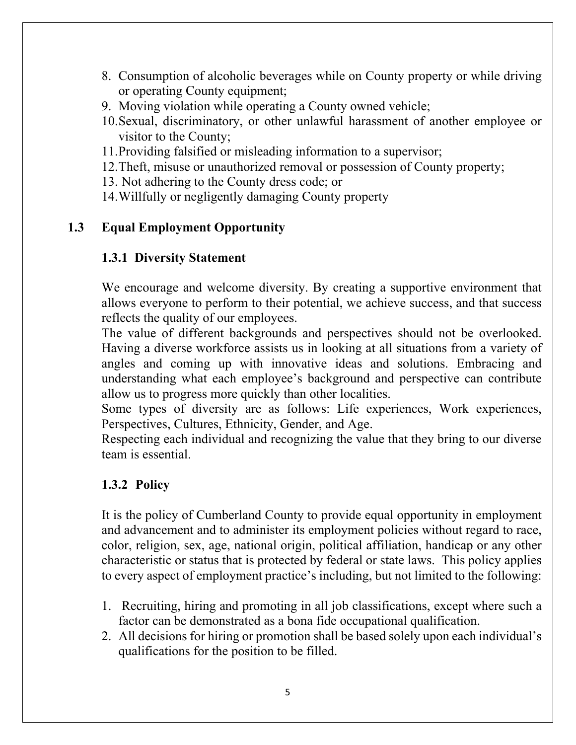8. Consumption of alcoholic beverages while on County property or while driving or operating County equipment;
9. Moving violation while operating a County owned vehicle;
10. Sexual, discriminatory, or other unlawful harassment of another employee or visitor to the County;
11. Providing falsified or misleading information to a supervisor;
12. Theft, misuse or unauthorized removal or possession of County property;
13. Not adhering to the County dress code; or
14. Willfully or negligently damaging County property

## 1.3 Equal Employment Opportunity

### 1.3.1 Diversity Statement

We encourage and welcome diversity. By creating a supportive environment that allows everyone to perform to their potential, we achieve success, and that success reflects the quality of our employees.

The value of different backgrounds and perspectives should not be overlooked. Having a diverse workforce assists us in looking at all situations from a variety of angles and coming up with innovative ideas and solutions. Embracing and understanding what each employee's background and perspective can contribute allow us to progress more quickly than other localities.

Some types of diversity are as follows: Life experiences, Work experiences, Perspectives, Cultures, Ethnicity, Gender, and Age.

Respecting each individual and recognizing the value that they bring to our diverse team is essential.

### 1.3.2 Policy

It is the policy of Cumberland County to provide equal opportunity in employment and advancement and to administer its employment policies without regard to race, color, religion, sex, age, national origin, political affiliation, handicap or any other characteristic or status that is protected by federal or state laws. This policy applies to every aspect of employment practice's including, but not limited to the following:

1. Recruiting, hiring and promoting in all job classifications, except where such a factor can be demonstrated as a bona fide occupational qualification.
2. All decisions for hiring or promotion shall be based solely upon each individual's qualifications for the position to be filled.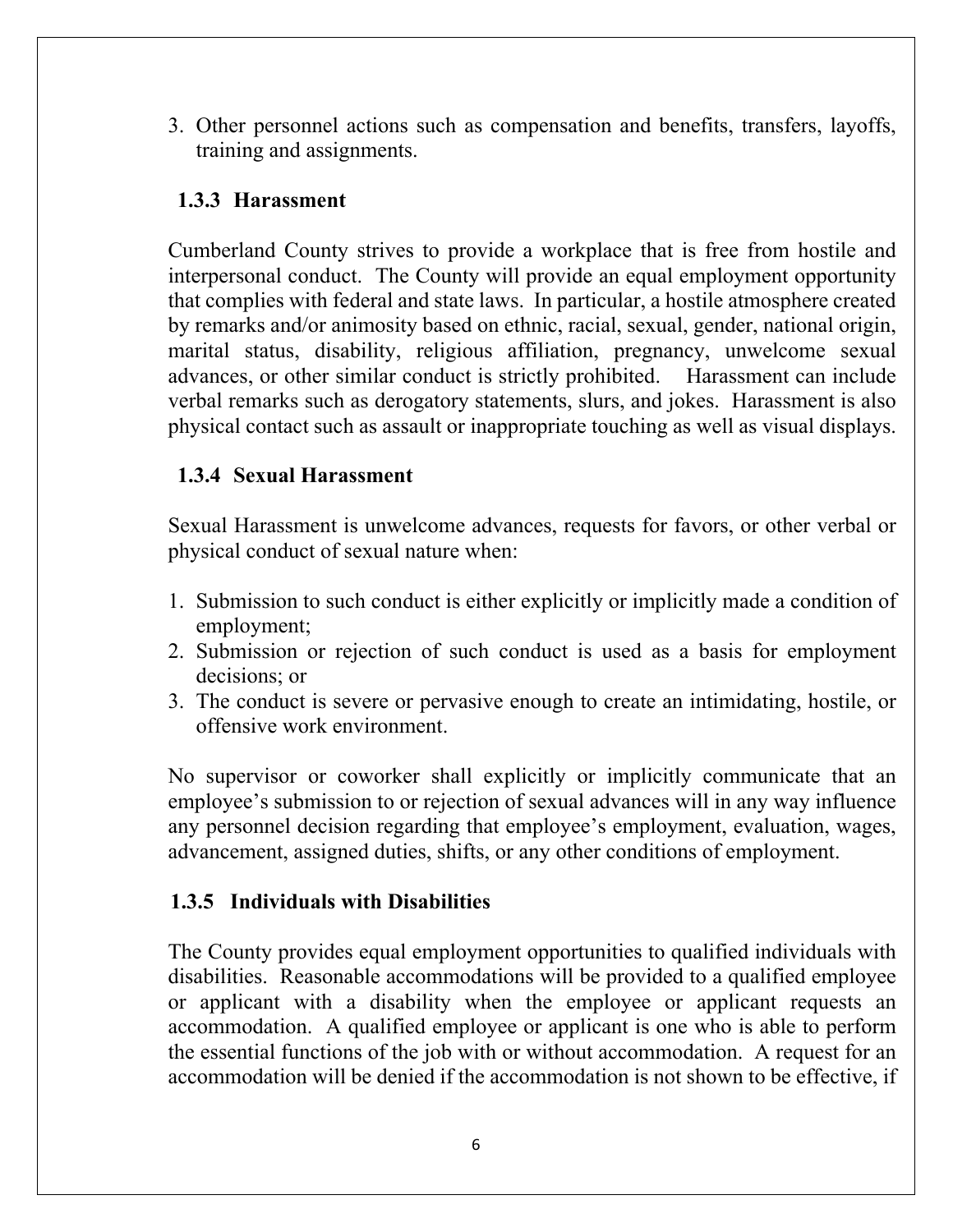3. Other personnel actions such as compensation and benefits, transfers, layoffs, training and assignments.

### 1.3.3 Harassment

Cumberland County strives to provide a workplace that is free from hostile and interpersonal conduct. The County will provide an equal employment opportunity that complies with federal and state laws. In particular, a hostile atmosphere created by remarks and/or animosity based on ethnic, racial, sexual, gender, national origin, marital status, disability, religious affiliation, pregnancy, unwelcome sexual advances, or other similar conduct is strictly prohibited. Harassment can include verbal remarks such as derogatory statements, slurs, and jokes. Harassment is also physical contact such as assault or inappropriate touching as well as visual displays.

### 1.3.4 Sexual Harassment

Sexual Harassment is unwelcome advances, requests for favors, or other verbal or physical conduct of sexual nature when:

1. Submission to such conduct is either explicitly or implicitly made a condition of employment;
2. Submission or rejection of such conduct is used as a basis for employment decisions; or
3. The conduct is severe or pervasive enough to create an intimidating, hostile, or offensive work environment.

No supervisor or coworker shall explicitly or implicitly communicate that an employee's submission to or rejection of sexual advances will in any way influence any personnel decision regarding that employee's employment, evaluation, wages, advancement, assigned duties, shifts, or any other conditions of employment.

### 1.3.5 Individuals with Disabilities

The County provides equal employment opportunities to qualified individuals with disabilities. Reasonable accommodations will be provided to a qualified employee or applicant with a disability when the employee or applicant requests an accommodation. A qualified employee or applicant is one who is able to perform the essential functions of the job with or without accommodation. A request for an accommodation will be denied if the accommodation is not shown to be effective, if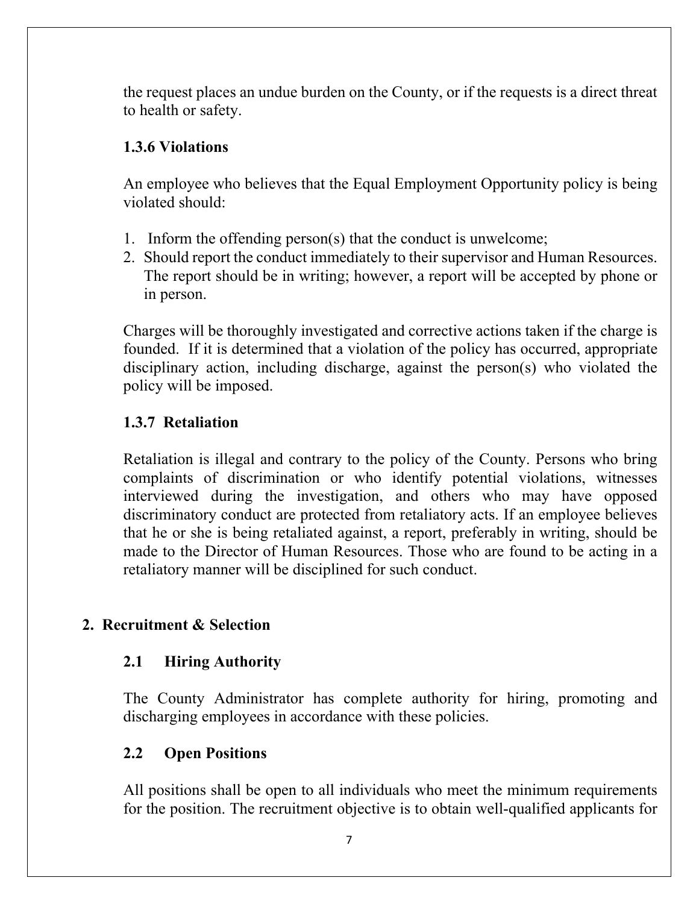the request places an undue burden on the County, or if the requests is a direct threat to health or safety.

### 1.3.6 Violations

An employee who believes that the Equal Employment Opportunity policy is being violated should:

1. Inform the offending person(s) that the conduct is unwelcome;
2. Should report the conduct immediately to their supervisor and Human Resources. The report should be in writing; however, a report will be accepted by phone or in person.

Charges will be thoroughly investigated and corrective actions taken if the charge is founded. If it is determined that a violation of the policy has occurred, appropriate disciplinary action, including discharge, against the person(s) who violated the policy will be imposed.

### 1.3.7 Retaliation

Retaliation is illegal and contrary to the policy of the County. Persons who bring complaints of discrimination or who identify potential violations, witnesses interviewed during the investigation, and others who may have opposed discriminatory conduct are protected from retaliatory acts. If an employee believes that he or she is being retaliated against, a report, preferably in writing, should be made to the Director of Human Resources. Those who are found to be acting in a retaliatory manner will be disciplined for such conduct.

# 2. Recruitment & Selection

## 2.1 Hiring Authority

The County Administrator has complete authority for hiring, promoting and discharging employees in accordance with these policies.

## 2.2 Open Positions

All positions shall be open to all individuals who meet the minimum requirements for the position. The recruitment objective is to obtain well-qualified applicants for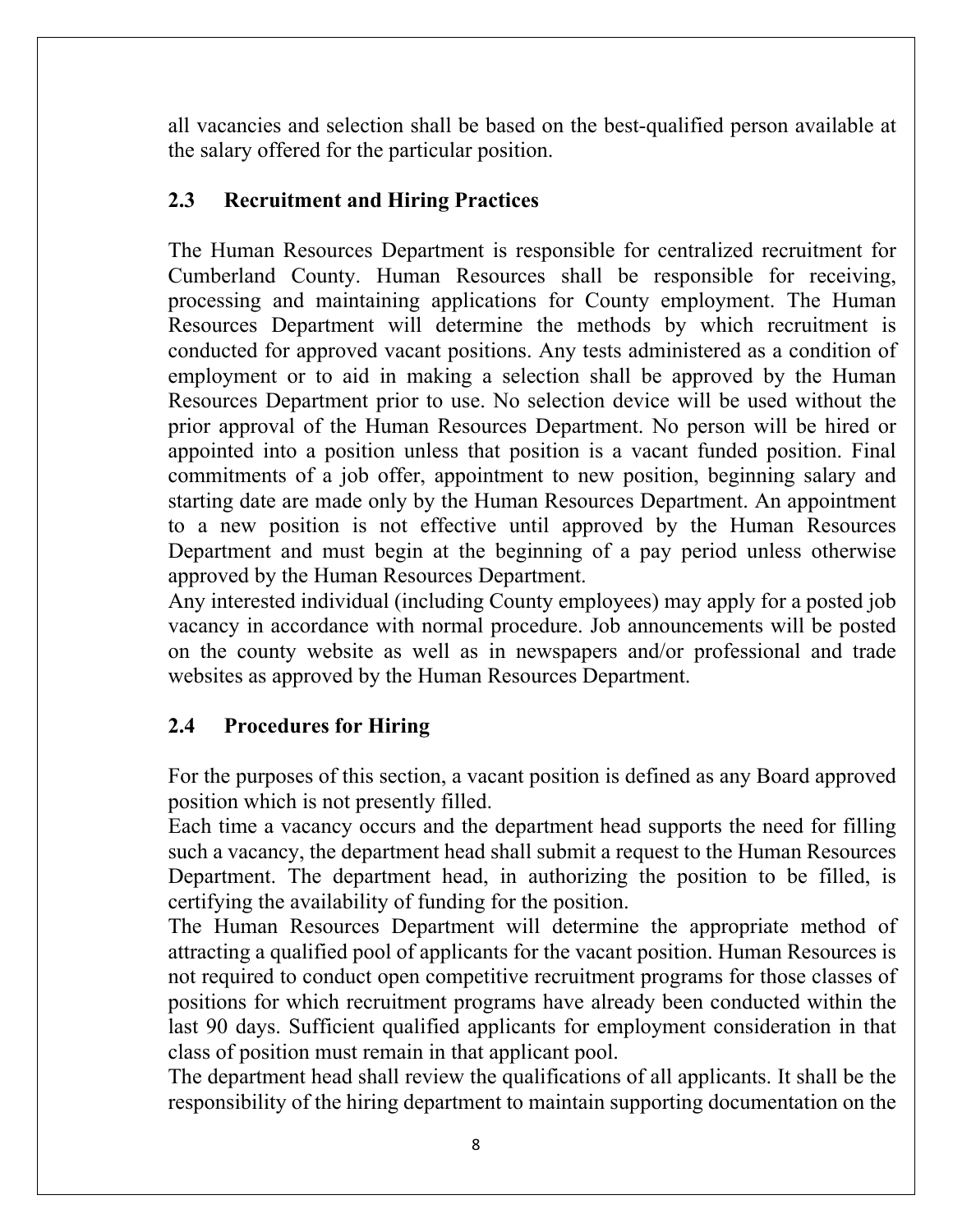all vacancies and selection shall be based on the best-qualified person available at the salary offered for the particular position.

## 2.3 Recruitment and Hiring Practices

The Human Resources Department is responsible for centralized recruitment for Cumberland County. Human Resources shall be responsible for receiving, processing and maintaining applications for County employment. The Human Resources Department will determine the methods by which recruitment is conducted for approved vacant positions. Any tests administered as a condition of employment or to aid in making a selection shall be approved by the Human Resources Department prior to use. No selection device will be used without the prior approval of the Human Resources Department. No person will be hired or appointed into a position unless that position is a vacant funded position. Final commitments of a job offer, appointment to new position, beginning salary and starting date are made only by the Human Resources Department. An appointment to a new position is not effective until approved by the Human Resources Department and must begin at the beginning of a pay period unless otherwise approved by the Human Resources Department.

Any interested individual (including County employees) may apply for a posted job vacancy in accordance with normal procedure. Job announcements will be posted on the county website as well as in newspapers and/or professional and trade websites as approved by the Human Resources Department.

## 2.4 Procedures for Hiring

For the purposes of this section, a vacant position is defined as any Board approved position which is not presently filled.

Each time a vacancy occurs and the department head supports the need for filling such a vacancy, the department head shall submit a request to the Human Resources Department. The department head, in authorizing the position to be filled, is certifying the availability of funding for the position.

The Human Resources Department will determine the appropriate method of attracting a qualified pool of applicants for the vacant position. Human Resources is not required to conduct open competitive recruitment programs for those classes of positions for which recruitment programs have already been conducted within the last 90 days. Sufficient qualified applicants for employment consideration in that class of position must remain in that applicant pool.

The department head shall review the qualifications of all applicants. It shall be the responsibility of the hiring department to maintain supporting documentation on the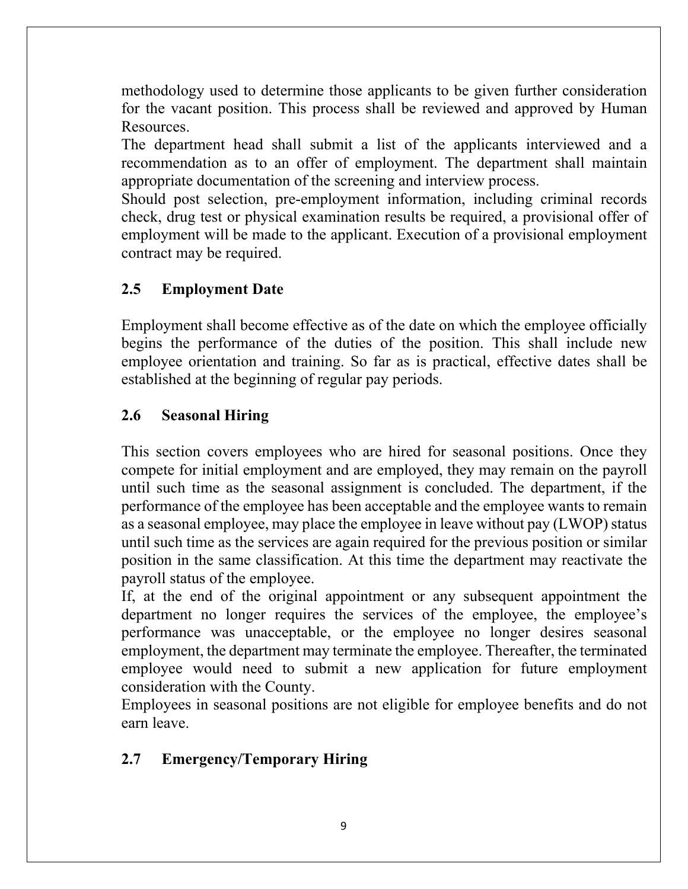methodology used to determine those applicants to be given further consideration for the vacant position. This process shall be reviewed and approved by Human Resources.

The department head shall submit a list of the applicants interviewed and a recommendation as to an offer of employment. The department shall maintain appropriate documentation of the screening and interview process.

Should post selection, pre-employment information, including criminal records check, drug test or physical examination results be required, a provisional offer of employment will be made to the applicant. Execution of a provisional employment contract may be required.

### 2.5 Employment Date

Employment shall become effective as of the date on which the employee officially begins the performance of the duties of the position. This shall include new employee orientation and training. So far as is practical, effective dates shall be established at the beginning of regular pay periods.

### 2.6 Seasonal Hiring

This section covers employees who are hired for seasonal positions. Once they compete for initial employment and are employed, they may remain on the payroll until such time as the seasonal assignment is concluded. The department, if the performance of the employee has been acceptable and the employee wants to remain as a seasonal employee, may place the employee in leave without pay (LWOP) status until such time as the services are again required for the previous position or similar position in the same classification. At this time the department may reactivate the payroll status of the employee.

If, at the end of the original appointment or any subsequent appointment the department no longer requires the services of the employee, the employee's performance was unacceptable, or the employee no longer desires seasonal employment, the department may terminate the employee. Thereafter, the terminated employee would need to submit a new application for future employment consideration with the County.

Employees in seasonal positions are not eligible for employee benefits and do not earn leave.

### 2.7 Emergency/Temporary Hiring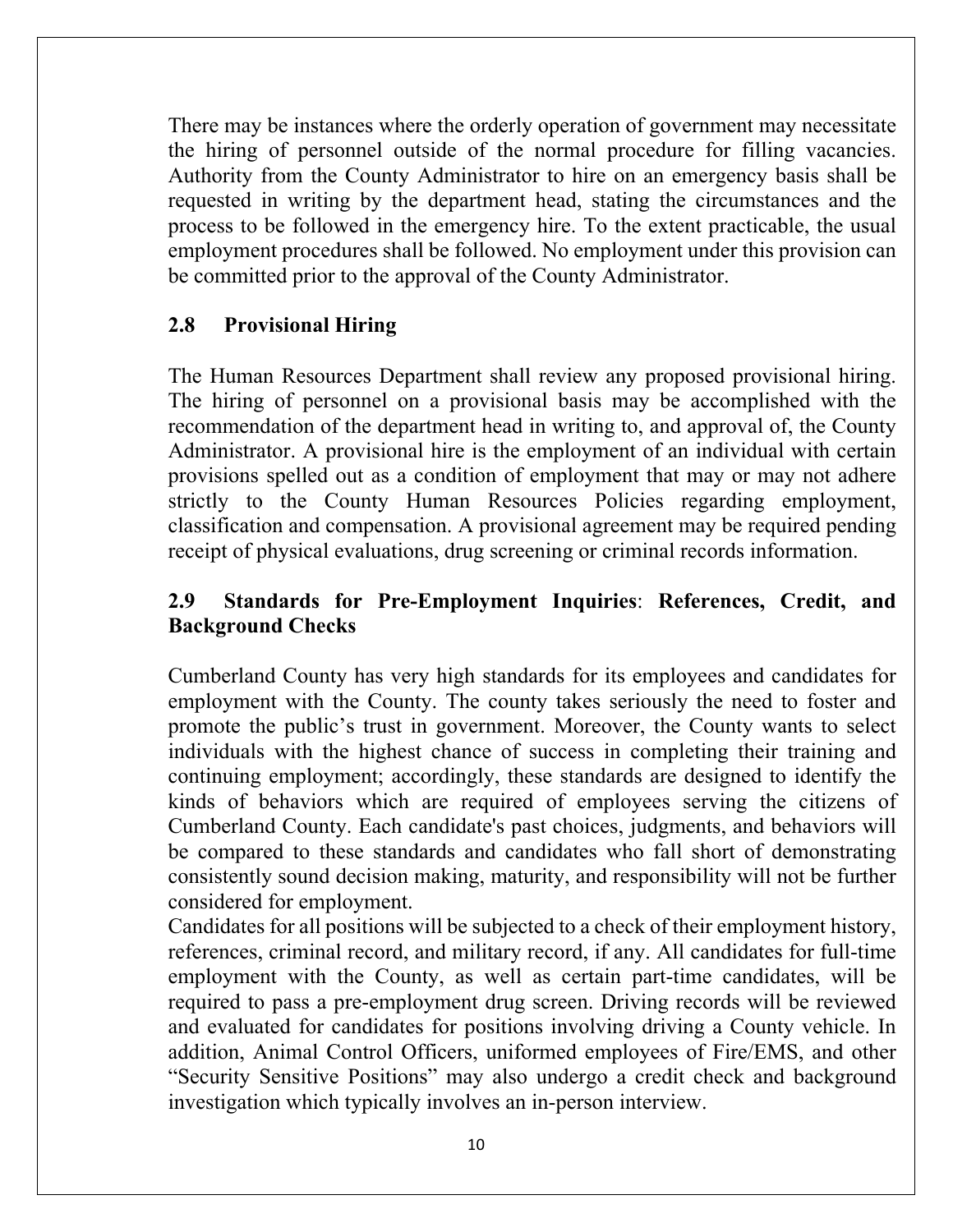There may be instances where the orderly operation of government may necessitate the hiring of personnel outside of the normal procedure for filling vacancies. Authority from the County Administrator to hire on an emergency basis shall be requested in writing by the department head, stating the circumstances and the process to be followed in the emergency hire. To the extent practicable, the usual employment procedures shall be followed. No employment under this provision can be committed prior to the approval of the County Administrator.

### 2.8 Provisional Hiring

The Human Resources Department shall review any proposed provisional hiring. The hiring of personnel on a provisional basis may be accomplished with the recommendation of the department head in writing to, and approval of, the County Administrator. A provisional hire is the employment of an individual with certain provisions spelled out as a condition of employment that may or may not adhere strictly to the County Human Resources Policies regarding employment, classification and compensation. A provisional agreement may be required pending receipt of physical evaluations, drug screening or criminal records information.

### 2.9 Standards for Pre-Employment Inquiries: References, Credit, and Background Checks

Cumberland County has very high standards for its employees and candidates for employment with the County. The county takes seriously the need to foster and promote the public's trust in government. Moreover, the County wants to select individuals with the highest chance of success in completing their training and continuing employment; accordingly, these standards are designed to identify the kinds of behaviors which are required of employees serving the citizens of Cumberland County. Each candidate's past choices, judgments, and behaviors will be compared to these standards and candidates who fall short of demonstrating consistently sound decision making, maturity, and responsibility will not be further considered for employment.

Candidates for all positions will be subjected to a check of their employment history, references, criminal record, and military record, if any. All candidates for full-time employment with the County, as well as certain part-time candidates, will be required to pass a pre-employment drug screen. Driving records will be reviewed and evaluated for candidates for positions involving driving a County vehicle. In addition, Animal Control Officers, uniformed employees of Fire/EMS, and other "Security Sensitive Positions" may also undergo a credit check and background investigation which typically involves an in-person interview.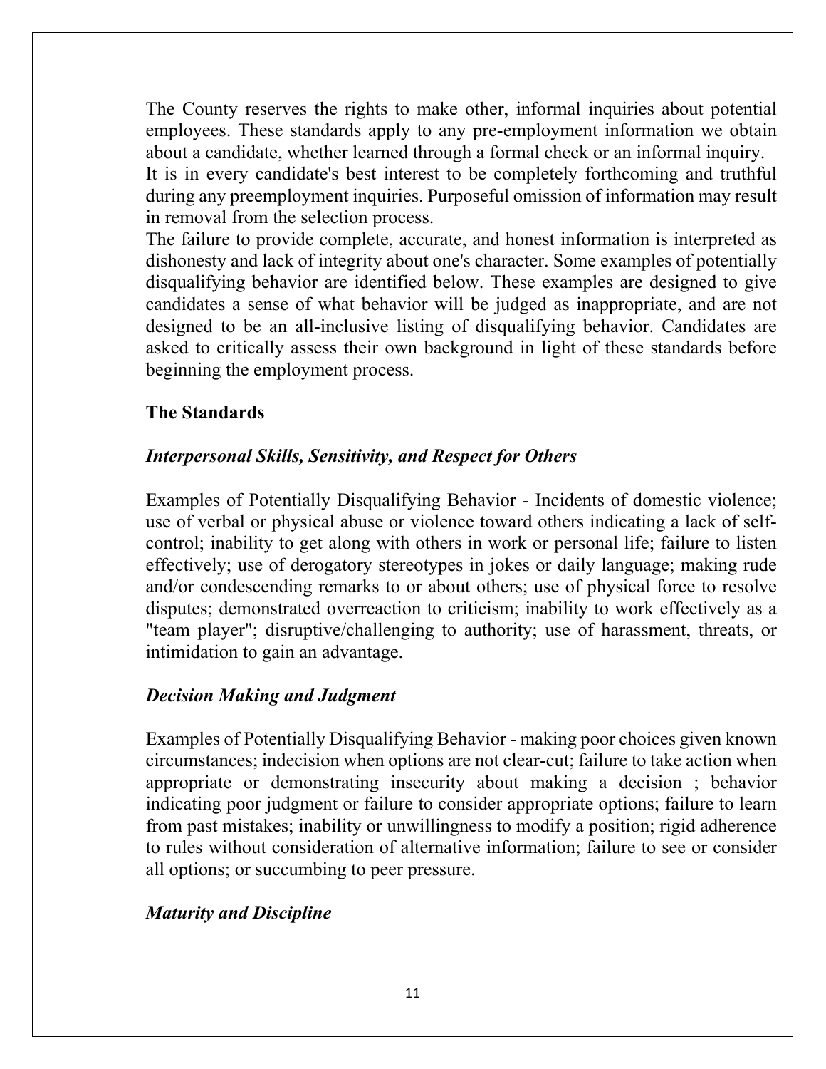The County reserves the rights to make other, informal inquiries about potential employees. These standards apply to any pre-employment information we obtain about a candidate, whether learned through a formal check or an informal inquiry.
It is in every candidate's best interest to be completely forthcoming and truthful during any preemployment inquiries. Purposeful omission of information may result in removal from the selection process.
The failure to provide complete, accurate, and honest information is interpreted as dishonesty and lack of integrity about one's character. Some examples of potentially disqualifying behavior are identified below. These examples are designed to give candidates a sense of what behavior will be judged as inappropriate, and are not designed to be an all-inclusive listing of disqualifying behavior. Candidates are asked to critically assess their own background in light of these standards before beginning the employment process.

### The Standards

#### *Interpersonal Skills, Sensitivity, and Respect for Others*

Examples of Potentially Disqualifying Behavior - Incidents of domestic violence; use of verbal or physical abuse or violence toward others indicating a lack of self-control; inability to get along with others in work or personal life; failure to listen effectively; use of derogatory stereotypes in jokes or daily language; making rude and/or condescending remarks to or about others; use of physical force to resolve disputes; demonstrated overreaction to criticism; inability to work effectively as a "team player"; disruptive/challenging to authority; use of harassment, threats, or intimidation to gain an advantage.

#### *Decision Making and Judgment*

Examples of Potentially Disqualifying Behavior - making poor choices given known circumstances; indecision when options are not clear-cut; failure to take action when appropriate or demonstrating insecurity about making a decision ; behavior indicating poor judgment or failure to consider appropriate options; failure to learn from past mistakes; inability or unwillingness to modify a position; rigid adherence to rules without consideration of alternative information; failure to see or consider all options; or succumbing to peer pressure.

#### *Maturity and Discipline*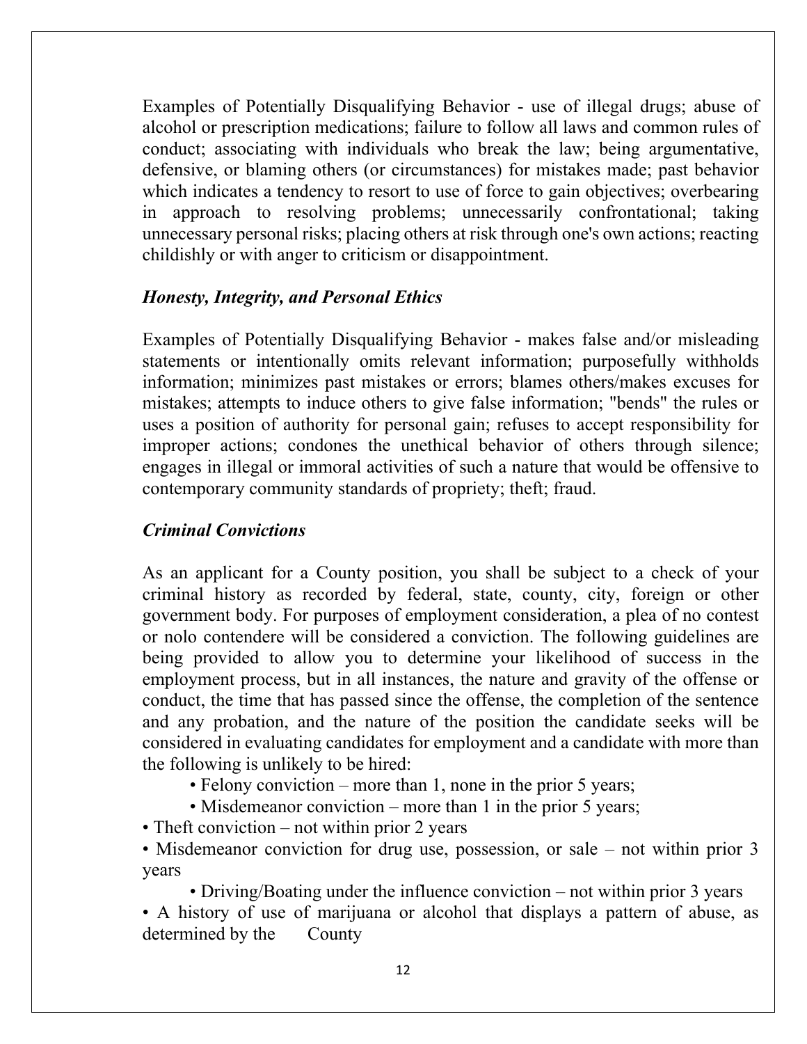Examples of Potentially Disqualifying Behavior - use of illegal drugs; abuse of alcohol or prescription medications; failure to follow all laws and common rules of conduct; associating with individuals who break the law; being argumentative, defensive, or blaming others (or circumstances) for mistakes made; past behavior which indicates a tendency to resort to use of force to gain objectives; overbearing in approach to resolving problems; unnecessarily confrontational; taking unnecessary personal risks; placing others at risk through one's own actions; reacting childishly or with anger to criticism or disappointment.

### *Honesty, Integrity, and Personal Ethics*

Examples of Potentially Disqualifying Behavior - makes false and/or misleading statements or intentionally omits relevant information; purposefully withholds information; minimizes past mistakes or errors; blames others/makes excuses for mistakes; attempts to induce others to give false information; "bends" the rules or uses a position of authority for personal gain; refuses to accept responsibility for improper actions; condones the unethical behavior of others through silence; engages in illegal or immoral activities of such a nature that would be offensive to contemporary community standards of propriety; theft; fraud.

### *Criminal Convictions*

As an applicant for a County position, you shall be subject to a check of your criminal history as recorded by federal, state, county, city, foreign or other government body. For purposes of employment consideration, a plea of no contest or nolo contendere will be considered a conviction. The following guidelines are being provided to allow you to determine your likelihood of success in the employment process, but in all instances, the nature and gravity of the offense or conduct, the time that has passed since the offense, the completion of the sentence and any probation, and the nature of the position the candidate seeks will be considered in evaluating candidates for employment and a candidate with more than the following is unlikely to be hired:

- Felony conviction – more than 1, none in the prior 5 years;
- Misdemeanor conviction – more than 1 in the prior 5 years;
- Theft conviction – not within prior 2 years
- Misdemeanor conviction for drug use, possession, or sale – not within prior 3 years
- Driving/Boating under the influence conviction – not within prior 3 years
- A history of use of marijuana or alcohol that displays a pattern of abuse, as determined by the County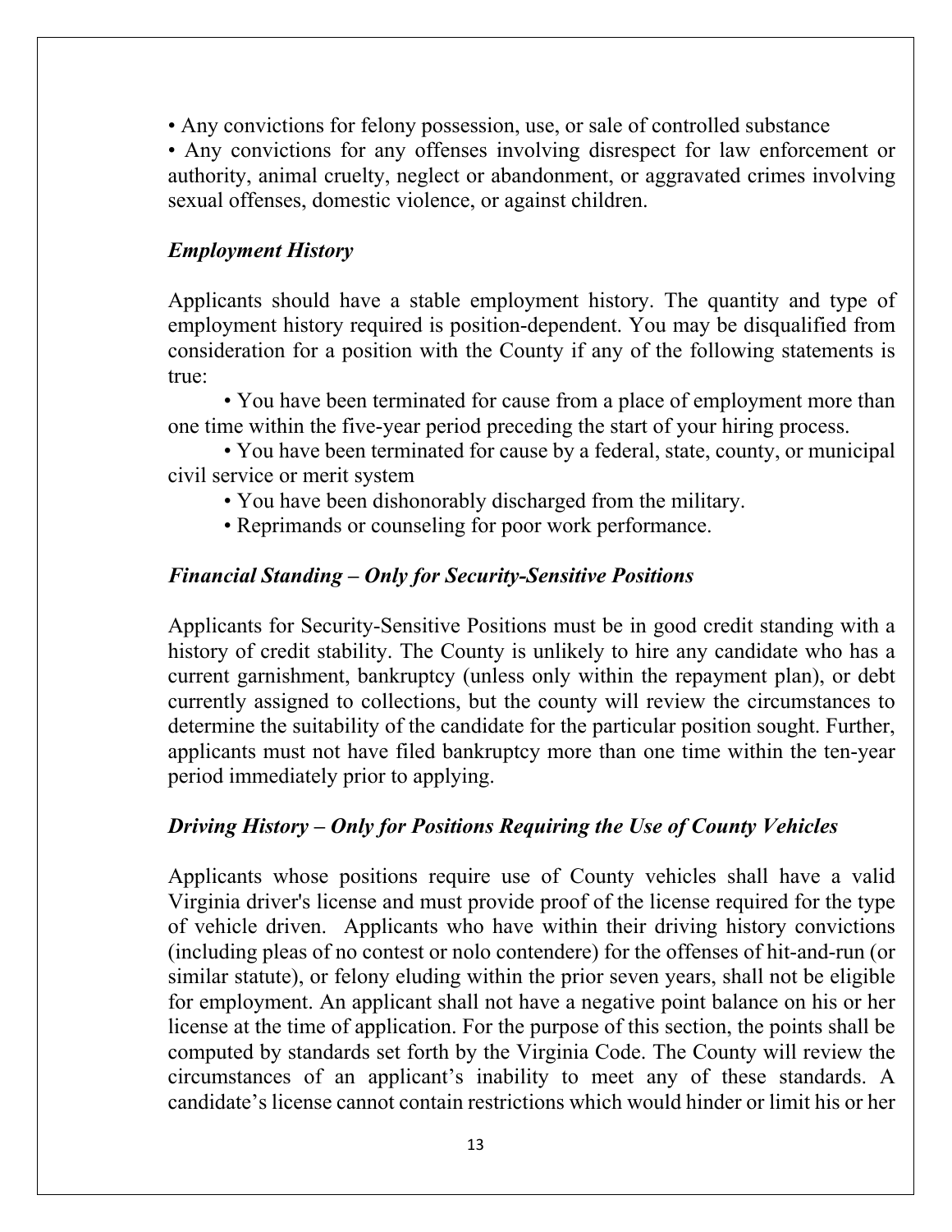- Any convictions for felony possession, use, or sale of controlled substance
- Any convictions for any offenses involving disrespect for law enforcement or authority, animal cruelty, neglect or abandonment, or aggravated crimes involving sexual offenses, domestic violence, or against children.

***Employment History***

Applicants should have a stable employment history. The quantity and type of employment history required is position-dependent. You may be disqualified from consideration for a position with the County if any of the following statements is true:

- You have been terminated for cause from a place of employment more than one time within the five-year period preceding the start of your hiring process.
- You have been terminated for cause by a federal, state, county, or municipal civil service or merit system
- You have been dishonorably discharged from the military.
- Reprimands or counseling for poor work performance.

***Financial Standing – Only for Security-Sensitive Positions***

Applicants for Security-Sensitive Positions must be in good credit standing with a history of credit stability. The County is unlikely to hire any candidate who has a current garnishment, bankruptcy (unless only within the repayment plan), or debt currently assigned to collections, but the county will review the circumstances to determine the suitability of the candidate for the particular position sought. Further, applicants must not have filed bankruptcy more than one time within the ten-year period immediately prior to applying.

***Driving History – Only for Positions Requiring the Use of County Vehicles***

Applicants whose positions require use of County vehicles shall have a valid Virginia driver's license and must provide proof of the license required for the type of vehicle driven. Applicants who have within their driving history convictions (including pleas of no contest or nolo contendere) for the offenses of hit-and-run (or similar statute), or felony eluding within the prior seven years, shall not be eligible for employment. An applicant shall not have a negative point balance on his or her license at the time of application. For the purpose of this section, the points shall be computed by standards set forth by the Virginia Code. The County will review the circumstances of an applicant's inability to meet any of these standards. A candidate's license cannot contain restrictions which would hinder or limit his or her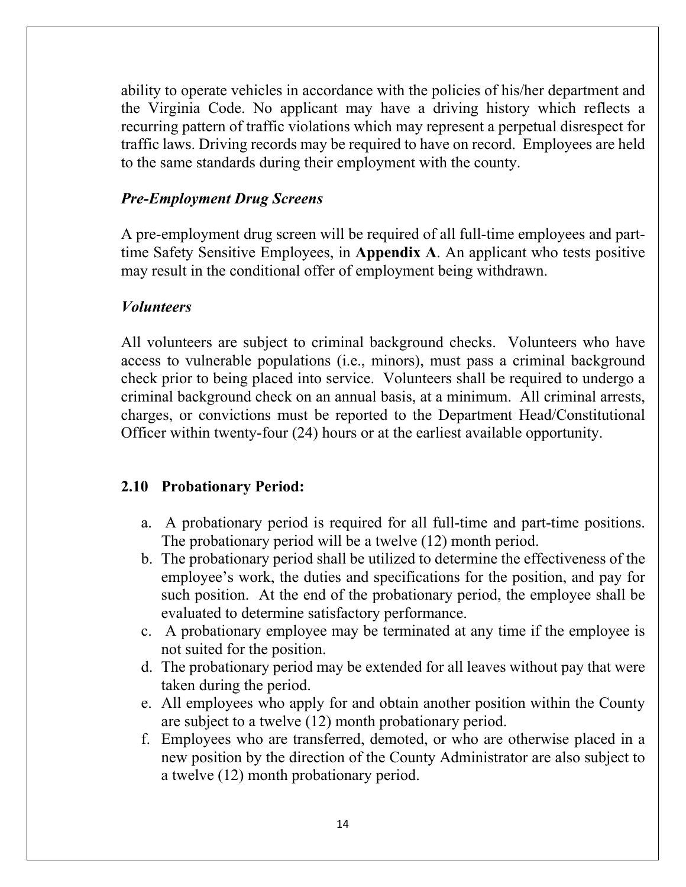ability to operate vehicles in accordance with the policies of his/her department and the Virginia Code. No applicant may have a driving history which reflects a recurring pattern of traffic violations which may represent a perpetual disrespect for traffic laws. Driving records may be required to have on record. Employees are held to the same standards during their employment with the county.

***Pre-Employment Drug Screens***

A pre-employment drug screen will be required of all full-time employees and part-time Safety Sensitive Employees, in **Appendix A**. An applicant who tests positive may result in the conditional offer of employment being withdrawn.

***Volunteers***

All volunteers are subject to criminal background checks. Volunteers who have access to vulnerable populations (i.e., minors), must pass a criminal background check prior to being placed into service. Volunteers shall be required to undergo a criminal background check on an annual basis, at a minimum. All criminal arrests, charges, or convictions must be reported to the Department Head/Constitutional Officer within twenty-four (24) hours or at the earliest available opportunity.

### 2.10 Probationary Period:

a. A probationary period is required for all full-time and part-time positions. The probationary period will be a twelve (12) month period.
b. The probationary period shall be utilized to determine the effectiveness of the employee's work, the duties and specifications for the position, and pay for such position. At the end of the probationary period, the employee shall be evaluated to determine satisfactory performance.
c. A probationary employee may be terminated at any time if the employee is not suited for the position.
d. The probationary period may be extended for all leaves without pay that were taken during the period.
e. All employees who apply for and obtain another position within the County are subject to a twelve (12) month probationary period.
f. Employees who are transferred, demoted, or who are otherwise placed in a new position by the direction of the County Administrator are also subject to a twelve (12) month probationary period.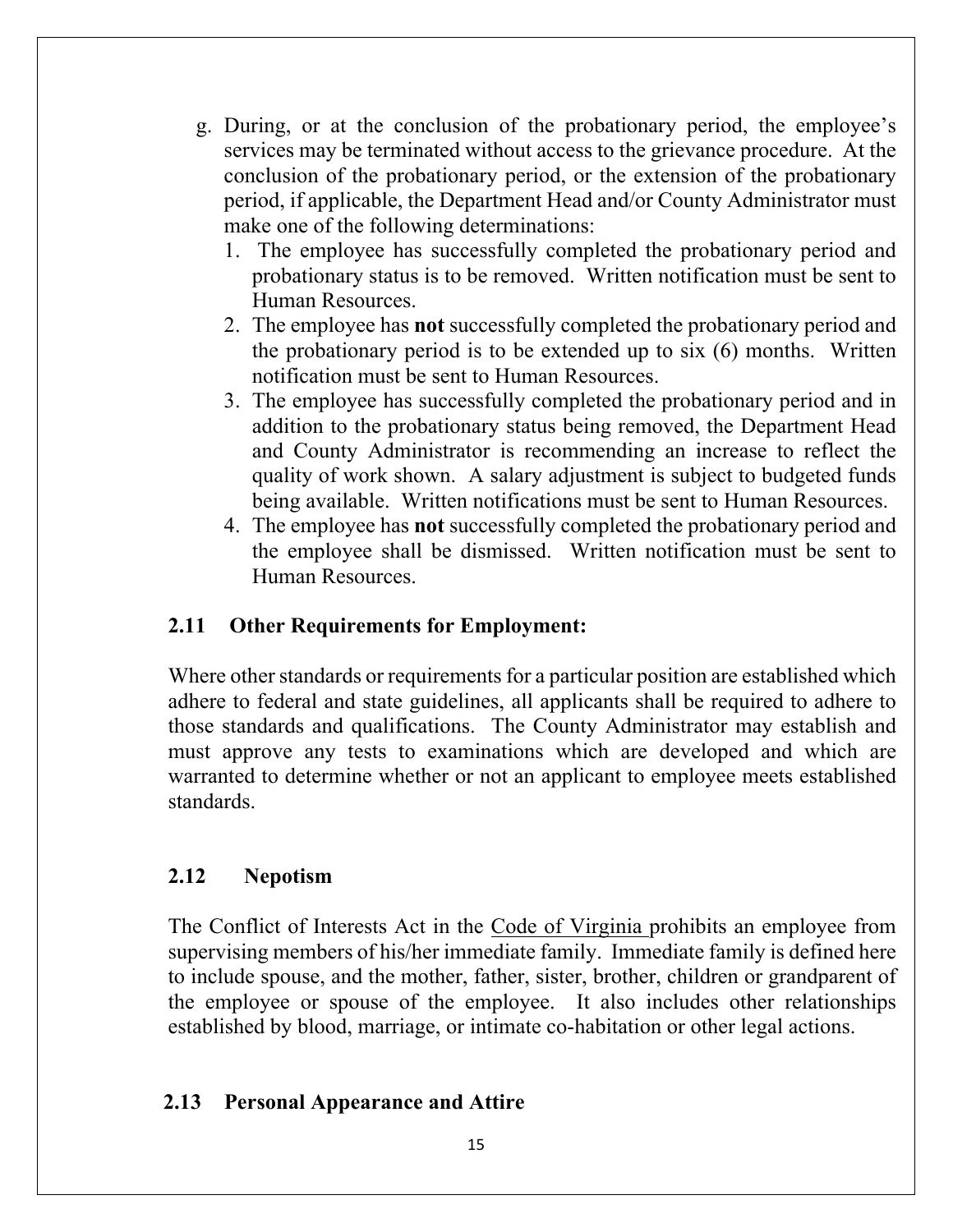g. During, or at the conclusion of the probationary period, the employee's services may be terminated without access to the grievance procedure. At the conclusion of the probationary period, or the extension of the probationary period, if applicable, the Department Head and/or County Administrator must make one of the following determinations:
   1. The employee has successfully completed the probationary period and probationary status is to be removed. Written notification must be sent to Human Resources.
   2. The employee has **not** successfully completed the probationary period and the probationary period is to be extended up to six (6) months. Written notification must be sent to Human Resources.
   3. The employee has successfully completed the probationary period and in addition to the probationary status being removed, the Department Head and County Administrator is recommending an increase to reflect the quality of work shown. A salary adjustment is subject to budgeted funds being available. Written notifications must be sent to Human Resources.
   4. The employee has **not** successfully completed the probationary period and the employee shall be dismissed. Written notification must be sent to Human Resources.

## 2.11 Other Requirements for Employment:

Where other standards or requirements for a particular position are established which adhere to federal and state guidelines, all applicants shall be required to adhere to those standards and qualifications. The County Administrator may establish and must approve any tests to examinations which are developed and which are warranted to determine whether or not an applicant to employee meets established standards.

## 2.12 Nepotism

The Conflict of Interests Act in the Code of Virginia prohibits an employee from supervising members of his/her immediate family. Immediate family is defined here to include spouse, and the mother, father, sister, brother, children or grandparent of the employee or spouse of the employee. It also includes other relationships established by blood, marriage, or intimate co-habitation or other legal actions.

## 2.13 Personal Appearance and Attire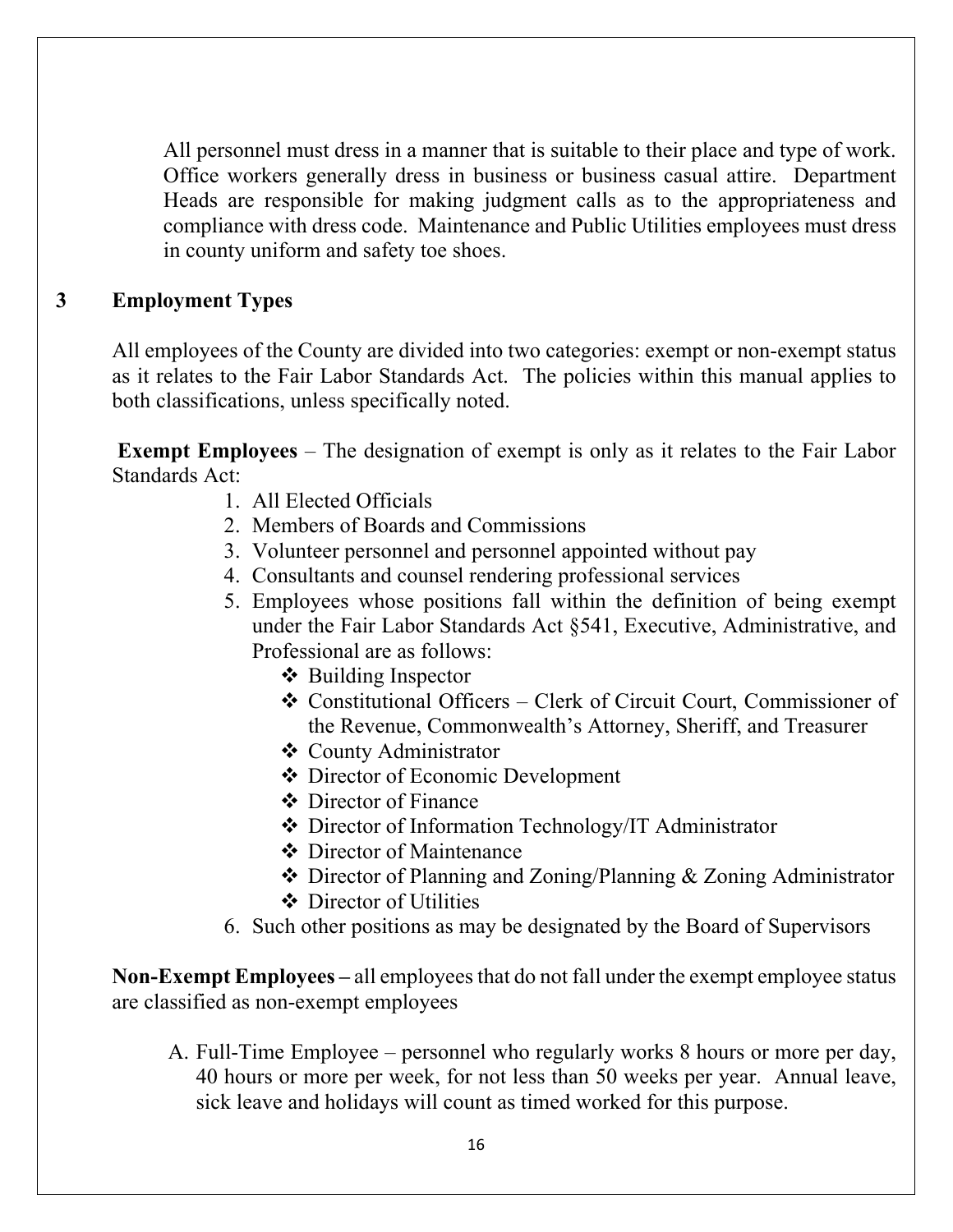All personnel must dress in a manner that is suitable to their place and type of work. Office workers generally dress in business or business casual attire. Department Heads are responsible for making judgment calls as to the appropriateness and compliance with dress code. Maintenance and Public Utilities employees must dress in county uniform and safety toe shoes.

## 3 Employment Types

All employees of the County are divided into two categories: exempt or non-exempt status as it relates to the Fair Labor Standards Act. The policies within this manual applies to both classifications, unless specifically noted.

**Exempt Employees** – The designation of exempt is only as it relates to the Fair Labor Standards Act:

1. All Elected Officials
2. Members of Boards and Commissions
3. Volunteer personnel and personnel appointed without pay
4. Consultants and counsel rendering professional services
5. Employees whose positions fall within the definition of being exempt under the Fair Labor Standards Act §541, Executive, Administrative, and Professional are as follows:
   - Building Inspector
   - Constitutional Officers – Clerk of Circuit Court, Commissioner of the Revenue, Commonwealth's Attorney, Sheriff, and Treasurer
   - County Administrator
   - Director of Economic Development
   - Director of Finance
   - Director of Information Technology/IT Administrator
   - Director of Maintenance
   - Director of Planning and Zoning/Planning & Zoning Administrator
   - Director of Utilities
6. Such other positions as may be designated by the Board of Supervisors

**Non-Exempt Employees –** all employees that do not fall under the exempt employee status are classified as non-exempt employees

A. Full-Time Employee – personnel who regularly works 8 hours or more per day, 40 hours or more per week, for not less than 50 weeks per year. Annual leave, sick leave and holidays will count as timed worked for this purpose.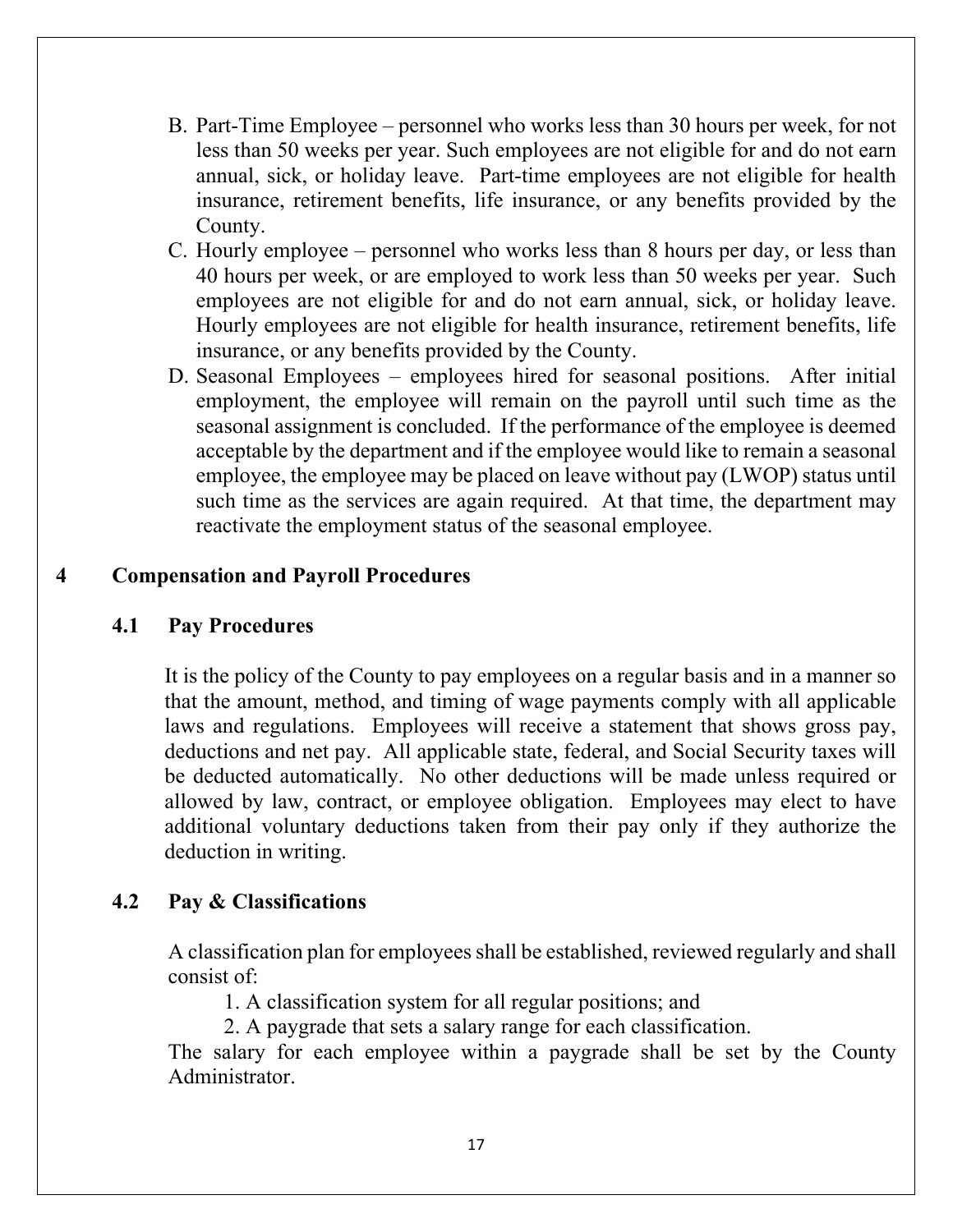B. Part-Time Employee – personnel who works less than 30 hours per week, for not less than 50 weeks per year. Such employees are not eligible for and do not earn annual, sick, or holiday leave. Part-time employees are not eligible for health insurance, retirement benefits, life insurance, or any benefits provided by the County.

C. Hourly employee – personnel who works less than 8 hours per day, or less than 40 hours per week, or are employed to work less than 50 weeks per year. Such employees are not eligible for and do not earn annual, sick, or holiday leave. Hourly employees are not eligible for health insurance, retirement benefits, life insurance, or any benefits provided by the County.

D. Seasonal Employees – employees hired for seasonal positions. After initial employment, the employee will remain on the payroll until such time as the seasonal assignment is concluded. If the performance of the employee is deemed acceptable by the department and if the employee would like to remain a seasonal employee, the employee may be placed on leave without pay (LWOP) status until such time as the services are again required. At that time, the department may reactivate the employment status of the seasonal employee.

# 4 Compensation and Payroll Procedures

## 4.1 Pay Procedures

It is the policy of the County to pay employees on a regular basis and in a manner so that the amount, method, and timing of wage payments comply with all applicable laws and regulations. Employees will receive a statement that shows gross pay, deductions and net pay. All applicable state, federal, and Social Security taxes will be deducted automatically. No other deductions will be made unless required or allowed by law, contract, or employee obligation. Employees may elect to have additional voluntary deductions taken from their pay only if they authorize the deduction in writing.

## 4.2 Pay & Classifications

A classification plan for employees shall be established, reviewed regularly and shall consist of:

1. A classification system for all regular positions; and
2. A paygrade that sets a salary range for each classification.

The salary for each employee within a paygrade shall be set by the County Administrator.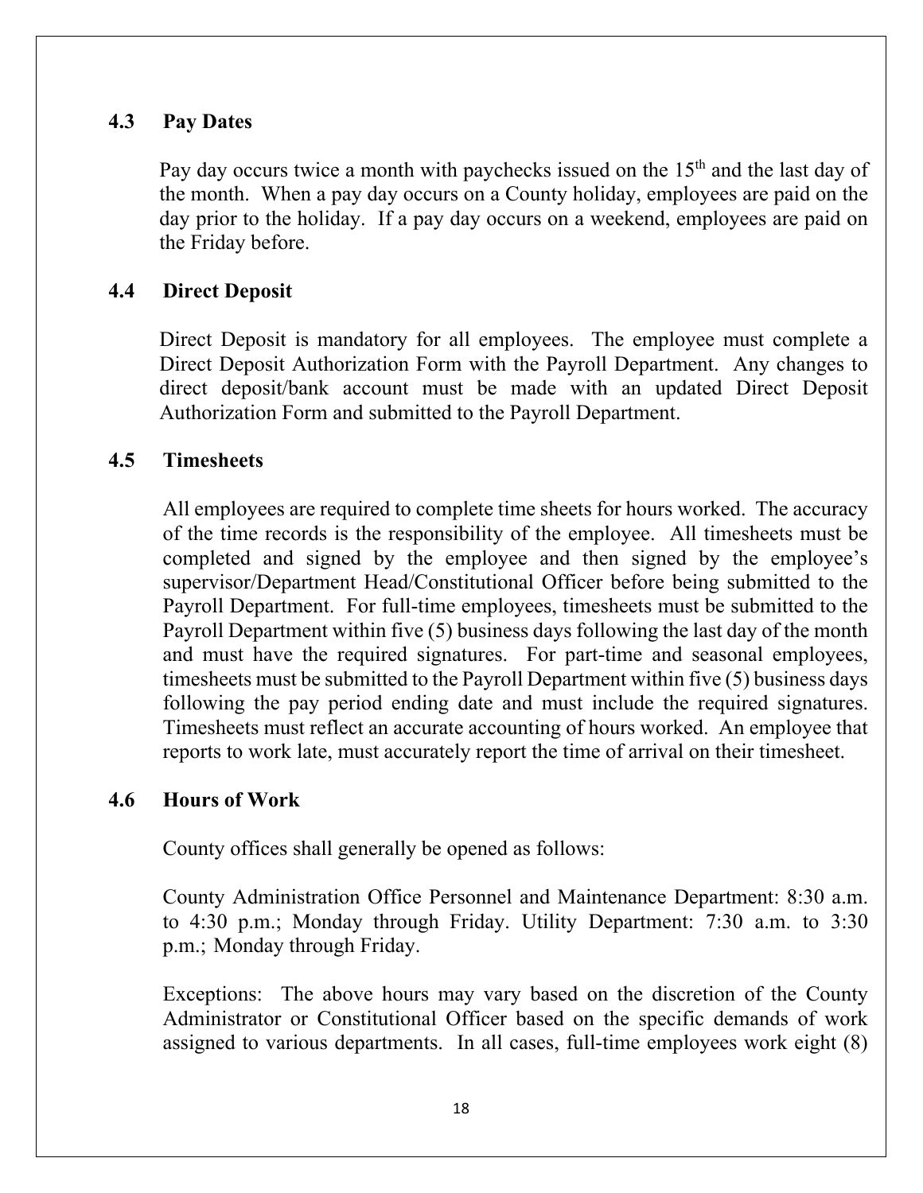### 4.3 Pay Dates

Pay day occurs twice a month with paychecks issued on the 15th and the last day of the month. When a pay day occurs on a County holiday, employees are paid on the day prior to the holiday. If a pay day occurs on a weekend, employees are paid on the Friday before.

### 4.4 Direct Deposit

Direct Deposit is mandatory for all employees. The employee must complete a Direct Deposit Authorization Form with the Payroll Department. Any changes to direct deposit/bank account must be made with an updated Direct Deposit Authorization Form and submitted to the Payroll Department.

### 4.5 Timesheets

All employees are required to complete time sheets for hours worked. The accuracy of the time records is the responsibility of the employee. All timesheets must be completed and signed by the employee and then signed by the employee's supervisor/Department Head/Constitutional Officer before being submitted to the Payroll Department. For full-time employees, timesheets must be submitted to the Payroll Department within five (5) business days following the last day of the month and must have the required signatures. For part-time and seasonal employees, timesheets must be submitted to the Payroll Department within five (5) business days following the pay period ending date and must include the required signatures. Timesheets must reflect an accurate accounting of hours worked. An employee that reports to work late, must accurately report the time of arrival on their timesheet.

### 4.6 Hours of Work

County offices shall generally be opened as follows:

County Administration Office Personnel and Maintenance Department: 8:30 a.m. to 4:30 p.m.; Monday through Friday. Utility Department: 7:30 a.m. to 3:30 p.m.; Monday through Friday.

Exceptions: The above hours may vary based on the discretion of the County Administrator or Constitutional Officer based on the specific demands of work assigned to various departments. In all cases, full-time employees work eight (8)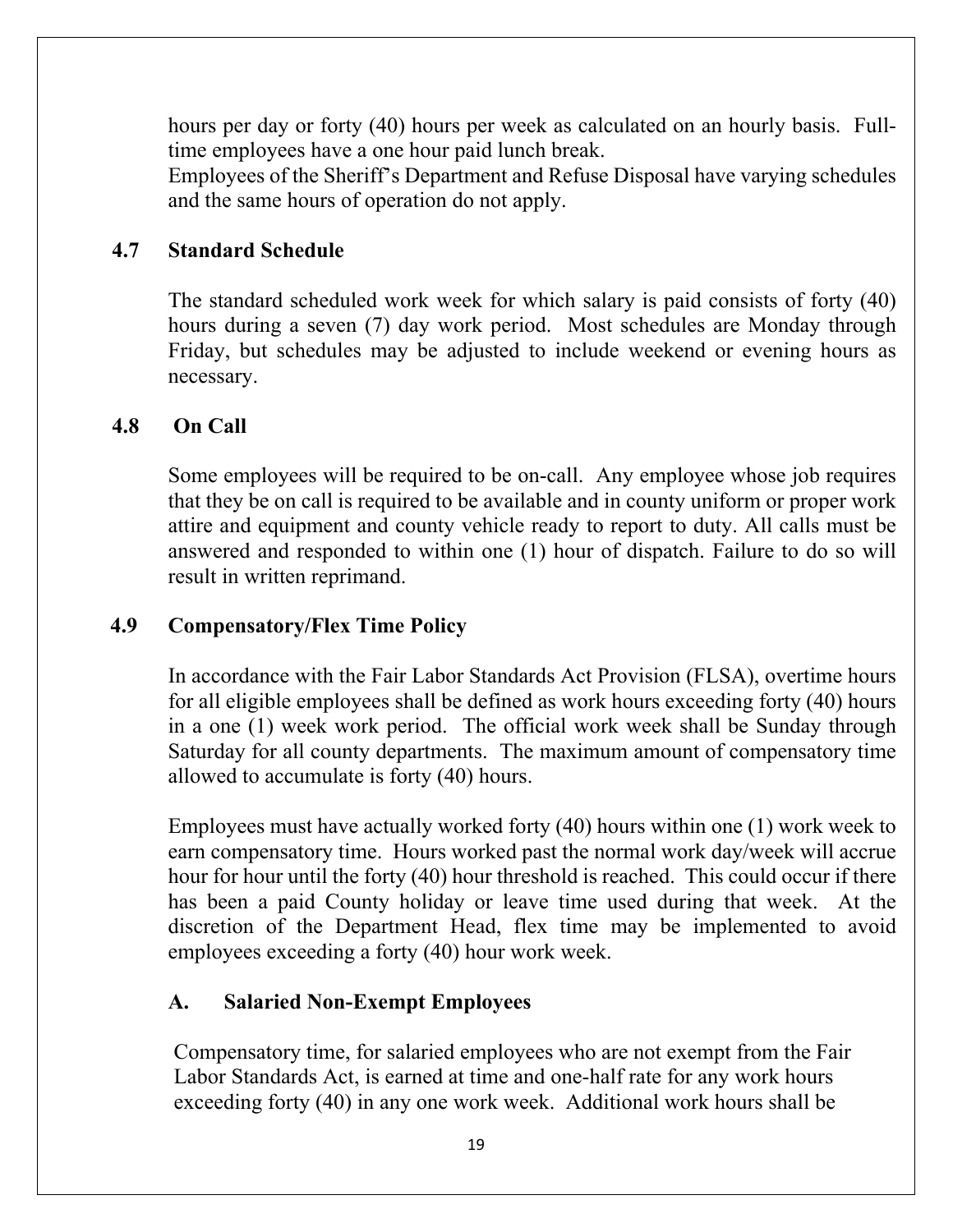hours per day or forty (40) hours per week as calculated on an hourly basis. Full-time employees have a one hour paid lunch break.
Employees of the Sheriff's Department and Refuse Disposal have varying schedules and the same hours of operation do not apply.

### 4.7 Standard Schedule

The standard scheduled work week for which salary is paid consists of forty (40) hours during a seven (7) day work period. Most schedules are Monday through Friday, but schedules may be adjusted to include weekend or evening hours as necessary.

### 4.8 On Call

Some employees will be required to be on-call. Any employee whose job requires that they be on call is required to be available and in county uniform or proper work attire and equipment and county vehicle ready to report to duty. All calls must be answered and responded to within one (1) hour of dispatch. Failure to do so will result in written reprimand.

### 4.9 Compensatory/Flex Time Policy

In accordance with the Fair Labor Standards Act Provision (FLSA), overtime hours for all eligible employees shall be defined as work hours exceeding forty (40) hours in a one (1) week work period. The official work week shall be Sunday through Saturday for all county departments. The maximum amount of compensatory time allowed to accumulate is forty (40) hours.

Employees must have actually worked forty (40) hours within one (1) work week to earn compensatory time. Hours worked past the normal work day/week will accrue hour for hour until the forty (40) hour threshold is reached. This could occur if there has been a paid County holiday or leave time used during that week. At the discretion of the Department Head, flex time may be implemented to avoid employees exceeding a forty (40) hour work week.

#### A. Salaried Non-Exempt Employees

Compensatory time, for salaried employees who are not exempt from the Fair Labor Standards Act, is earned at time and one-half rate for any work hours exceeding forty (40) in any one work week. Additional work hours shall be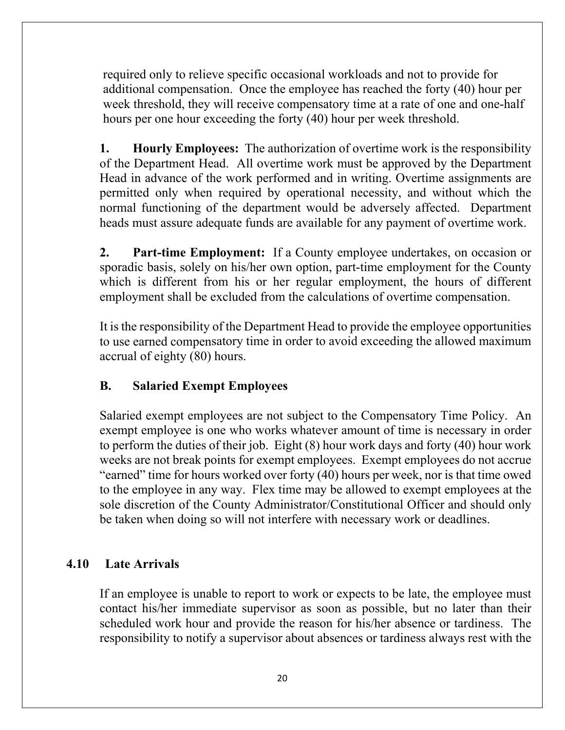required only to relieve specific occasional workloads and not to provide for additional compensation. Once the employee has reached the forty (40) hour per week threshold, they will receive compensatory time at a rate of one and one-half hours per one hour exceeding the forty (40) hour per week threshold.

**1. Hourly Employees:** The authorization of overtime work is the responsibility of the Department Head. All overtime work must be approved by the Department Head in advance of the work performed and in writing. Overtime assignments are permitted only when required by operational necessity, and without which the normal functioning of the department would be adversely affected. Department heads must assure adequate funds are available for any payment of overtime work.

**2. Part-time Employment:** If a County employee undertakes, on occasion or sporadic basis, solely on his/her own option, part-time employment for the County which is different from his or her regular employment, the hours of different employment shall be excluded from the calculations of overtime compensation.

It is the responsibility of the Department Head to provide the employee opportunities to use earned compensatory time in order to avoid exceeding the allowed maximum accrual of eighty (80) hours.

### B. Salaried Exempt Employees

Salaried exempt employees are not subject to the Compensatory Time Policy. An exempt employee is one who works whatever amount of time is necessary in order to perform the duties of their job. Eight (8) hour work days and forty (40) hour work weeks are not break points for exempt employees. Exempt employees do not accrue "earned" time for hours worked over forty (40) hours per week, nor is that time owed to the employee in any way. Flex time may be allowed to exempt employees at the sole discretion of the County Administrator/Constitutional Officer and should only be taken when doing so will not interfere with necessary work or deadlines.

## 4.10 Late Arrivals

If an employee is unable to report to work or expects to be late, the employee must contact his/her immediate supervisor as soon as possible, but no later than their scheduled work hour and provide the reason for his/her absence or tardiness. The responsibility to notify a supervisor about absences or tardiness always rest with the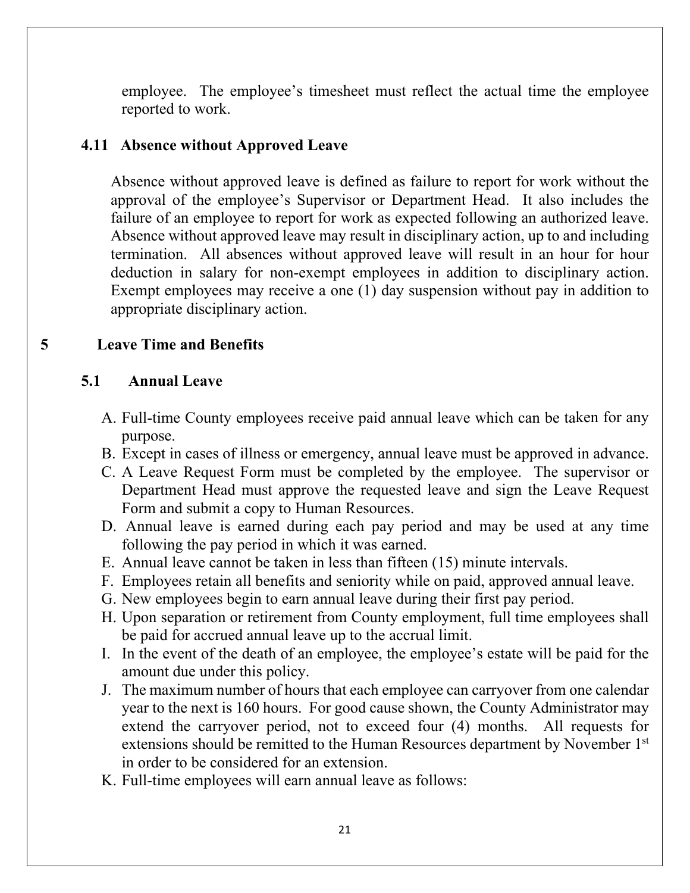employee. The employee's timesheet must reflect the actual time the employee reported to work.

### 4.11 Absence without Approved Leave

Absence without approved leave is defined as failure to report for work without the approval of the employee's Supervisor or Department Head. It also includes the failure of an employee to report for work as expected following an authorized leave. Absence without approved leave may result in disciplinary action, up to and including termination. All absences without approved leave will result in an hour for hour deduction in salary for non-exempt employees in addition to disciplinary action. Exempt employees may receive a one (1) day suspension without pay in addition to appropriate disciplinary action.

## 5 Leave Time and Benefits

### 5.1 Annual Leave

A. Full-time County employees receive paid annual leave which can be taken for any purpose.
B. Except in cases of illness or emergency, annual leave must be approved in advance.
C. A Leave Request Form must be completed by the employee. The supervisor or Department Head must approve the requested leave and sign the Leave Request Form and submit a copy to Human Resources.
D. Annual leave is earned during each pay period and may be used at any time following the pay period in which it was earned.
E. Annual leave cannot be taken in less than fifteen (15) minute intervals.
F. Employees retain all benefits and seniority while on paid, approved annual leave.
G. New employees begin to earn annual leave during their first pay period.
H. Upon separation or retirement from County employment, full time employees shall be paid for accrued annual leave up to the accrual limit.
I. In the event of the death of an employee, the employee's estate will be paid for the amount due under this policy.
J. The maximum number of hours that each employee can carryover from one calendar year to the next is 160 hours. For good cause shown, the County Administrator may extend the carryover period, not to exceed four (4) months. All requests for extensions should be remitted to the Human Resources department by November 1st in order to be considered for an extension.
K. Full-time employees will earn annual leave as follows: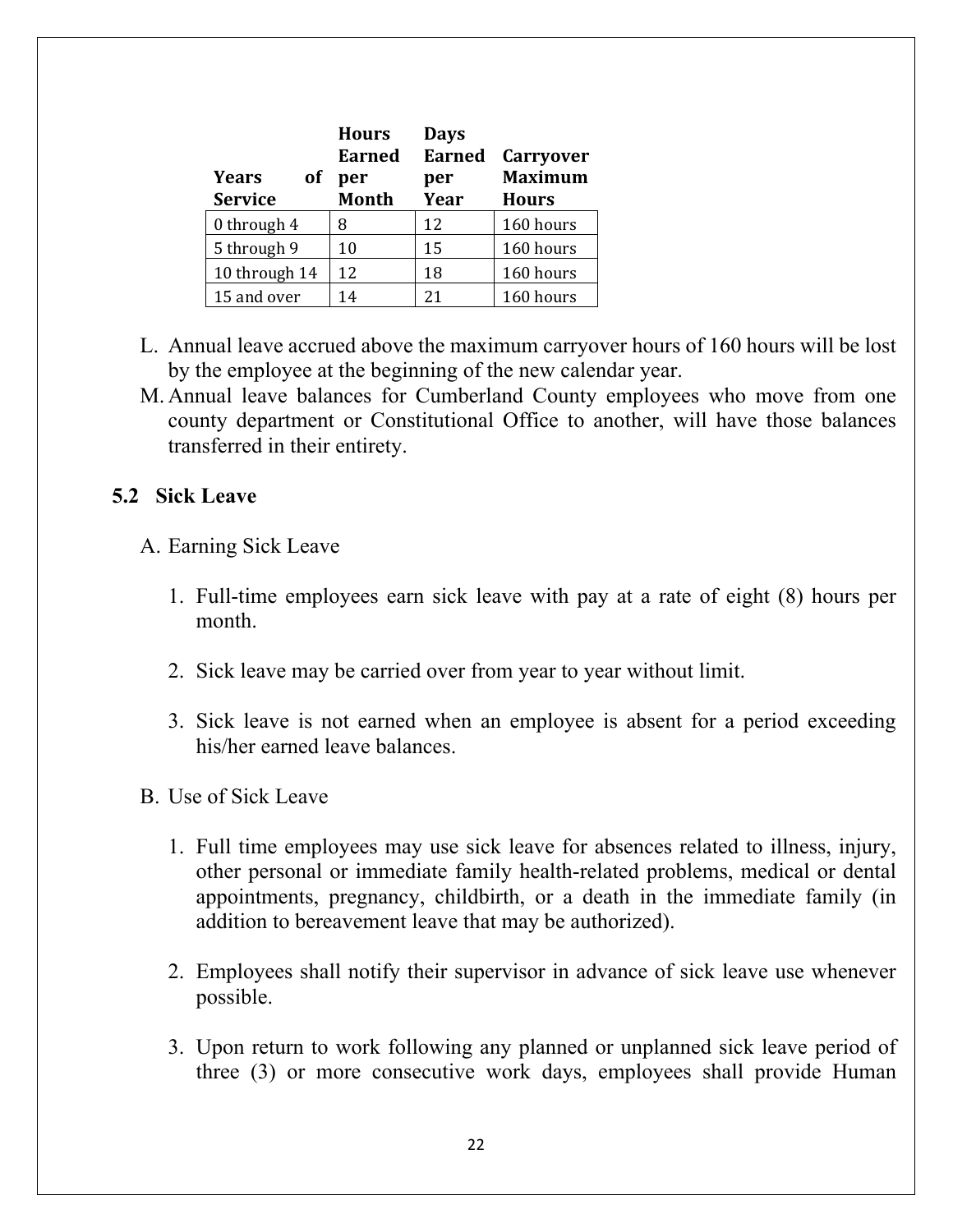| Years of Service | Hours Earned per Month | Days Earned per Year | Carryover Maximum Hours |
|---|---|---|---|
| 0 through 4 | 8 | 12 | 160 hours |
| 5 through 9 | 10 | 15 | 160 hours |
| 10 through 14 | 12 | 18 | 160 hours |
| 15 and over | 14 | 21 | 160 hours |

L. Annual leave accrued above the maximum carryover hours of 160 hours will be lost by the employee at the beginning of the new calendar year.

M. Annual leave balances for Cumberland County employees who move from one county department or Constitutional Office to another, will have those balances transferred in their entirety.

## 5.2 Sick Leave

A. Earning Sick Leave

1. Full-time employees earn sick leave with pay at a rate of eight (8) hours per month.

2. Sick leave may be carried over from year to year without limit.

3. Sick leave is not earned when an employee is absent for a period exceeding his/her earned leave balances.

B. Use of Sick Leave

1. Full time employees may use sick leave for absences related to illness, injury, other personal or immediate family health-related problems, medical or dental appointments, pregnancy, childbirth, or a death in the immediate family (in addition to bereavement leave that may be authorized).

2. Employees shall notify their supervisor in advance of sick leave use whenever possible.

3. Upon return to work following any planned or unplanned sick leave period of three (3) or more consecutive work days, employees shall provide Human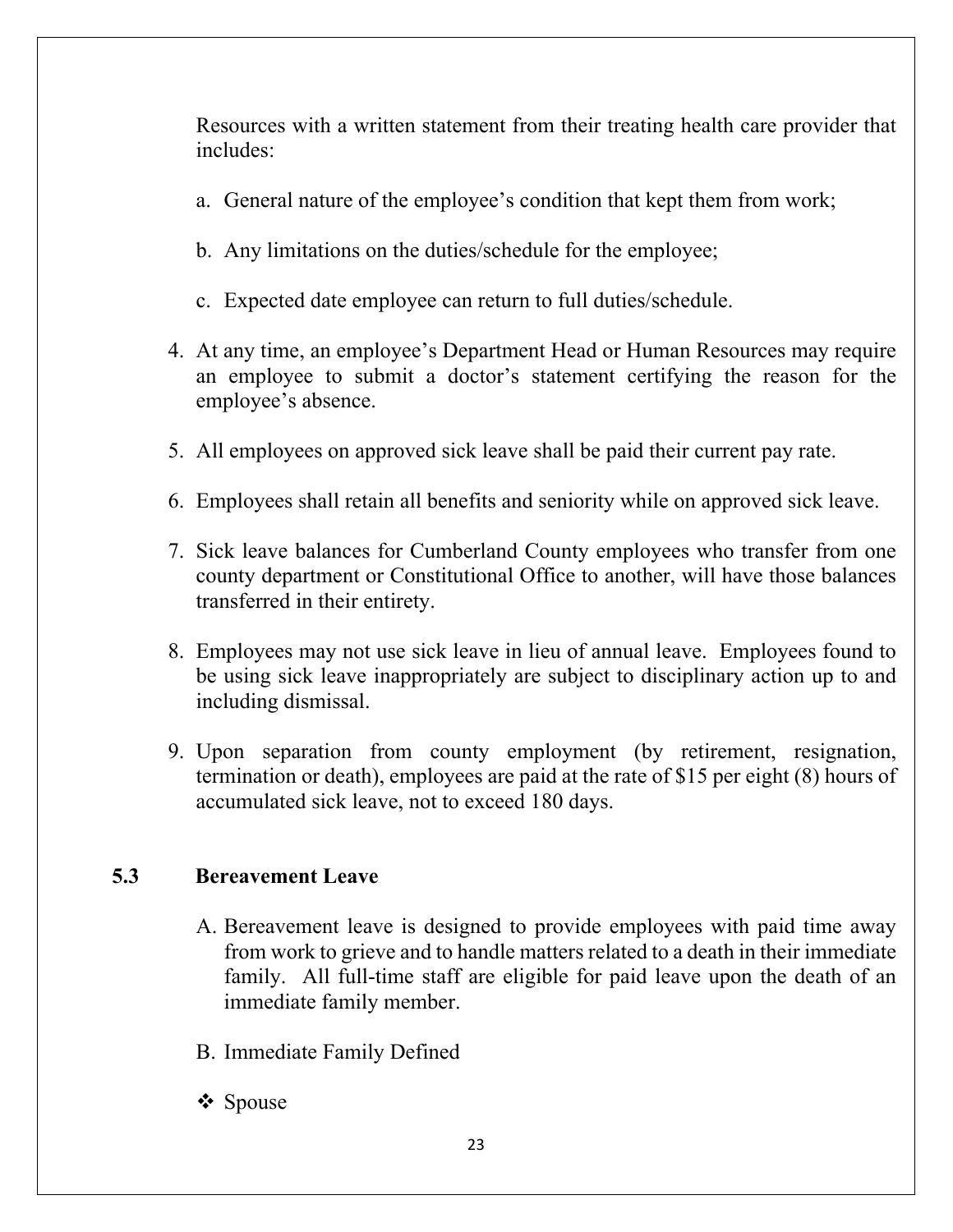Resources with a written statement from their treating health care provider that includes:

a. General nature of the employee's condition that kept them from work;

b. Any limitations on the duties/schedule for the employee;

c. Expected date employee can return to full duties/schedule.

4. At any time, an employee's Department Head or Human Resources may require an employee to submit a doctor's statement certifying the reason for the employee's absence.

5. All employees on approved sick leave shall be paid their current pay rate.

6. Employees shall retain all benefits and seniority while on approved sick leave.

7. Sick leave balances for Cumberland County employees who transfer from one county department or Constitutional Office to another, will have those balances transferred in their entirety.

8. Employees may not use sick leave in lieu of annual leave. Employees found to be using sick leave inappropriately are subject to disciplinary action up to and including dismissal.

9. Upon separation from county employment (by retirement, resignation, termination or death), employees are paid at the rate of $15 per eight (8) hours of accumulated sick leave, not to exceed 180 days.

## 5.3 Bereavement Leave

A. Bereavement leave is designed to provide employees with paid time away from work to grieve and to handle matters related to a death in their immediate family. All full-time staff are eligible for paid leave upon the death of an immediate family member.

B. Immediate Family Defined

- Spouse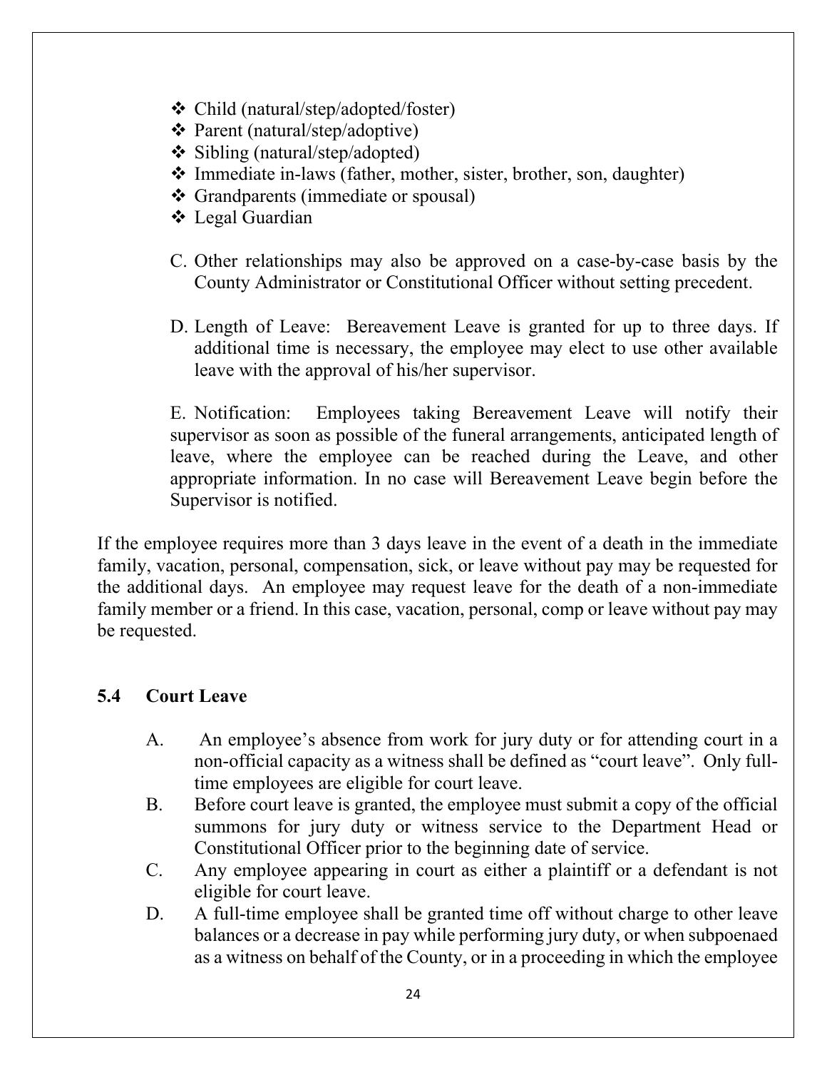- ❖ Child (natural/step/adopted/foster)
- ❖ Parent (natural/step/adoptive)
- ❖ Sibling (natural/step/adopted)
- ❖ Immediate in-laws (father, mother, sister, brother, son, daughter)
- ❖ Grandparents (immediate or spousal)
- ❖ Legal Guardian

C. Other relationships may also be approved on a case-by-case basis by the County Administrator or Constitutional Officer without setting precedent.

D. Length of Leave: Bereavement Leave is granted for up to three days. If additional time is necessary, the employee may elect to use other available leave with the approval of his/her supervisor.

E. Notification: Employees taking Bereavement Leave will notify their supervisor as soon as possible of the funeral arrangements, anticipated length of leave, where the employee can be reached during the Leave, and other appropriate information. In no case will Bereavement Leave begin before the Supervisor is notified.

If the employee requires more than 3 days leave in the event of a death in the immediate family, vacation, personal, compensation, sick, or leave without pay may be requested for the additional days. An employee may request leave for the death of a non-immediate family member or a friend. In this case, vacation, personal, comp or leave without pay may be requested.

## 5.4 Court Leave

A. An employee's absence from work for jury duty or for attending court in a non-official capacity as a witness shall be defined as "court leave". Only full-time employees are eligible for court leave.

B. Before court leave is granted, the employee must submit a copy of the official summons for jury duty or witness service to the Department Head or Constitutional Officer prior to the beginning date of service.

C. Any employee appearing in court as either a plaintiff or a defendant is not eligible for court leave.

D. A full-time employee shall be granted time off without charge to other leave balances or a decrease in pay while performing jury duty, or when subpoenaed as a witness on behalf of the County, or in a proceeding in which the employee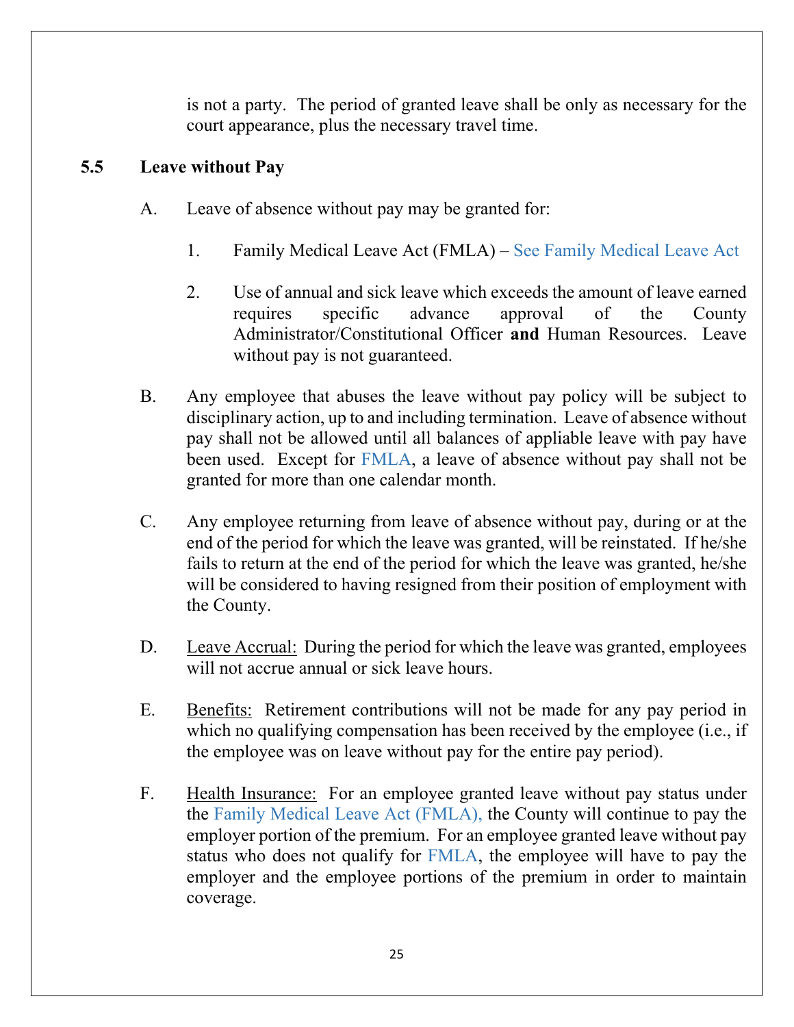is not a party. The period of granted leave shall be only as necessary for the court appearance, plus the necessary travel time.

## 5.5 Leave without Pay

A. Leave of absence without pay may be granted for:

1. Family Medical Leave Act (FMLA) – See Family Medical Leave Act

2. Use of annual and sick leave which exceeds the amount of leave earned requires specific advance approval of the County Administrator/Constitutional Officer **and** Human Resources. Leave without pay is not guaranteed.

B. Any employee that abuses the leave without pay policy will be subject to disciplinary action, up to and including termination. Leave of absence without pay shall not be allowed until all balances of appliable leave with pay have been used. Except for FMLA, a leave of absence without pay shall not be granted for more than one calendar month.

C. Any employee returning from leave of absence without pay, during or at the end of the period for which the leave was granted, will be reinstated. If he/she fails to return at the end of the period for which the leave was granted, he/she will be considered to having resigned from their position of employment with the County.

D. Leave Accrual: During the period for which the leave was granted, employees will not accrue annual or sick leave hours.

E. Benefits: Retirement contributions will not be made for any pay period in which no qualifying compensation has been received by the employee (i.e., if the employee was on leave without pay for the entire pay period).

F. Health Insurance: For an employee granted leave without pay status under the Family Medical Leave Act (FMLA), the County will continue to pay the employer portion of the premium. For an employee granted leave without pay status who does not qualify for FMLA, the employee will have to pay the employer and the employee portions of the premium in order to maintain coverage.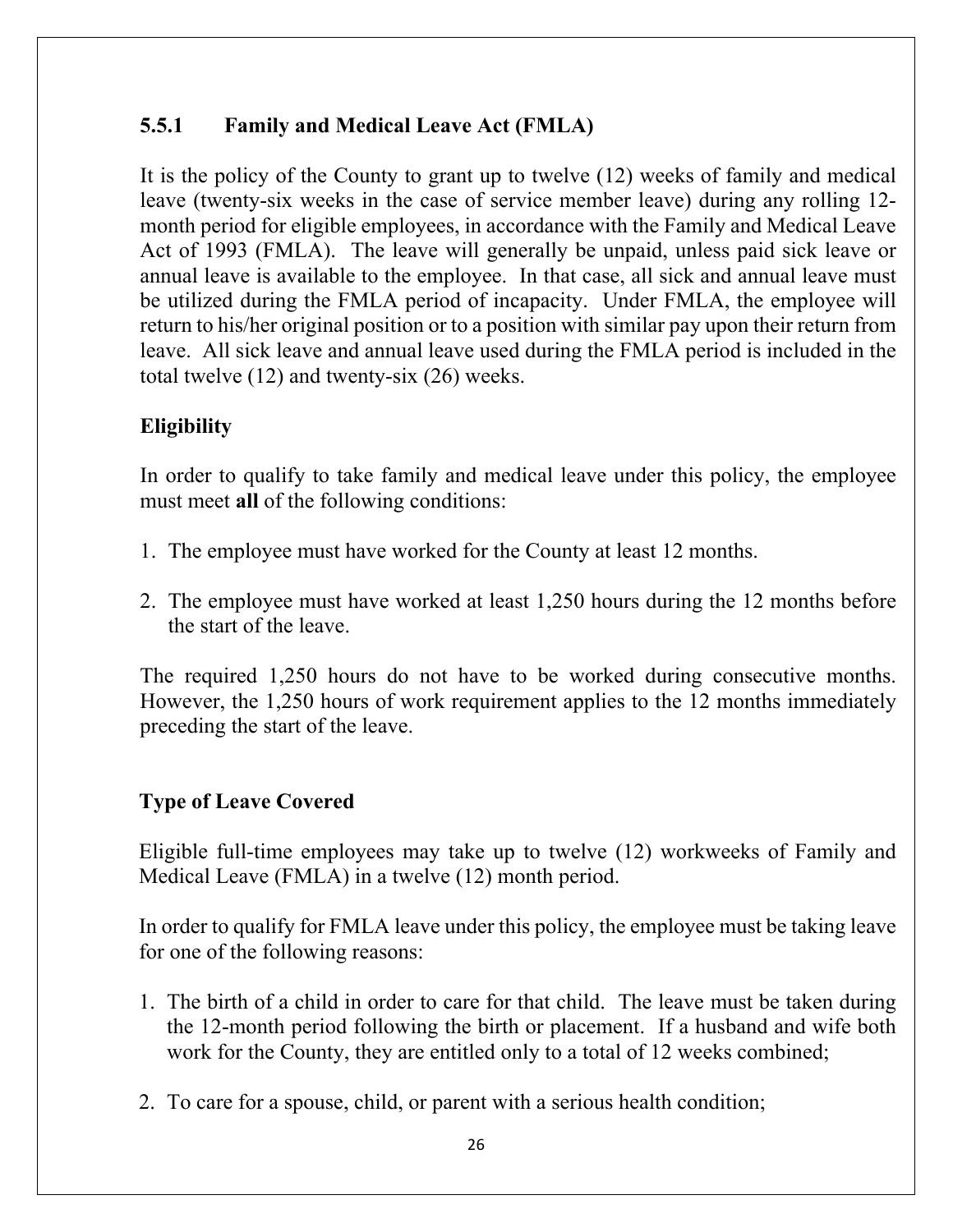### 5.5.1 Family and Medical Leave Act (FMLA)

It is the policy of the County to grant up to twelve (12) weeks of family and medical leave (twenty-six weeks in the case of service member leave) during any rolling 12-month period for eligible employees, in accordance with the Family and Medical Leave Act of 1993 (FMLA). The leave will generally be unpaid, unless paid sick leave or annual leave is available to the employee. In that case, all sick and annual leave must be utilized during the FMLA period of incapacity. Under FMLA, the employee will return to his/her original position or to a position with similar pay upon their return from leave. All sick leave and annual leave used during the FMLA period is included in the total twelve (12) and twenty-six (26) weeks.

**Eligibility**

In order to qualify to take family and medical leave under this policy, the employee must meet **all** of the following conditions:

1. The employee must have worked for the County at least 12 months.
2. The employee must have worked at least 1,250 hours during the 12 months before the start of the leave.

The required 1,250 hours do not have to be worked during consecutive months. However, the 1,250 hours of work requirement applies to the 12 months immediately preceding the start of the leave.

**Type of Leave Covered**

Eligible full-time employees may take up to twelve (12) workweeks of Family and Medical Leave (FMLA) in a twelve (12) month period.

In order to qualify for FMLA leave under this policy, the employee must be taking leave for one of the following reasons:

1. The birth of a child in order to care for that child. The leave must be taken during the 12-month period following the birth or placement. If a husband and wife both work for the County, they are entitled only to a total of 12 weeks combined;
2. To care for a spouse, child, or parent with a serious health condition;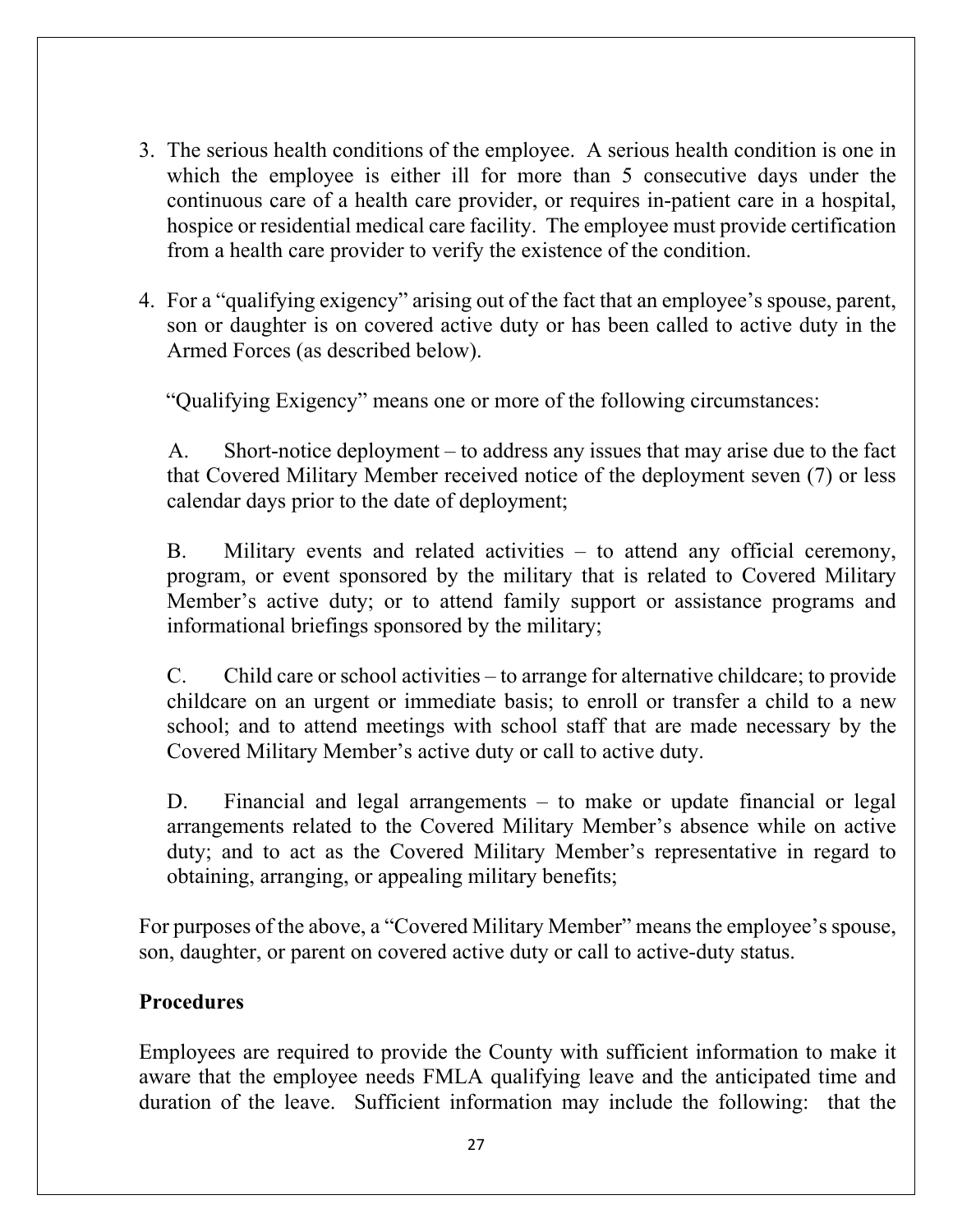3. The serious health conditions of the employee. A serious health condition is one in which the employee is either ill for more than 5 consecutive days under the continuous care of a health care provider, or requires in-patient care in a hospital, hospice or residential medical care facility. The employee must provide certification from a health care provider to verify the existence of the condition.

4. For a "qualifying exigency" arising out of the fact that an employee's spouse, parent, son or daughter is on covered active duty or has been called to active duty in the Armed Forces (as described below).

   "Qualifying Exigency" means one or more of the following circumstances:

   A. Short-notice deployment – to address any issues that may arise due to the fact that Covered Military Member received notice of the deployment seven (7) or less calendar days prior to the date of deployment;

   B. Military events and related activities – to attend any official ceremony, program, or event sponsored by the military that is related to Covered Military Member's active duty; or to attend family support or assistance programs and informational briefings sponsored by the military;

   C. Child care or school activities – to arrange for alternative childcare; to provide childcare on an urgent or immediate basis; to enroll or transfer a child to a new school; and to attend meetings with school staff that are made necessary by the Covered Military Member's active duty or call to active duty.

   D. Financial and legal arrangements – to make or update financial or legal arrangements related to the Covered Military Member's absence while on active duty; and to act as the Covered Military Member's representative in regard to obtaining, arranging, or appealing military benefits;

For purposes of the above, a "Covered Military Member" means the employee's spouse, son, daughter, or parent on covered active duty or call to active-duty status.

**Procedures**

Employees are required to provide the County with sufficient information to make it aware that the employee needs FMLA qualifying leave and the anticipated time and duration of the leave. Sufficient information may include the following: that the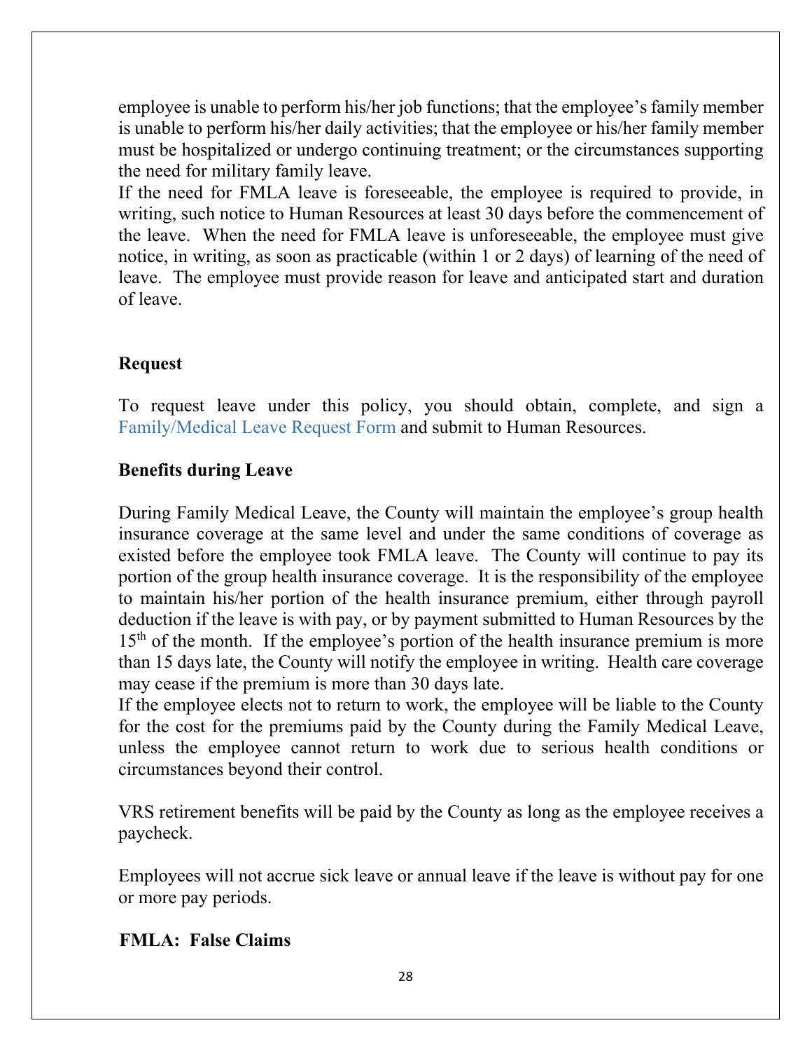employee is unable to perform his/her job functions; that the employee's family member is unable to perform his/her daily activities; that the employee or his/her family member must be hospitalized or undergo continuing treatment; or the circumstances supporting the need for military family leave.

If the need for FMLA leave is foreseeable, the employee is required to provide, in writing, such notice to Human Resources at least 30 days before the commencement of the leave. When the need for FMLA leave is unforeseeable, the employee must give notice, in writing, as soon as practicable (within 1 or 2 days) of learning of the need of leave. The employee must provide reason for leave and anticipated start and duration of leave.

**Request**

To request leave under this policy, you should obtain, complete, and sign a Family/Medical Leave Request Form and submit to Human Resources.

**Benefits during Leave**

During Family Medical Leave, the County will maintain the employee's group health insurance coverage at the same level and under the same conditions of coverage as existed before the employee took FMLA leave. The County will continue to pay its portion of the group health insurance coverage. It is the responsibility of the employee to maintain his/her portion of the health insurance premium, either through payroll deduction if the leave is with pay, or by payment submitted to Human Resources by the 15th of the month. If the employee's portion of the health insurance premium is more than 15 days late, the County will notify the employee in writing. Health care coverage may cease if the premium is more than 30 days late.

If the employee elects not to return to work, the employee will be liable to the County for the cost for the premiums paid by the County during the Family Medical Leave, unless the employee cannot return to work due to serious health conditions or circumstances beyond their control.

VRS retirement benefits will be paid by the County as long as the employee receives a paycheck.

Employees will not accrue sick leave or annual leave if the leave is without pay for one or more pay periods.

**FMLA: False Claims**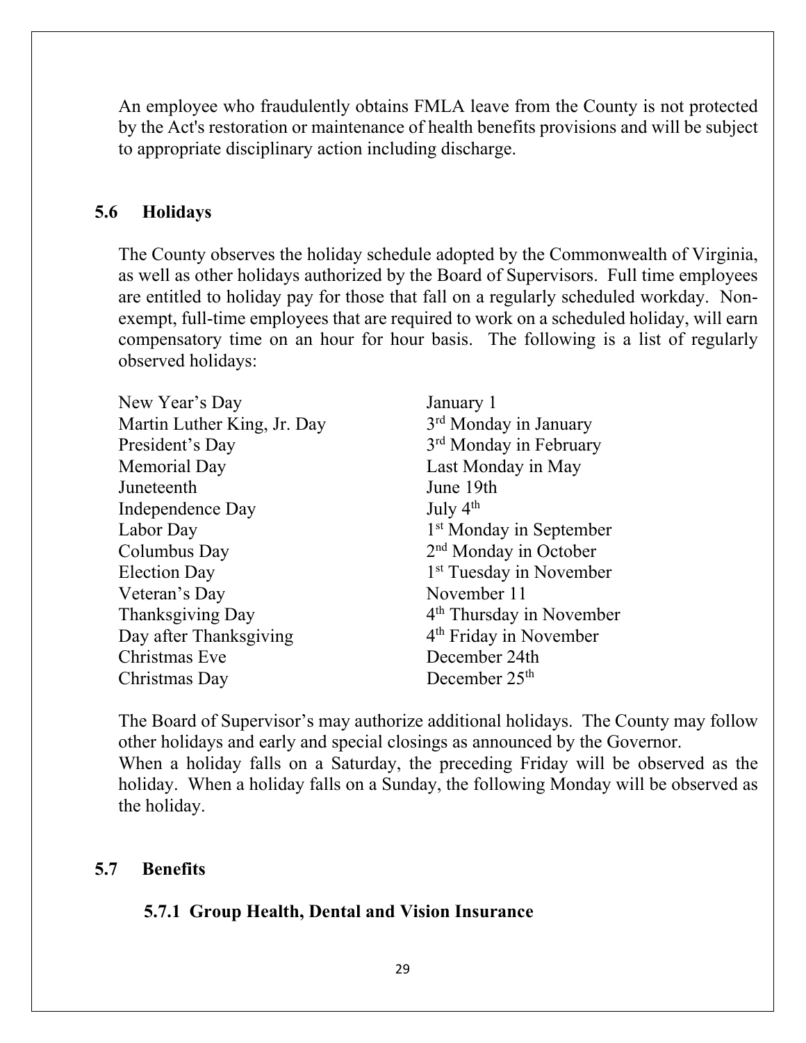An employee who fraudulently obtains FMLA leave from the County is not protected by the Act's restoration or maintenance of health benefits provisions and will be subject to appropriate disciplinary action including discharge.

## 5.6 Holidays

The County observes the holiday schedule adopted by the Commonwealth of Virginia, as well as other holidays authorized by the Board of Supervisors. Full time employees are entitled to holiday pay for those that fall on a regularly scheduled workday. Non-exempt, full-time employees that are required to work on a scheduled holiday, will earn compensatory time on an hour for hour basis. The following is a list of regularly observed holidays:

| | |
|---|---|
| New Year's Day | January 1 |
| Martin Luther King, Jr. Day | 3rd Monday in January |
| President's Day | 3rd Monday in February |
| Memorial Day | Last Monday in May |
| Juneteenth | June 19th |
| Independence Day | July 4th |
| Labor Day | 1st Monday in September |
| Columbus Day | 2nd Monday in October |
| Election Day | 1st Tuesday in November |
| Veteran's Day | November 11 |
| Thanksgiving Day | 4th Thursday in November |
| Day after Thanksgiving | 4th Friday in November |
| Christmas Eve | December 24th |
| Christmas Day | December 25th |

The Board of Supervisor's may authorize additional holidays. The County may follow other holidays and early and special closings as announced by the Governor.
When a holiday falls on a Saturday, the preceding Friday will be observed as the holiday. When a holiday falls on a Sunday, the following Monday will be observed as the holiday.

## 5.7 Benefits

### 5.7.1 Group Health, Dental and Vision Insurance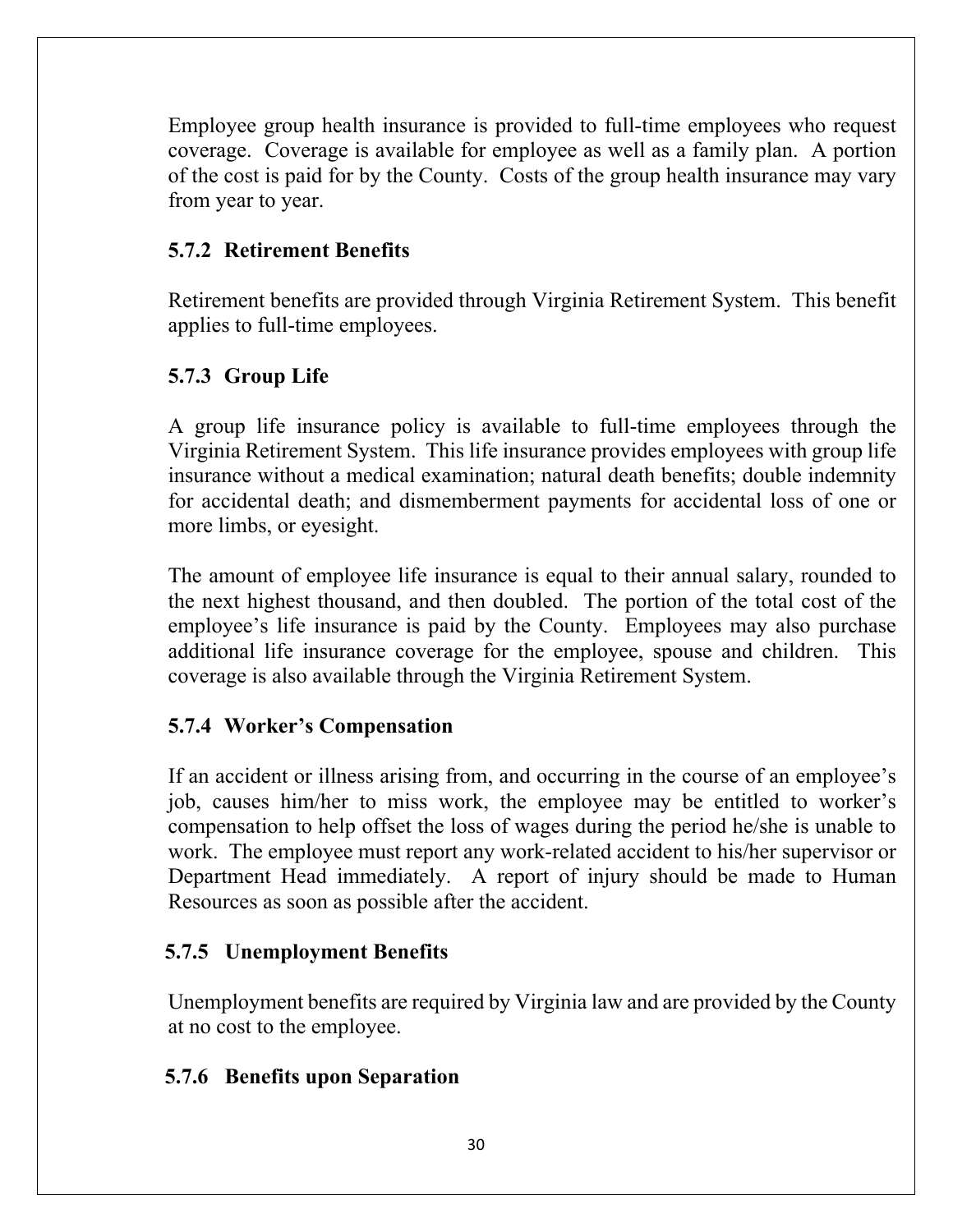Employee group health insurance is provided to full-time employees who request coverage. Coverage is available for employee as well as a family plan. A portion of the cost is paid for by the County. Costs of the group health insurance may vary from year to year.

### 5.7.2 Retirement Benefits

Retirement benefits are provided through Virginia Retirement System. This benefit applies to full-time employees.

### 5.7.3 Group Life

A group life insurance policy is available to full-time employees through the Virginia Retirement System. This life insurance provides employees with group life insurance without a medical examination; natural death benefits; double indemnity for accidental death; and dismemberment payments for accidental loss of one or more limbs, or eyesight.

The amount of employee life insurance is equal to their annual salary, rounded to the next highest thousand, and then doubled. The portion of the total cost of the employee's life insurance is paid by the County. Employees may also purchase additional life insurance coverage for the employee, spouse and children. This coverage is also available through the Virginia Retirement System.

### 5.7.4 Worker's Compensation

If an accident or illness arising from, and occurring in the course of an employee's job, causes him/her to miss work, the employee may be entitled to worker's compensation to help offset the loss of wages during the period he/she is unable to work. The employee must report any work-related accident to his/her supervisor or Department Head immediately. A report of injury should be made to Human Resources as soon as possible after the accident.

### 5.7.5 Unemployment Benefits

Unemployment benefits are required by Virginia law and are provided by the County at no cost to the employee.

### 5.7.6 Benefits upon Separation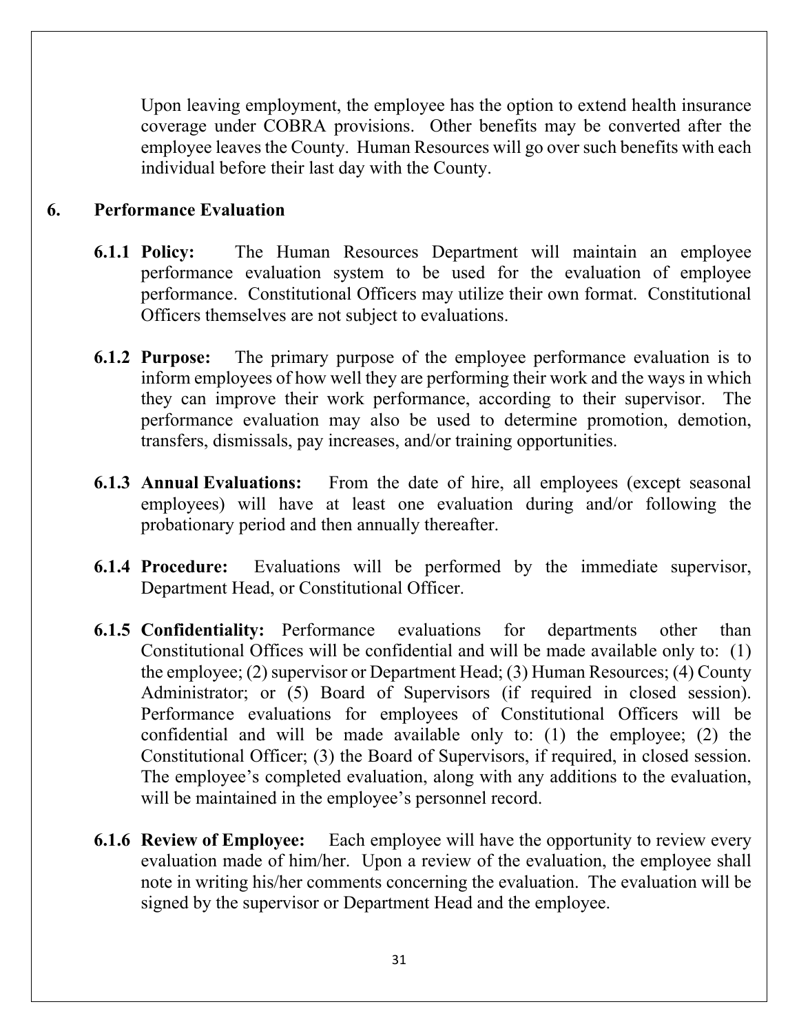Upon leaving employment, the employee has the option to extend health insurance coverage under COBRA provisions. Other benefits may be converted after the employee leaves the County. Human Resources will go over such benefits with each individual before their last day with the County.

## 6. Performance Evaluation

**6.1.1 Policy:** The Human Resources Department will maintain an employee performance evaluation system to be used for the evaluation of employee performance. Constitutional Officers may utilize their own format. Constitutional Officers themselves are not subject to evaluations.

**6.1.2 Purpose:** The primary purpose of the employee performance evaluation is to inform employees of how well they are performing their work and the ways in which they can improve their work performance, according to their supervisor. The performance evaluation may also be used to determine promotion, demotion, transfers, dismissals, pay increases, and/or training opportunities.

**6.1.3 Annual Evaluations:** From the date of hire, all employees (except seasonal employees) will have at least one evaluation during and/or following the probationary period and then annually thereafter.

**6.1.4 Procedure:** Evaluations will be performed by the immediate supervisor, Department Head, or Constitutional Officer.

**6.1.5 Confidentiality:** Performance evaluations for departments other than Constitutional Offices will be confidential and will be made available only to: (1) the employee; (2) supervisor or Department Head; (3) Human Resources; (4) County Administrator; or (5) Board of Supervisors (if required in closed session). Performance evaluations for employees of Constitutional Officers will be confidential and will be made available only to: (1) the employee; (2) the Constitutional Officer; (3) the Board of Supervisors, if required, in closed session. The employee's completed evaluation, along with any additions to the evaluation, will be maintained in the employee's personnel record.

**6.1.6 Review of Employee:** Each employee will have the opportunity to review every evaluation made of him/her. Upon a review of the evaluation, the employee shall note in writing his/her comments concerning the evaluation. The evaluation will be signed by the supervisor or Department Head and the employee.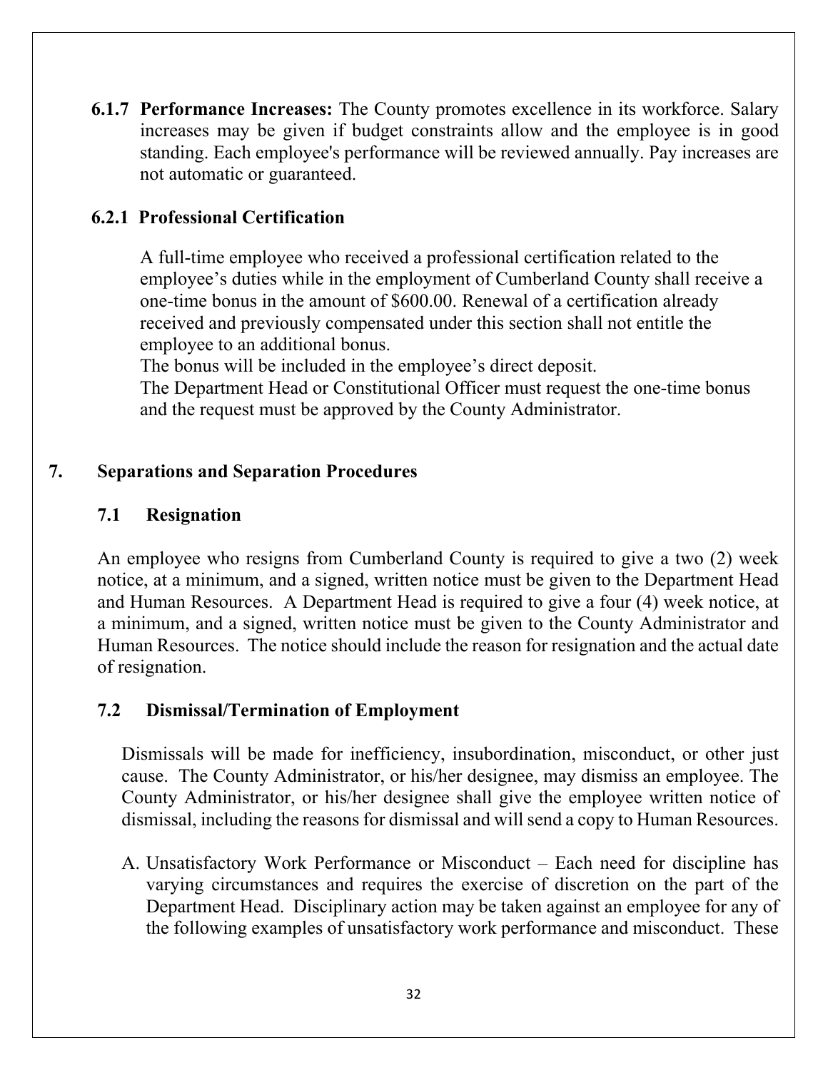**6.1.7 Performance Increases:** The County promotes excellence in its workforce. Salary increases may be given if budget constraints allow and the employee is in good standing. Each employee's performance will be reviewed annually. Pay increases are not automatic or guaranteed.

**6.2.1 Professional Certification**

A full-time employee who received a professional certification related to the employee's duties while in the employment of Cumberland County shall receive a one-time bonus in the amount of $600.00. Renewal of a certification already received and previously compensated under this section shall not entitle the employee to an additional bonus.

The bonus will be included in the employee's direct deposit.

The Department Head or Constitutional Officer must request the one-time bonus and the request must be approved by the County Administrator.

## 7. Separations and Separation Procedures

### 7.1 Resignation

An employee who resigns from Cumberland County is required to give a two (2) week notice, at a minimum, and a signed, written notice must be given to the Department Head and Human Resources. A Department Head is required to give a four (4) week notice, at a minimum, and a signed, written notice must be given to the County Administrator and Human Resources. The notice should include the reason for resignation and the actual date of resignation.

### 7.2 Dismissal/Termination of Employment

Dismissals will be made for inefficiency, insubordination, misconduct, or other just cause. The County Administrator, or his/her designee, may dismiss an employee. The County Administrator, or his/her designee shall give the employee written notice of dismissal, including the reasons for dismissal and will send a copy to Human Resources.

A. Unsatisfactory Work Performance or Misconduct – Each need for discipline has varying circumstances and requires the exercise of discretion on the part of the Department Head. Disciplinary action may be taken against an employee for any of the following examples of unsatisfactory work performance and misconduct. These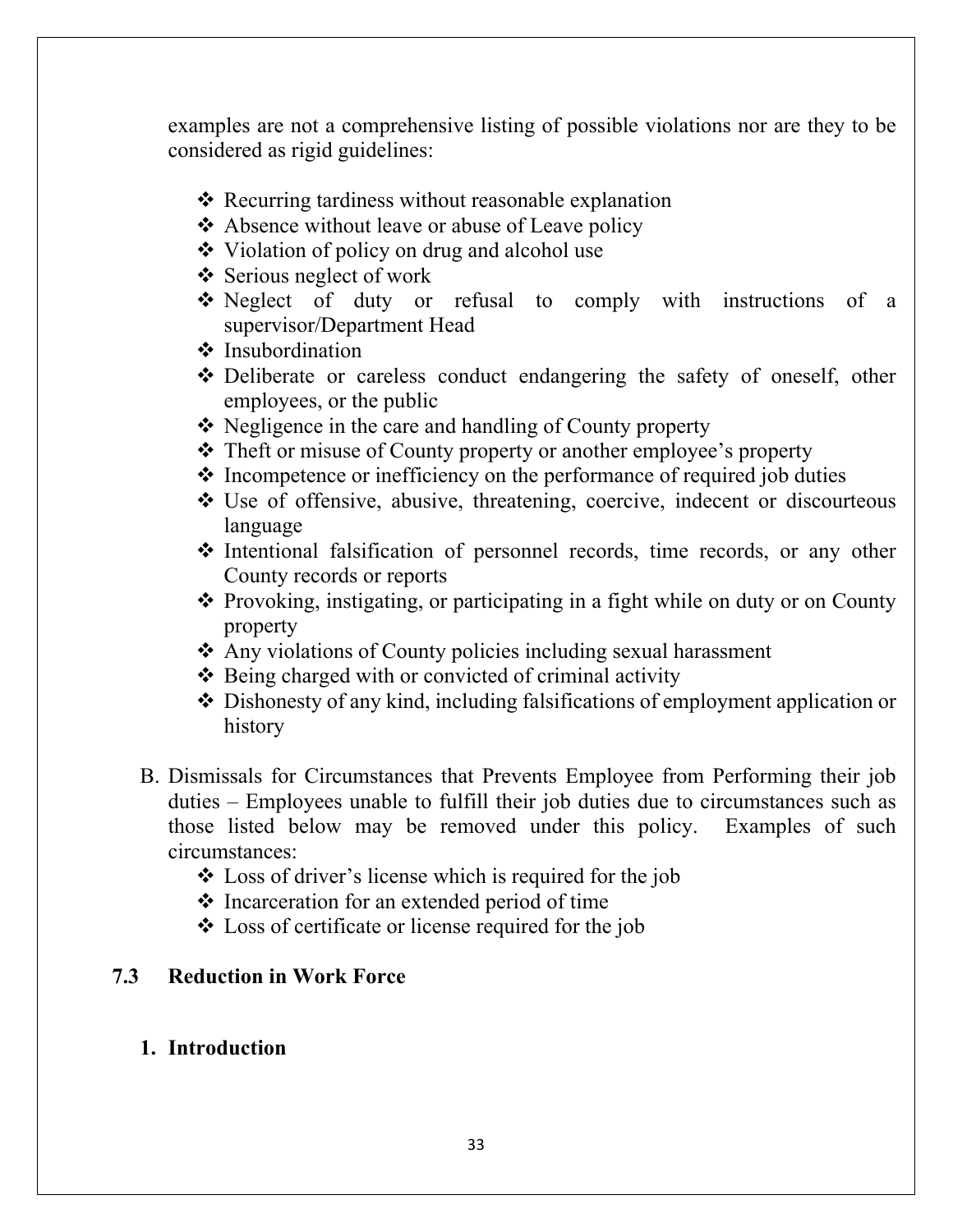examples are not a comprehensive listing of possible violations nor are they to be considered as rigid guidelines:

- Recurring tardiness without reasonable explanation
- Absence without leave or abuse of Leave policy
- Violation of policy on drug and alcohol use
- Serious neglect of work
- Neglect of duty or refusal to comply with instructions of a supervisor/Department Head
- Insubordination
- Deliberate or careless conduct endangering the safety of oneself, other employees, or the public
- Negligence in the care and handling of County property
- Theft or misuse of County property or another employee's property
- Incompetence or inefficiency on the performance of required job duties
- Use of offensive, abusive, threatening, coercive, indecent or discourteous language
- Intentional falsification of personnel records, time records, or any other County records or reports
- Provoking, instigating, or participating in a fight while on duty or on County property
- Any violations of County policies including sexual harassment
- Being charged with or convicted of criminal activity
- Dishonesty of any kind, including falsifications of employment application or history

B. Dismissals for Circumstances that Prevents Employee from Performing their job duties – Employees unable to fulfill their job duties due to circumstances such as those listed below may be removed under this policy. Examples of such circumstances:

- Loss of driver's license which is required for the job
- Incarceration for an extended period of time
- Loss of certificate or license required for the job

## 7.3 Reduction in Work Force

### 1. Introduction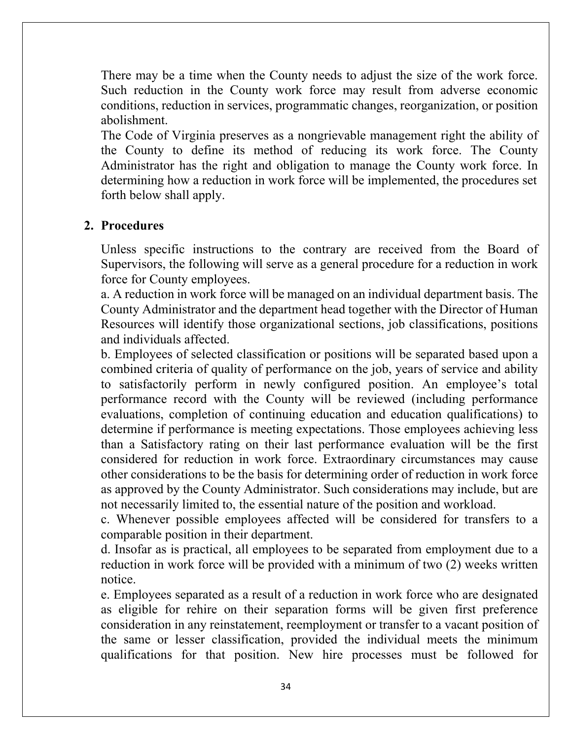There may be a time when the County needs to adjust the size of the work force. Such reduction in the County work force may result from adverse economic conditions, reduction in services, programmatic changes, reorganization, or position abolishment.

The Code of Virginia preserves as a nongrievable management right the ability of the County to define its method of reducing its work force. The County Administrator has the right and obligation to manage the County work force. In determining how a reduction in work force will be implemented, the procedures set forth below shall apply.

## 2. Procedures

Unless specific instructions to the contrary are received from the Board of Supervisors, the following will serve as a general procedure for a reduction in work force for County employees.

a. A reduction in work force will be managed on an individual department basis. The County Administrator and the department head together with the Director of Human Resources will identify those organizational sections, job classifications, positions and individuals affected.

b. Employees of selected classification or positions will be separated based upon a combined criteria of quality of performance on the job, years of service and ability to satisfactorily perform in newly configured position. An employee's total performance record with the County will be reviewed (including performance evaluations, completion of continuing education and education qualifications) to determine if performance is meeting expectations. Those employees achieving less than a Satisfactory rating on their last performance evaluation will be the first considered for reduction in work force. Extraordinary circumstances may cause other considerations to be the basis for determining order of reduction in work force as approved by the County Administrator. Such considerations may include, but are not necessarily limited to, the essential nature of the position and workload.

c. Whenever possible employees affected will be considered for transfers to a comparable position in their department.

d. Insofar as is practical, all employees to be separated from employment due to a reduction in work force will be provided with a minimum of two (2) weeks written notice.

e. Employees separated as a result of a reduction in work force who are designated as eligible for rehire on their separation forms will be given first preference consideration in any reinstatement, reemployment or transfer to a vacant position of the same or lesser classification, provided the individual meets the minimum qualifications for that position. New hire processes must be followed for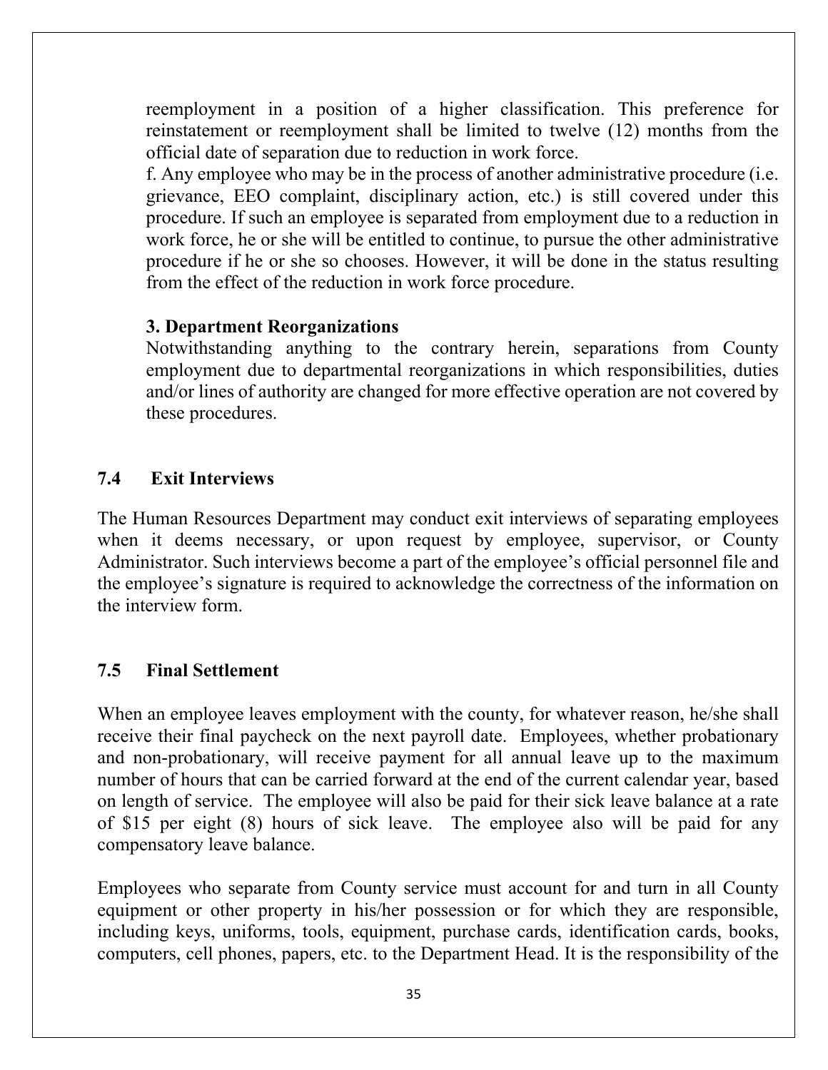reemployment in a position of a higher classification. This preference for reinstatement or reemployment shall be limited to twelve (12) months from the official date of separation due to reduction in work force.

f. Any employee who may be in the process of another administrative procedure (i.e. grievance, EEO complaint, disciplinary action, etc.) is still covered under this procedure. If such an employee is separated from employment due to a reduction in work force, he or she will be entitled to continue, to pursue the other administrative procedure if he or she so chooses. However, it will be done in the status resulting from the effect of the reduction in work force procedure.

**3. Department Reorganizations**

Notwithstanding anything to the contrary herein, separations from County employment due to departmental reorganizations in which responsibilities, duties and/or lines of authority are changed for more effective operation are not covered by these procedures.

## 7.4 Exit Interviews

The Human Resources Department may conduct exit interviews of separating employees when it deems necessary, or upon request by employee, supervisor, or County Administrator. Such interviews become a part of the employee's official personnel file and the employee's signature is required to acknowledge the correctness of the information on the interview form.

## 7.5 Final Settlement

When an employee leaves employment with the county, for whatever reason, he/she shall receive their final paycheck on the next payroll date. Employees, whether probationary and non-probationary, will receive payment for all annual leave up to the maximum number of hours that can be carried forward at the end of the current calendar year, based on length of service. The employee will also be paid for their sick leave balance at a rate of $15 per eight (8) hours of sick leave. The employee also will be paid for any compensatory leave balance.

Employees who separate from County service must account for and turn in all County equipment or other property in his/her possession or for which they are responsible, including keys, uniforms, tools, equipment, purchase cards, identification cards, books, computers, cell phones, papers, etc. to the Department Head. It is the responsibility of the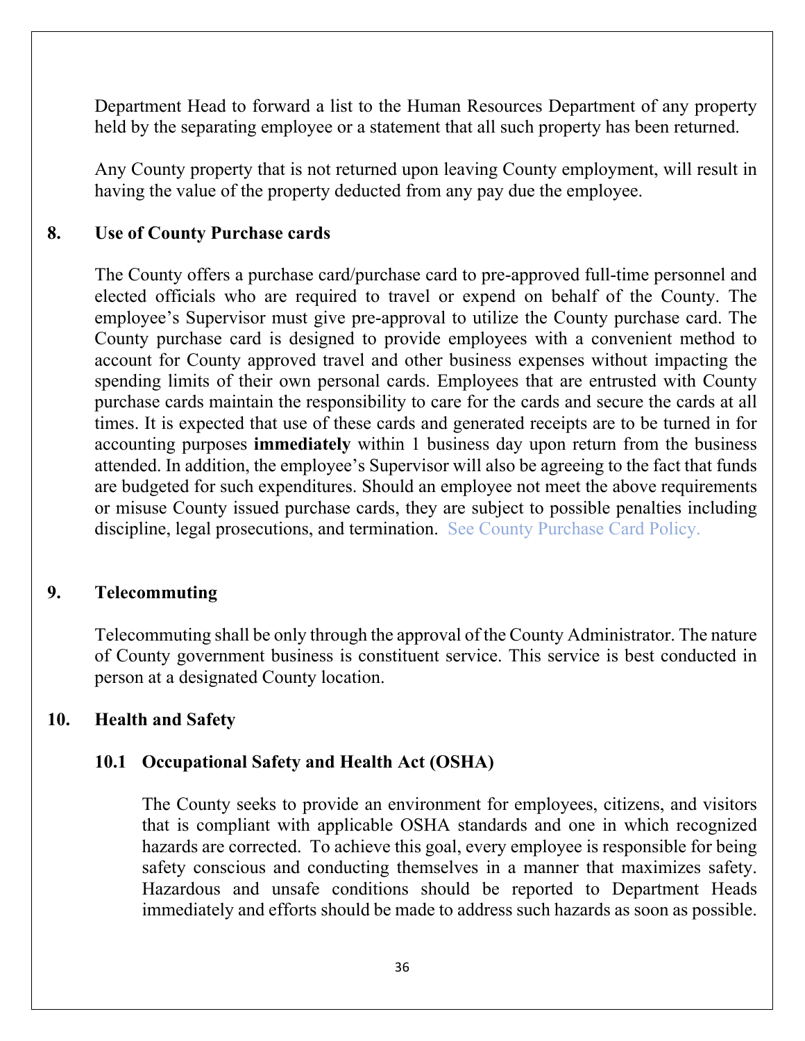Department Head to forward a list to the Human Resources Department of any property held by the separating employee or a statement that all such property has been returned.

Any County property that is not returned upon leaving County employment, will result in having the value of the property deducted from any pay due the employee.

## 8. Use of County Purchase cards

The County offers a purchase card/purchase card to pre-approved full-time personnel and elected officials who are required to travel or expend on behalf of the County. The employee's Supervisor must give pre-approval to utilize the County purchase card. The County purchase card is designed to provide employees with a convenient method to account for County approved travel and other business expenses without impacting the spending limits of their own personal cards. Employees that are entrusted with County purchase cards maintain the responsibility to care for the cards and secure the cards at all times. It is expected that use of these cards and generated receipts are to be turned in for accounting purposes **immediately** within 1 business day upon return from the business attended. In addition, the employee's Supervisor will also be agreeing to the fact that funds are budgeted for such expenditures. Should an employee not meet the above requirements or misuse County issued purchase cards, they are subject to possible penalties including discipline, legal prosecutions, and termination. See County Purchase Card Policy.

## 9. Telecommuting

Telecommuting shall be only through the approval of the County Administrator. The nature of County government business is constituent service. This service is best conducted in person at a designated County location.

## 10. Health and Safety

### 10.1 Occupational Safety and Health Act (OSHA)

The County seeks to provide an environment for employees, citizens, and visitors that is compliant with applicable OSHA standards and one in which recognized hazards are corrected. To achieve this goal, every employee is responsible for being safety conscious and conducting themselves in a manner that maximizes safety. Hazardous and unsafe conditions should be reported to Department Heads immediately and efforts should be made to address such hazards as soon as possible.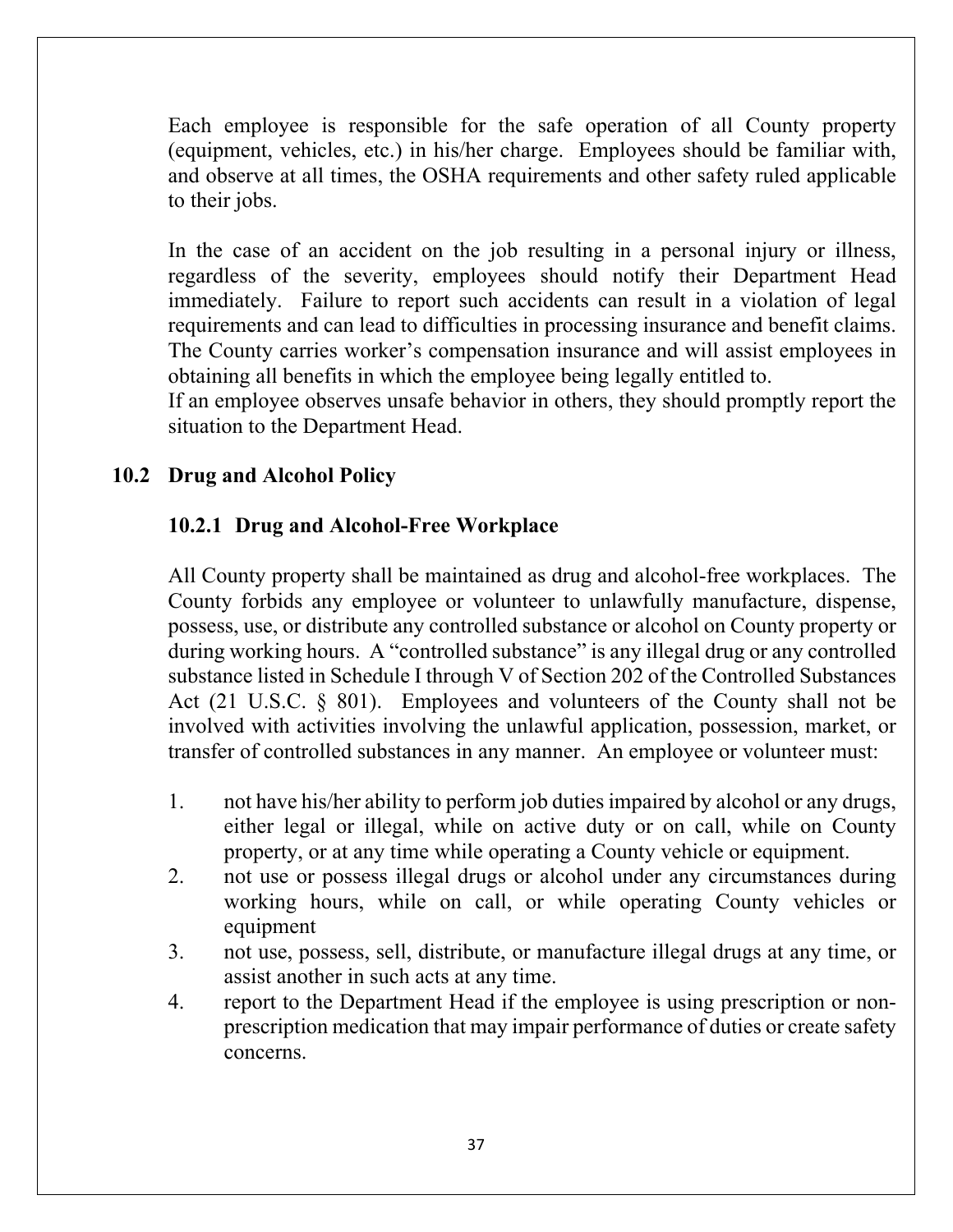Each employee is responsible for the safe operation of all County property (equipment, vehicles, etc.) in his/her charge. Employees should be familiar with, and observe at all times, the OSHA requirements and other safety ruled applicable to their jobs.

In the case of an accident on the job resulting in a personal injury or illness, regardless of the severity, employees should notify their Department Head immediately. Failure to report such accidents can result in a violation of legal requirements and can lead to difficulties in processing insurance and benefit claims. The County carries worker's compensation insurance and will assist employees in obtaining all benefits in which the employee being legally entitled to.
If an employee observes unsafe behavior in others, they should promptly report the situation to the Department Head.

## 10.2 Drug and Alcohol Policy

### 10.2.1 Drug and Alcohol-Free Workplace

All County property shall be maintained as drug and alcohol-free workplaces. The County forbids any employee or volunteer to unlawfully manufacture, dispense, possess, use, or distribute any controlled substance or alcohol on County property or during working hours. A "controlled substance" is any illegal drug or any controlled substance listed in Schedule I through V of Section 202 of the Controlled Substances Act (21 U.S.C. § 801). Employees and volunteers of the County shall not be involved with activities involving the unlawful application, possession, market, or transfer of controlled substances in any manner. An employee or volunteer must:

1. not have his/her ability to perform job duties impaired by alcohol or any drugs, either legal or illegal, while on active duty or on call, while on County property, or at any time while operating a County vehicle or equipment.
2. not use or possess illegal drugs or alcohol under any circumstances during working hours, while on call, or while operating County vehicles or equipment
3. not use, possess, sell, distribute, or manufacture illegal drugs at any time, or assist another in such acts at any time.
4. report to the Department Head if the employee is using prescription or non-prescription medication that may impair performance of duties or create safety concerns.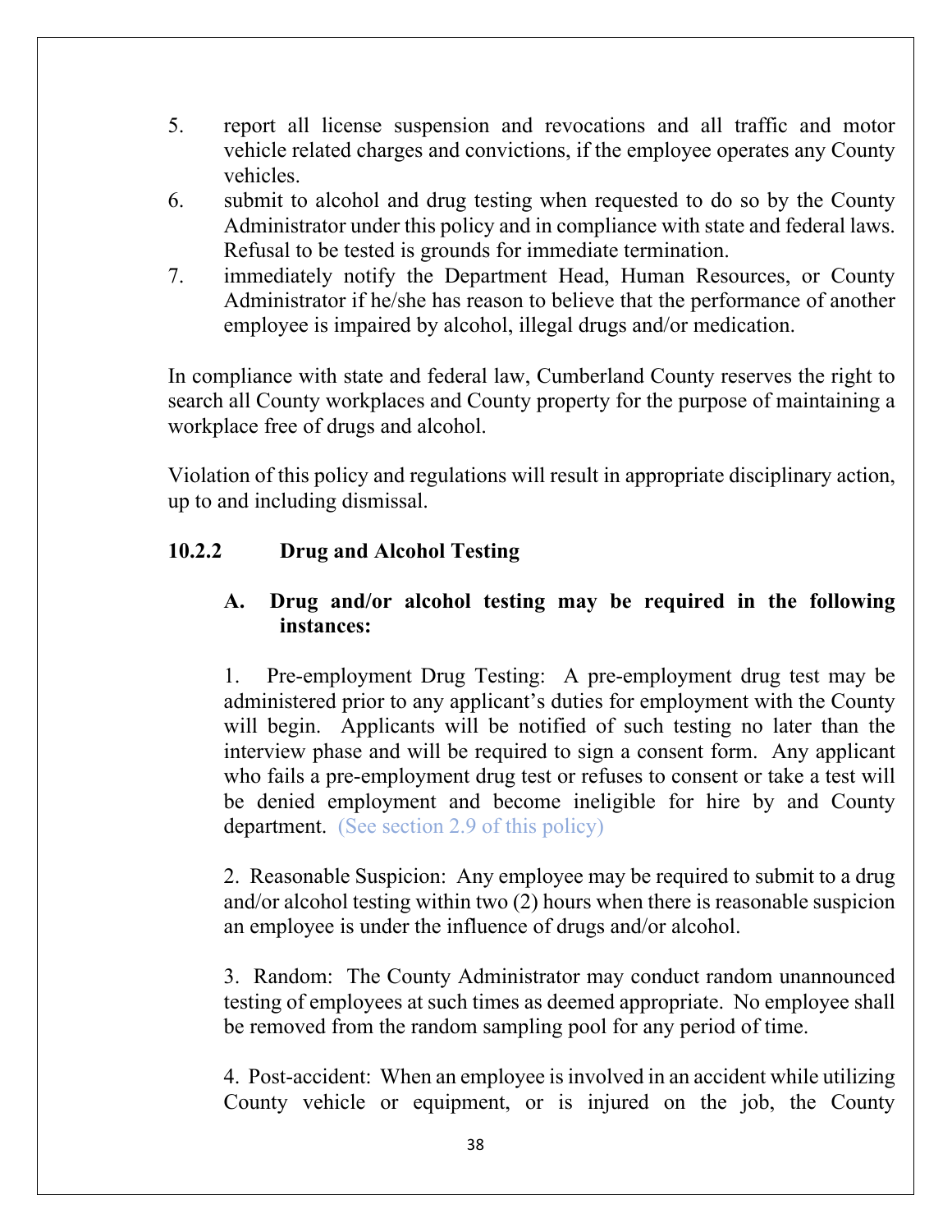5. report all license suspension and revocations and all traffic and motor vehicle related charges and convictions, if the employee operates any County vehicles.
6. submit to alcohol and drug testing when requested to do so by the County Administrator under this policy and in compliance with state and federal laws. Refusal to be tested is grounds for immediate termination.
7. immediately notify the Department Head, Human Resources, or County Administrator if he/she has reason to believe that the performance of another employee is impaired by alcohol, illegal drugs and/or medication.

In compliance with state and federal law, Cumberland County reserves the right to search all County workplaces and County property for the purpose of maintaining a workplace free of drugs and alcohol.

Violation of this policy and regulations will result in appropriate disciplinary action, up to and including dismissal.

### 10.2.2 Drug and Alcohol Testing

**A. Drug and/or alcohol testing may be required in the following instances:**

1. Pre-employment Drug Testing: A pre-employment drug test may be administered prior to any applicant's duties for employment with the County will begin. Applicants will be notified of such testing no later than the interview phase and will be required to sign a consent form. Any applicant who fails a pre-employment drug test or refuses to consent or take a test will be denied employment and become ineligible for hire by and County department. (See section 2.9 of this policy)

2. Reasonable Suspicion: Any employee may be required to submit to a drug and/or alcohol testing within two (2) hours when there is reasonable suspicion an employee is under the influence of drugs and/or alcohol.

3. Random: The County Administrator may conduct random unannounced testing of employees at such times as deemed appropriate. No employee shall be removed from the random sampling pool for any period of time.

4. Post-accident: When an employee is involved in an accident while utilizing County vehicle or equipment, or is injured on the job, the County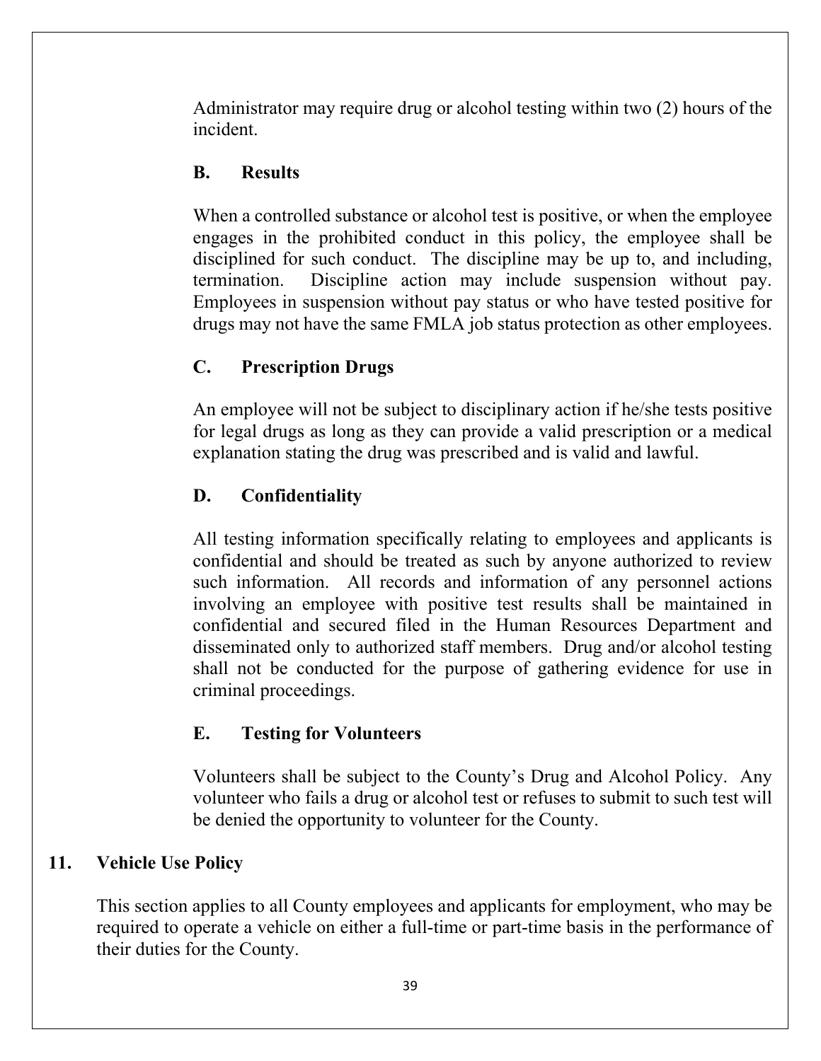Administrator may require drug or alcohol testing within two (2) hours of the incident.

### B. Results

When a controlled substance or alcohol test is positive, or when the employee engages in the prohibited conduct in this policy, the employee shall be disciplined for such conduct. The discipline may be up to, and including, termination. Discipline action may include suspension without pay. Employees in suspension without pay status or who have tested positive for drugs may not have the same FMLA job status protection as other employees.

### C. Prescription Drugs

An employee will not be subject to disciplinary action if he/she tests positive for legal drugs as long as they can provide a valid prescription or a medical explanation stating the drug was prescribed and is valid and lawful.

### D. Confidentiality

All testing information specifically relating to employees and applicants is confidential and should be treated as such by anyone authorized to review such information. All records and information of any personnel actions involving an employee with positive test results shall be maintained in confidential and secured filed in the Human Resources Department and disseminated only to authorized staff members. Drug and/or alcohol testing shall not be conducted for the purpose of gathering evidence for use in criminal proceedings.

### E. Testing for Volunteers

Volunteers shall be subject to the County's Drug and Alcohol Policy. Any volunteer who fails a drug or alcohol test or refuses to submit to such test will be denied the opportunity to volunteer for the County.

## 11. Vehicle Use Policy

This section applies to all County employees and applicants for employment, who may be required to operate a vehicle on either a full-time or part-time basis in the performance of their duties for the County.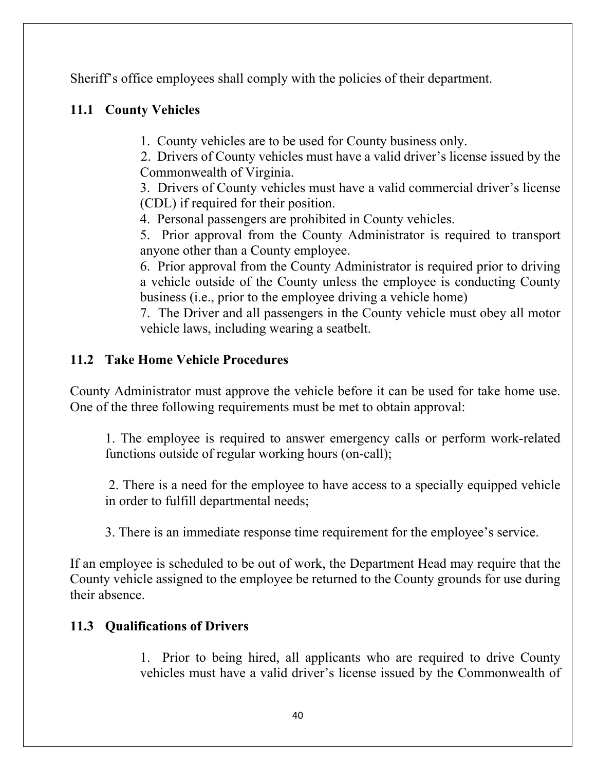Sheriff's office employees shall comply with the policies of their department.

## 11.1 County Vehicles

1. County vehicles are to be used for County business only.
2. Drivers of County vehicles must have a valid driver's license issued by the Commonwealth of Virginia.
3. Drivers of County vehicles must have a valid commercial driver's license (CDL) if required for their position.
4. Personal passengers are prohibited in County vehicles.
5. Prior approval from the County Administrator is required to transport anyone other than a County employee.
6. Prior approval from the County Administrator is required prior to driving a vehicle outside of the County unless the employee is conducting County business (i.e., prior to the employee driving a vehicle home)
7. The Driver and all passengers in the County vehicle must obey all motor vehicle laws, including wearing a seatbelt.

## 11.2 Take Home Vehicle Procedures

County Administrator must approve the vehicle before it can be used for take home use. One of the three following requirements must be met to obtain approval:

1. The employee is required to answer emergency calls or perform work-related functions outside of regular working hours (on-call);

2. There is a need for the employee to have access to a specially equipped vehicle in order to fulfill departmental needs;

3. There is an immediate response time requirement for the employee's service.

If an employee is scheduled to be out of work, the Department Head may require that the County vehicle assigned to the employee be returned to the County grounds for use during their absence.

## 11.3 Qualifications of Drivers

1. Prior to being hired, all applicants who are required to drive County vehicles must have a valid driver's license issued by the Commonwealth of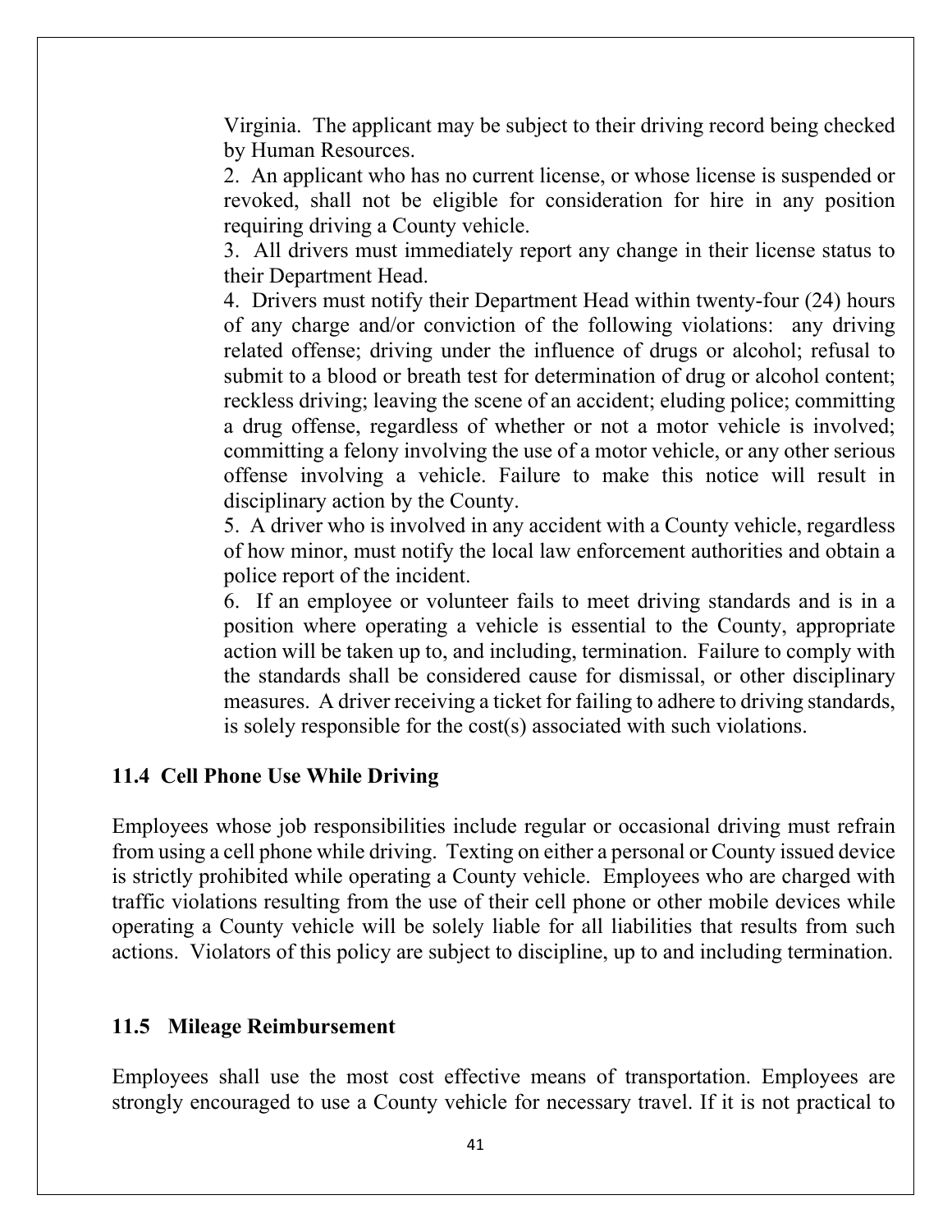Virginia. The applicant may be subject to their driving record being checked by Human Resources.

2. An applicant who has no current license, or whose license is suspended or revoked, shall not be eligible for consideration for hire in any position requiring driving a County vehicle.

3. All drivers must immediately report any change in their license status to their Department Head.

4. Drivers must notify their Department Head within twenty-four (24) hours of any charge and/or conviction of the following violations: any driving related offense; driving under the influence of drugs or alcohol; refusal to submit to a blood or breath test for determination of drug or alcohol content; reckless driving; leaving the scene of an accident; eluding police; committing a drug offense, regardless of whether or not a motor vehicle is involved; committing a felony involving the use of a motor vehicle, or any other serious offense involving a vehicle. Failure to make this notice will result in disciplinary action by the County.

5. A driver who is involved in any accident with a County vehicle, regardless of how minor, must notify the local law enforcement authorities and obtain a police report of the incident.

6. If an employee or volunteer fails to meet driving standards and is in a position where operating a vehicle is essential to the County, appropriate action will be taken up to, and including, termination. Failure to comply with the standards shall be considered cause for dismissal, or other disciplinary measures. A driver receiving a ticket for failing to adhere to driving standards, is solely responsible for the cost(s) associated with such violations.

### 11.4 Cell Phone Use While Driving

Employees whose job responsibilities include regular or occasional driving must refrain from using a cell phone while driving. Texting on either a personal or County issued device is strictly prohibited while operating a County vehicle. Employees who are charged with traffic violations resulting from the use of their cell phone or other mobile devices while operating a County vehicle will be solely liable for all liabilities that results from such actions. Violators of this policy are subject to discipline, up to and including termination.

### 11.5 Mileage Reimbursement

Employees shall use the most cost effective means of transportation. Employees are strongly encouraged to use a County vehicle for necessary travel. If it is not practical to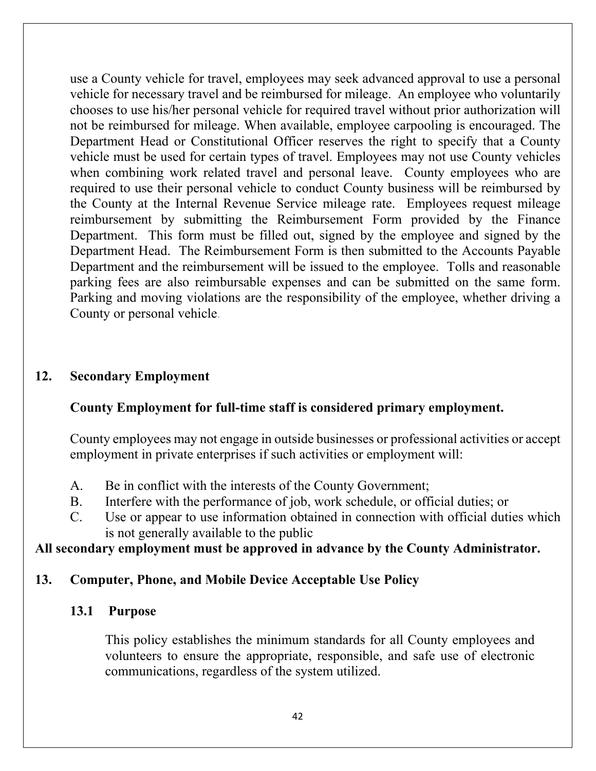use a County vehicle for travel, employees may seek advanced approval to use a personal vehicle for necessary travel and be reimbursed for mileage. An employee who voluntarily chooses to use his/her personal vehicle for required travel without prior authorization will not be reimbursed for mileage. When available, employee carpooling is encouraged. The Department Head or Constitutional Officer reserves the right to specify that a County vehicle must be used for certain types of travel. Employees may not use County vehicles when combining work related travel and personal leave. County employees who are required to use their personal vehicle to conduct County business will be reimbursed by the County at the Internal Revenue Service mileage rate. Employees request mileage reimbursement by submitting the Reimbursement Form provided by the Finance Department. This form must be filled out, signed by the employee and signed by the Department Head. The Reimbursement Form is then submitted to the Accounts Payable Department and the reimbursement will be issued to the employee. Tolls and reasonable parking fees are also reimbursable expenses and can be submitted on the same form. Parking and moving violations are the responsibility of the employee, whether driving a County or personal vehicle.

## 12. Secondary Employment

**County Employment for full-time staff is considered primary employment.**

County employees may not engage in outside businesses or professional activities or accept employment in private enterprises if such activities or employment will:

A. Be in conflict with the interests of the County Government;
B. Interfere with the performance of job, work schedule, or official duties; or
C. Use or appear to use information obtained in connection with official duties which is not generally available to the public

**All secondary employment must be approved in advance by the County Administrator.**

## 13. Computer, Phone, and Mobile Device Acceptable Use Policy

### 13.1 Purpose

This policy establishes the minimum standards for all County employees and volunteers to ensure the appropriate, responsible, and safe use of electronic communications, regardless of the system utilized.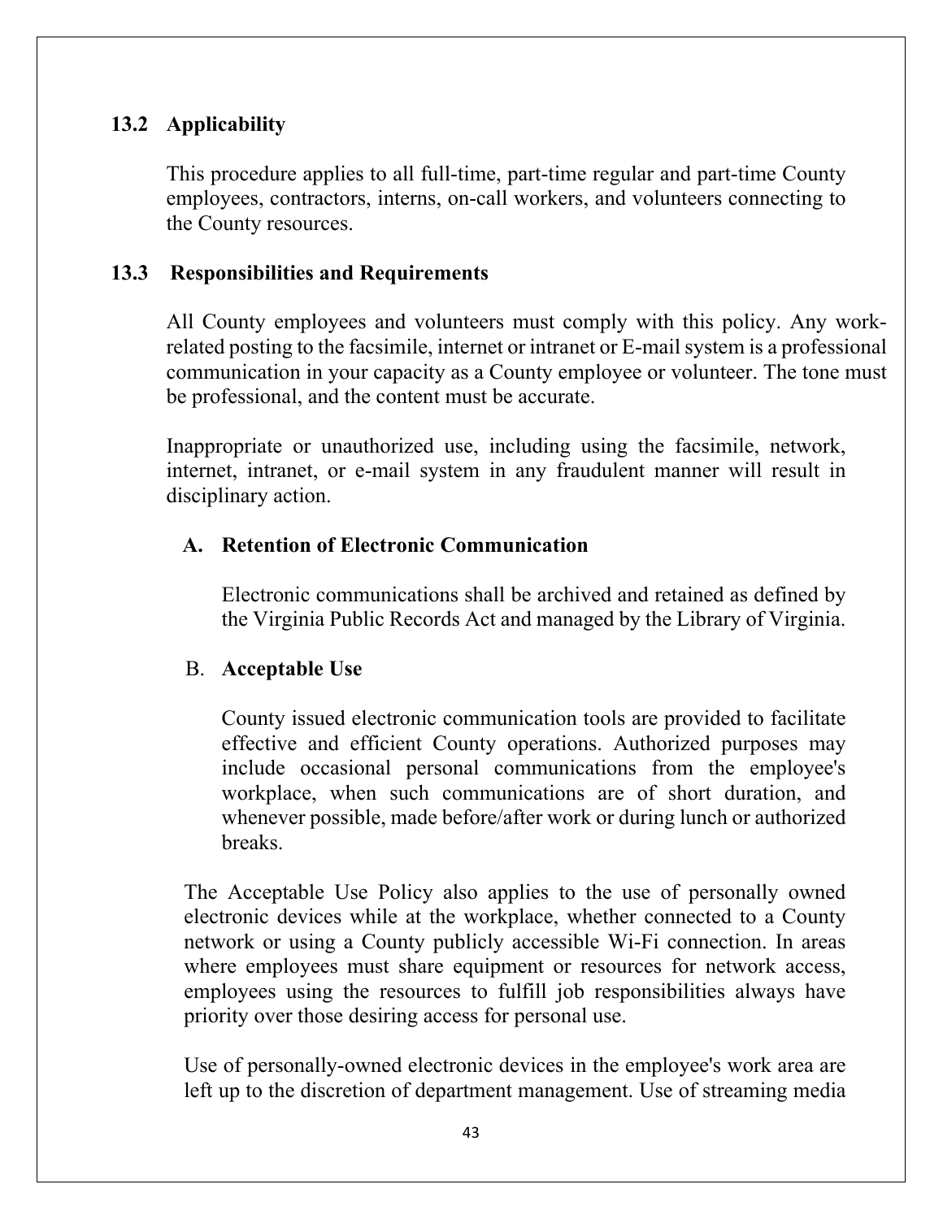## 13.2 Applicability

This procedure applies to all full-time, part-time regular and part-time County employees, contractors, interns, on-call workers, and volunteers connecting to the County resources.

## 13.3 Responsibilities and Requirements

All County employees and volunteers must comply with this policy. Any work-related posting to the facsimile, internet or intranet or E-mail system is a professional communication in your capacity as a County employee or volunteer. The tone must be professional, and the content must be accurate.

Inappropriate or unauthorized use, including using the facsimile, network, internet, intranet, or e-mail system in any fraudulent manner will result in disciplinary action.

### A. Retention of Electronic Communication

Electronic communications shall be archived and retained as defined by the Virginia Public Records Act and managed by the Library of Virginia.

### B. Acceptable Use

County issued electronic communication tools are provided to facilitate effective and efficient County operations. Authorized purposes may include occasional personal communications from the employee's workplace, when such communications are of short duration, and whenever possible, made before/after work or during lunch or authorized breaks.

The Acceptable Use Policy also applies to the use of personally owned electronic devices while at the workplace, whether connected to a County network or using a County publicly accessible Wi-Fi connection. In areas where employees must share equipment or resources for network access, employees using the resources to fulfill job responsibilities always have priority over those desiring access for personal use.

Use of personally-owned electronic devices in the employee's work area are left up to the discretion of department management. Use of streaming media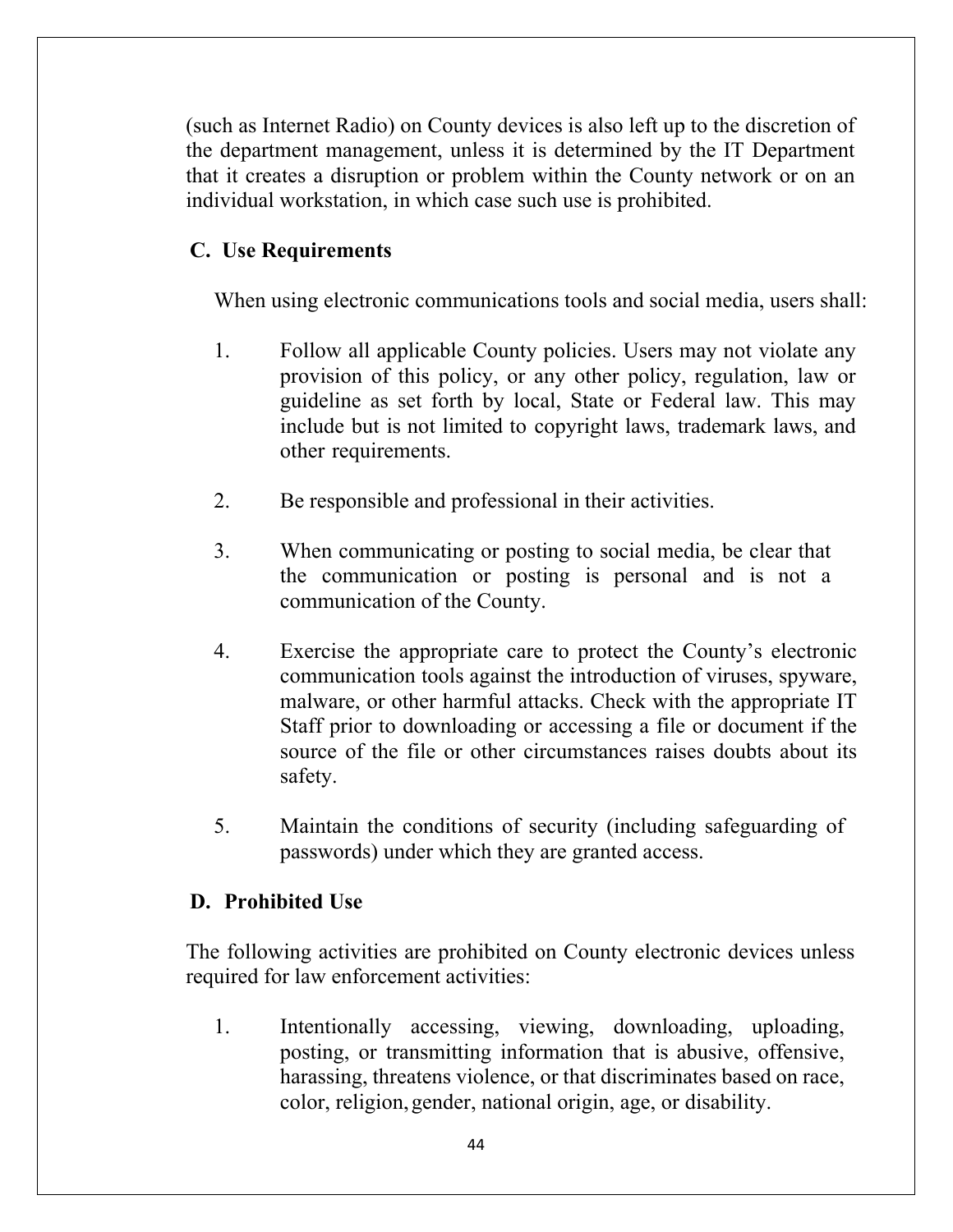(such as Internet Radio) on County devices is also left up to the discretion of the department management, unless it is determined by the IT Department that it creates a disruption or problem within the County network or on an individual workstation, in which case such use is prohibited.

### C. Use Requirements

When using electronic communications tools and social media, users shall:

1. Follow all applicable County policies. Users may not violate any provision of this policy, or any other policy, regulation, law or guideline as set forth by local, State or Federal law. This may include but is not limited to copyright laws, trademark laws, and other requirements.

2. Be responsible and professional in their activities.

3. When communicating or posting to social media, be clear that the communication or posting is personal and is not a communication of the County.

4. Exercise the appropriate care to protect the County's electronic communication tools against the introduction of viruses, spyware, malware, or other harmful attacks. Check with the appropriate IT Staff prior to downloading or accessing a file or document if the source of the file or other circumstances raises doubts about its safety.

5. Maintain the conditions of security (including safeguarding of passwords) under which they are granted access.

### D. Prohibited Use

The following activities are prohibited on County electronic devices unless required for law enforcement activities:

1. Intentionally accessing, viewing, downloading, uploading, posting, or transmitting information that is abusive, offensive, harassing, threatens violence, or that discriminates based on race, color, religion, gender, national origin, age, or disability.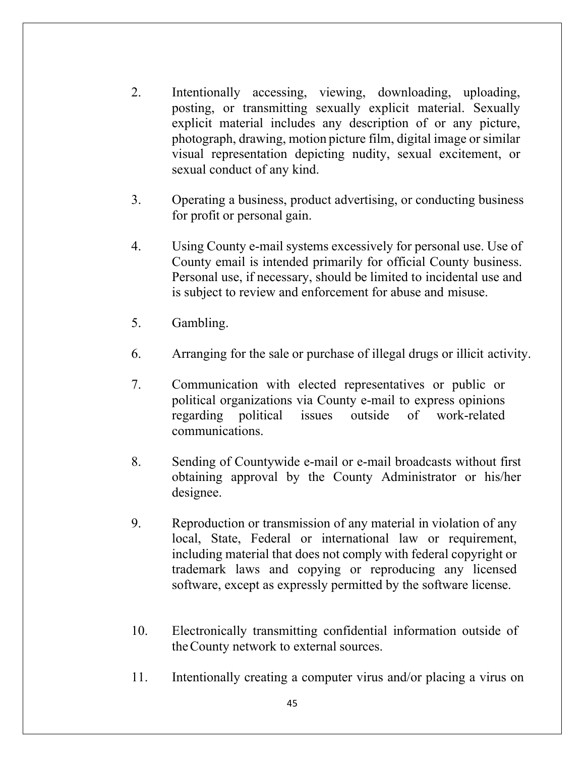2. Intentionally accessing, viewing, downloading, uploading, posting, or transmitting sexually explicit material. Sexually explicit material includes any description of or any picture, photograph, drawing, motion picture film, digital image or similar visual representation depicting nudity, sexual excitement, or sexual conduct of any kind.

3. Operating a business, product advertising, or conducting business for profit or personal gain.

4. Using County e-mail systems excessively for personal use. Use of County email is intended primarily for official County business. Personal use, if necessary, should be limited to incidental use and is subject to review and enforcement for abuse and misuse.

5. Gambling.

6. Arranging for the sale or purchase of illegal drugs or illicit activity.

7. Communication with elected representatives or public or political organizations via County e-mail to express opinions regarding political issues outside of work-related communications.

8. Sending of Countywide e-mail or e-mail broadcasts without first obtaining approval by the County Administrator or his/her designee.

9. Reproduction or transmission of any material in violation of any local, State, Federal or international law or requirement, including material that does not comply with federal copyright or trademark laws and copying or reproducing any licensed software, except as expressly permitted by the software license.

10. Electronically transmitting confidential information outside of the County network to external sources.

11. Intentionally creating a computer virus and/or placing a virus on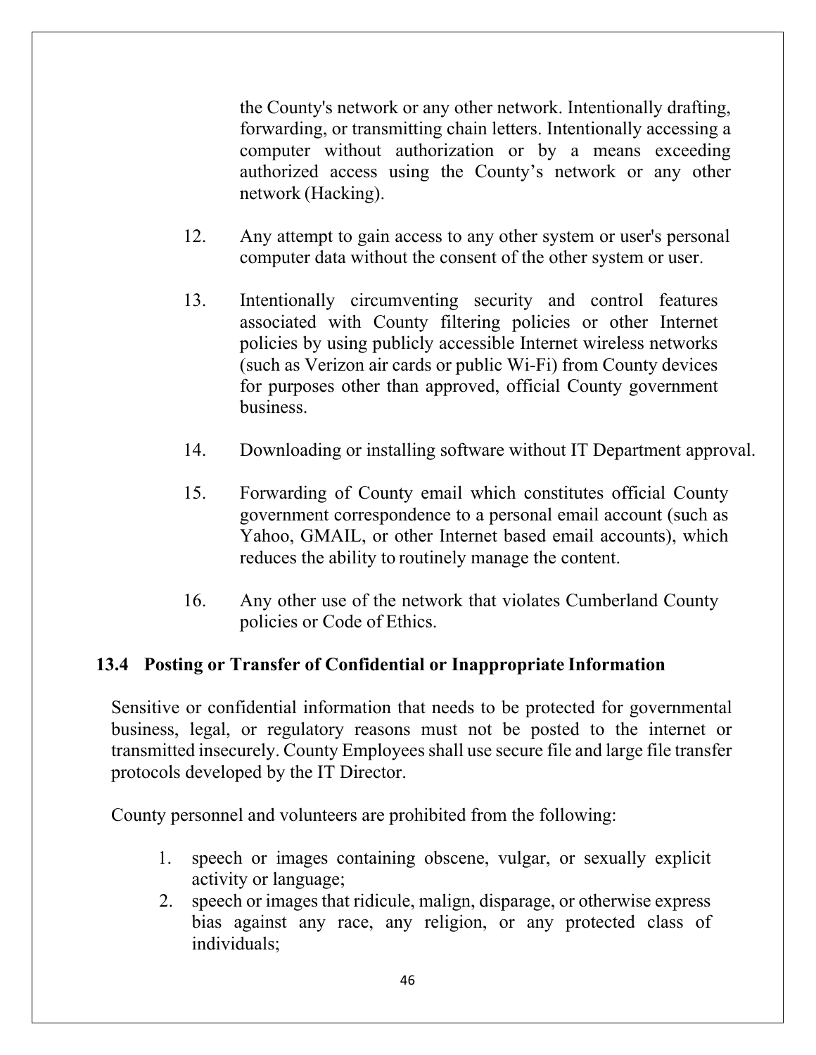the County's network or any other network. Intentionally drafting, forwarding, or transmitting chain letters. Intentionally accessing a computer without authorization or by a means exceeding authorized access using the County's network or any other network (Hacking).

12. Any attempt to gain access to any other system or user's personal computer data without the consent of the other system or user.

13. Intentionally circumventing security and control features associated with County filtering policies or other Internet policies by using publicly accessible Internet wireless networks (such as Verizon air cards or public Wi-Fi) from County devices for purposes other than approved, official County government business.

14. Downloading or installing software without IT Department approval.

15. Forwarding of County email which constitutes official County government correspondence to a personal email account (such as Yahoo, GMAIL, or other Internet based email accounts), which reduces the ability to routinely manage the content.

16. Any other use of the network that violates Cumberland County policies or Code of Ethics.

### 13.4 Posting or Transfer of Confidential or Inappropriate Information

Sensitive or confidential information that needs to be protected for governmental business, legal, or regulatory reasons must not be posted to the internet or transmitted insecurely. County Employees shall use secure file and large file transfer protocols developed by the IT Director.

County personnel and volunteers are prohibited from the following:

1. speech or images containing obscene, vulgar, or sexually explicit activity or language;
2. speech or images that ridicule, malign, disparage, or otherwise express bias against any race, any religion, or any protected class of individuals;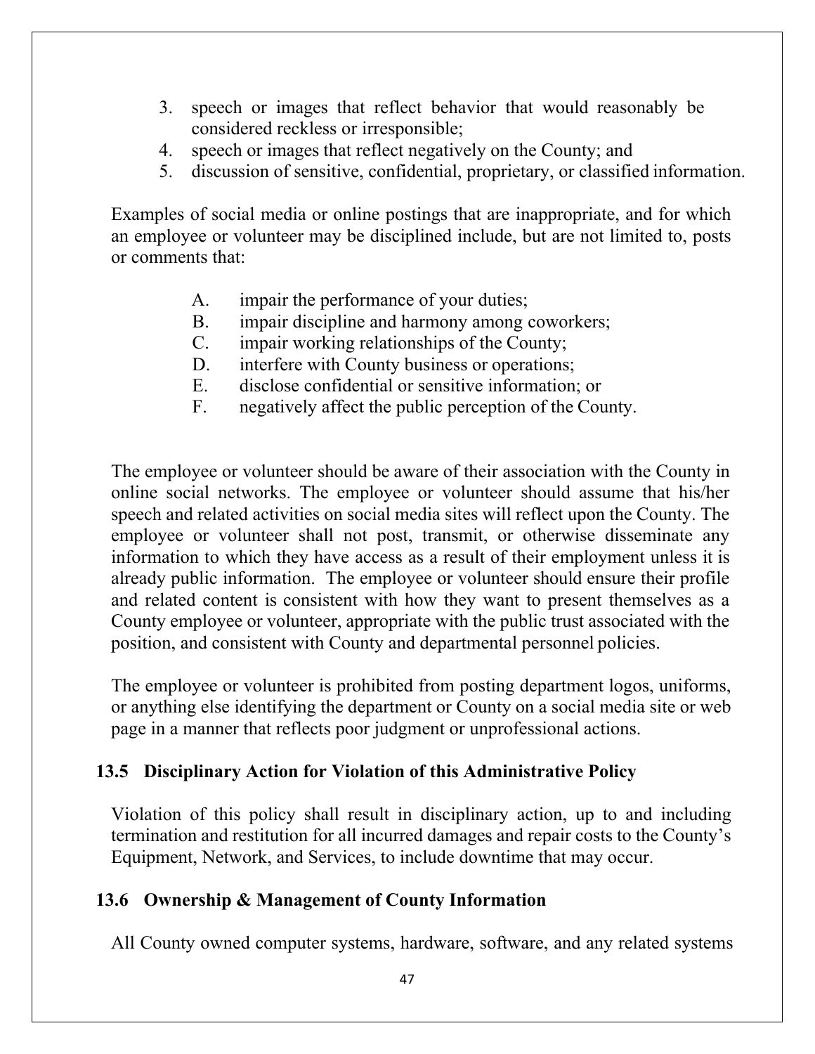3. speech or images that reflect behavior that would reasonably be considered reckless or irresponsible;
4. speech or images that reflect negatively on the County; and
5. discussion of sensitive, confidential, proprietary, or classified information.

Examples of social media or online postings that are inappropriate, and for which an employee or volunteer may be disciplined include, but are not limited to, posts or comments that:

A. impair the performance of your duties;
B. impair discipline and harmony among coworkers;
C. impair working relationships of the County;
D. interfere with County business or operations;
E. disclose confidential or sensitive information; or
F. negatively affect the public perception of the County.

The employee or volunteer should be aware of their association with the County in online social networks. The employee or volunteer should assume that his/her speech and related activities on social media sites will reflect upon the County. The employee or volunteer shall not post, transmit, or otherwise disseminate any information to which they have access as a result of their employment unless it is already public information. The employee or volunteer should ensure their profile and related content is consistent with how they want to present themselves as a County employee or volunteer, appropriate with the public trust associated with the position, and consistent with County and departmental personnel policies.

The employee or volunteer is prohibited from posting department logos, uniforms, or anything else identifying the department or County on a social media site or web page in a manner that reflects poor judgment or unprofessional actions.

### 13.5 Disciplinary Action for Violation of this Administrative Policy

Violation of this policy shall result in disciplinary action, up to and including termination and restitution for all incurred damages and repair costs to the County's Equipment, Network, and Services, to include downtime that may occur.

### 13.6 Ownership & Management of County Information

All County owned computer systems, hardware, software, and any related systems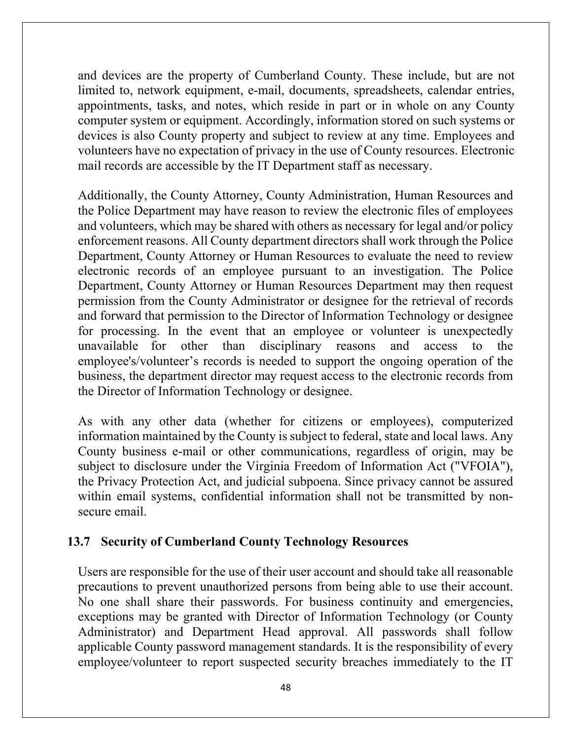and devices are the property of Cumberland County. These include, but are not limited to, network equipment, e-mail, documents, spreadsheets, calendar entries, appointments, tasks, and notes, which reside in part or in whole on any County computer system or equipment. Accordingly, information stored on such systems or devices is also County property and subject to review at any time. Employees and volunteers have no expectation of privacy in the use of County resources. Electronic mail records are accessible by the IT Department staff as necessary.

Additionally, the County Attorney, County Administration, Human Resources and the Police Department may have reason to review the electronic files of employees and volunteers, which may be shared with others as necessary for legal and/or policy enforcement reasons. All County department directors shall work through the Police Department, County Attorney or Human Resources to evaluate the need to review electronic records of an employee pursuant to an investigation. The Police Department, County Attorney or Human Resources Department may then request permission from the County Administrator or designee for the retrieval of records and forward that permission to the Director of Information Technology or designee for processing. In the event that an employee or volunteer is unexpectedly unavailable for other than disciplinary reasons and access to the employee's/volunteer's records is needed to support the ongoing operation of the business, the department director may request access to the electronic records from the Director of Information Technology or designee.

As with any other data (whether for citizens or employees), computerized information maintained by the County is subject to federal, state and local laws. Any County business e-mail or other communications, regardless of origin, may be subject to disclosure under the Virginia Freedom of Information Act ("VFOIA"), the Privacy Protection Act, and judicial subpoena. Since privacy cannot be assured within email systems, confidential information shall not be transmitted by non-secure email.

## 13.7 Security of Cumberland County Technology Resources

Users are responsible for the use of their user account and should take all reasonable precautions to prevent unauthorized persons from being able to use their account. No one shall share their passwords. For business continuity and emergencies, exceptions may be granted with Director of Information Technology (or County Administrator) and Department Head approval. All passwords shall follow applicable County password management standards. It is the responsibility of every employee/volunteer to report suspected security breaches immediately to the IT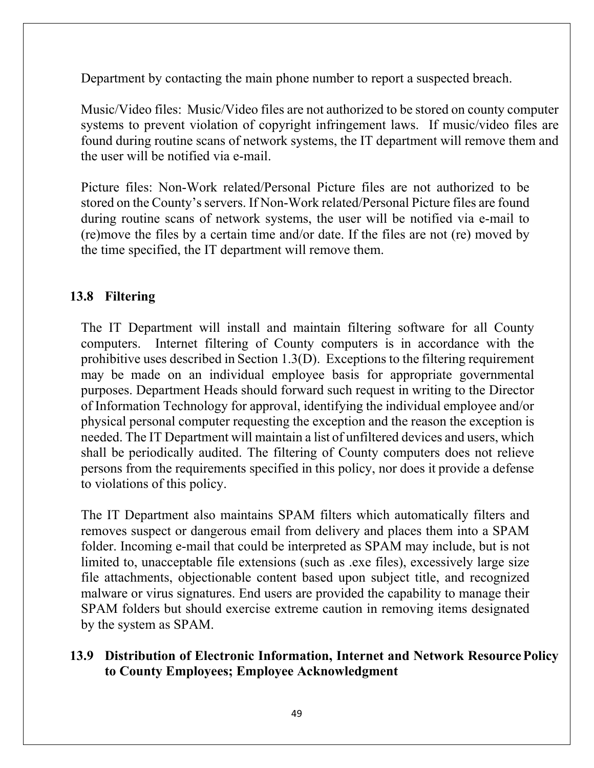Department by contacting the main phone number to report a suspected breach.

Music/Video files: Music/Video files are not authorized to be stored on county computer systems to prevent violation of copyright infringement laws. If music/video files are found during routine scans of network systems, the IT department will remove them and the user will be notified via e-mail.

Picture files: Non-Work related/Personal Picture files are not authorized to be stored on the County's servers. If Non-Work related/Personal Picture files are found during routine scans of network systems, the user will be notified via e-mail to (re)move the files by a certain time and/or date. If the files are not (re) moved by the time specified, the IT department will remove them.

## 13.8 Filtering

The IT Department will install and maintain filtering software for all County computers. Internet filtering of County computers is in accordance with the prohibitive uses described in Section 1.3(D). Exceptions to the filtering requirement may be made on an individual employee basis for appropriate governmental purposes. Department Heads should forward such request in writing to the Director of Information Technology for approval, identifying the individual employee and/or physical personal computer requesting the exception and the reason the exception is needed. The IT Department will maintain a list of unfiltered devices and users, which shall be periodically audited. The filtering of County computers does not relieve persons from the requirements specified in this policy, nor does it provide a defense to violations of this policy.

The IT Department also maintains SPAM filters which automatically filters and removes suspect or dangerous email from delivery and places them into a SPAM folder. Incoming e-mail that could be interpreted as SPAM may include, but is not limited to, unacceptable file extensions (such as .exe files), excessively large size file attachments, objectionable content based upon subject title, and recognized malware or virus signatures. End users are provided the capability to manage their SPAM folders but should exercise extreme caution in removing items designated by the system as SPAM.

## 13.9 Distribution of Electronic Information, Internet and Network Resource Policy to County Employees; Employee Acknowledgment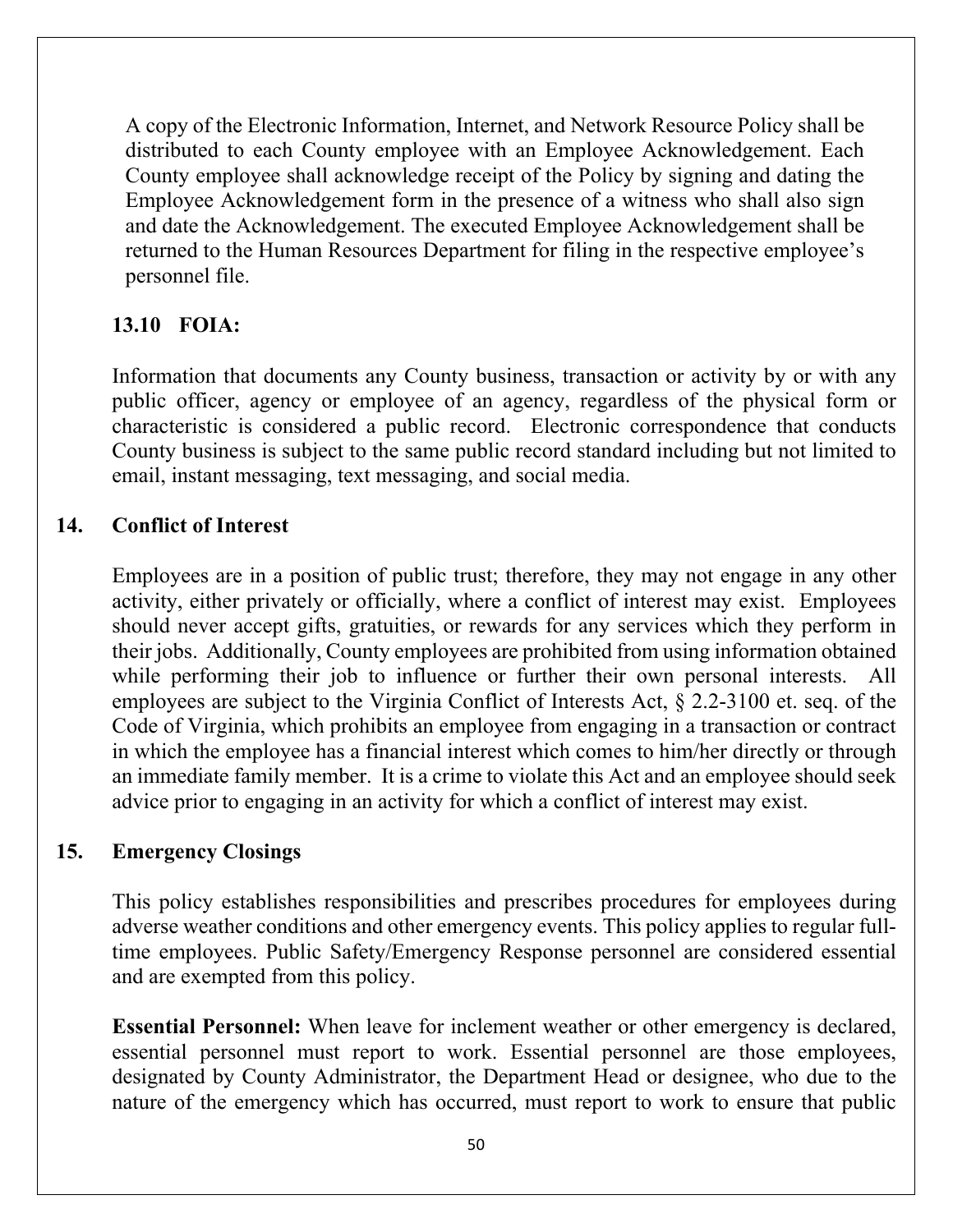A copy of the Electronic Information, Internet, and Network Resource Policy shall be distributed to each County employee with an Employee Acknowledgement. Each County employee shall acknowledge receipt of the Policy by signing and dating the Employee Acknowledgement form in the presence of a witness who shall also sign and date the Acknowledgement. The executed Employee Acknowledgement shall be returned to the Human Resources Department for filing in the respective employee's personnel file.

### 13.10 FOIA:

Information that documents any County business, transaction or activity by or with any public officer, agency or employee of an agency, regardless of the physical form or characteristic is considered a public record. Electronic correspondence that conducts County business is subject to the same public record standard including but not limited to email, instant messaging, text messaging, and social media.

## 14. Conflict of Interest

Employees are in a position of public trust; therefore, they may not engage in any other activity, either privately or officially, where a conflict of interest may exist. Employees should never accept gifts, gratuities, or rewards for any services which they perform in their jobs. Additionally, County employees are prohibited from using information obtained while performing their job to influence or further their own personal interests. All employees are subject to the Virginia Conflict of Interests Act, § 2.2-3100 et. seq. of the Code of Virginia, which prohibits an employee from engaging in a transaction or contract in which the employee has a financial interest which comes to him/her directly or through an immediate family member. It is a crime to violate this Act and an employee should seek advice prior to engaging in an activity for which a conflict of interest may exist.

## 15. Emergency Closings

This policy establishes responsibilities and prescribes procedures for employees during adverse weather conditions and other emergency events. This policy applies to regular full-time employees. Public Safety/Emergency Response personnel are considered essential and are exempted from this policy.

**Essential Personnel:** When leave for inclement weather or other emergency is declared, essential personnel must report to work. Essential personnel are those employees, designated by County Administrator, the Department Head or designee, who due to the nature of the emergency which has occurred, must report to work to ensure that public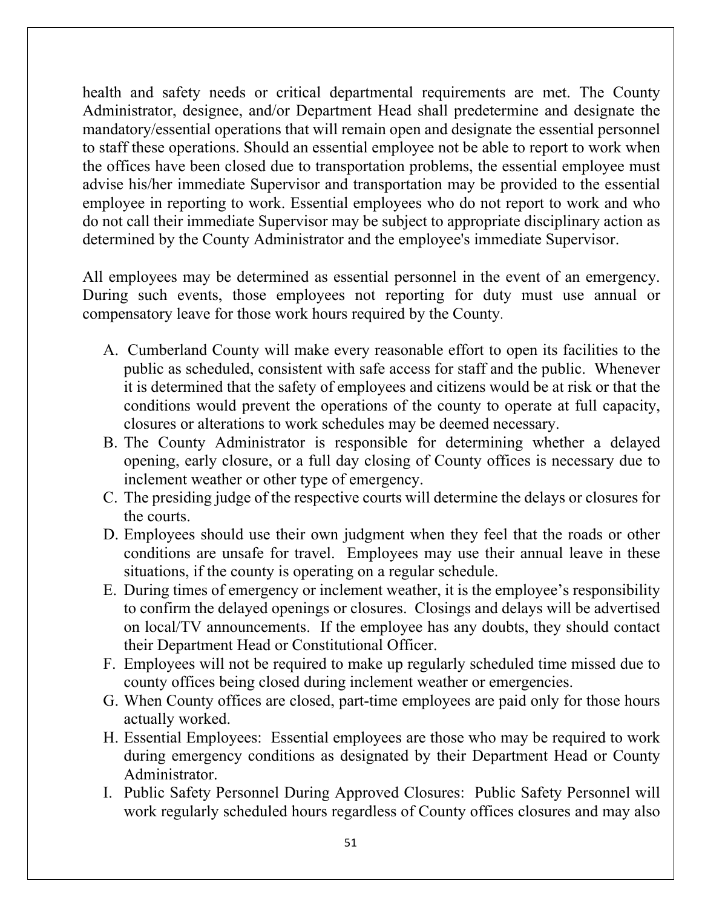health and safety needs or critical departmental requirements are met. The County Administrator, designee, and/or Department Head shall predetermine and designate the mandatory/essential operations that will remain open and designate the essential personnel to staff these operations. Should an essential employee not be able to report to work when the offices have been closed due to transportation problems, the essential employee must advise his/her immediate Supervisor and transportation may be provided to the essential employee in reporting to work. Essential employees who do not report to work and who do not call their immediate Supervisor may be subject to appropriate disciplinary action as determined by the County Administrator and the employee's immediate Supervisor.

All employees may be determined as essential personnel in the event of an emergency. During such events, those employees not reporting for duty must use annual or compensatory leave for those work hours required by the County.

A. Cumberland County will make every reasonable effort to open its facilities to the public as scheduled, consistent with safe access for staff and the public. Whenever it is determined that the safety of employees and citizens would be at risk or that the conditions would prevent the operations of the county to operate at full capacity, closures or alterations to work schedules may be deemed necessary.
B. The County Administrator is responsible for determining whether a delayed opening, early closure, or a full day closing of County offices is necessary due to inclement weather or other type of emergency.
C. The presiding judge of the respective courts will determine the delays or closures for the courts.
D. Employees should use their own judgment when they feel that the roads or other conditions are unsafe for travel. Employees may use their annual leave in these situations, if the county is operating on a regular schedule.
E. During times of emergency or inclement weather, it is the employee's responsibility to confirm the delayed openings or closures. Closings and delays will be advertised on local/TV announcements. If the employee has any doubts, they should contact their Department Head or Constitutional Officer.
F. Employees will not be required to make up regularly scheduled time missed due to county offices being closed during inclement weather or emergencies.
G. When County offices are closed, part-time employees are paid only for those hours actually worked.
H. Essential Employees: Essential employees are those who may be required to work during emergency conditions as designated by their Department Head or County Administrator.
I. Public Safety Personnel During Approved Closures: Public Safety Personnel will work regularly scheduled hours regardless of County offices closures and may also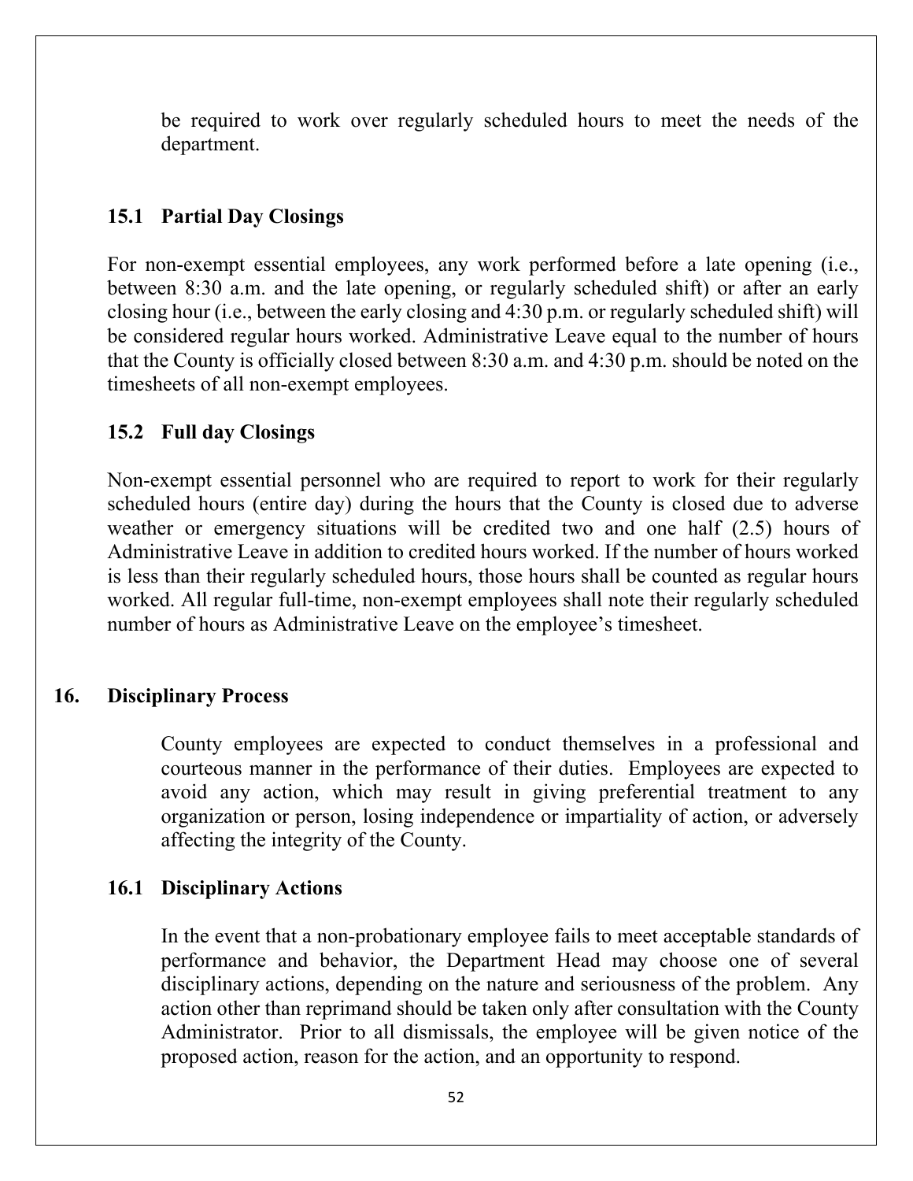be required to work over regularly scheduled hours to meet the needs of the department.

### 15.1 Partial Day Closings

For non-exempt essential employees, any work performed before a late opening (i.e., between 8:30 a.m. and the late opening, or regularly scheduled shift) or after an early closing hour (i.e., between the early closing and 4:30 p.m. or regularly scheduled shift) will be considered regular hours worked. Administrative Leave equal to the number of hours that the County is officially closed between 8:30 a.m. and 4:30 p.m. should be noted on the timesheets of all non-exempt employees.

### 15.2 Full day Closings

Non-exempt essential personnel who are required to report to work for their regularly scheduled hours (entire day) during the hours that the County is closed due to adverse weather or emergency situations will be credited two and one half (2.5) hours of Administrative Leave in addition to credited hours worked. If the number of hours worked is less than their regularly scheduled hours, those hours shall be counted as regular hours worked. All regular full-time, non-exempt employees shall note their regularly scheduled number of hours as Administrative Leave on the employee's timesheet.

## 16. Disciplinary Process

County employees are expected to conduct themselves in a professional and courteous manner in the performance of their duties. Employees are expected to avoid any action, which may result in giving preferential treatment to any organization or person, losing independence or impartiality of action, or adversely affecting the integrity of the County.

### 16.1 Disciplinary Actions

In the event that a non-probationary employee fails to meet acceptable standards of performance and behavior, the Department Head may choose one of several disciplinary actions, depending on the nature and seriousness of the problem. Any action other than reprimand should be taken only after consultation with the County Administrator. Prior to all dismissals, the employee will be given notice of the proposed action, reason for the action, and an opportunity to respond.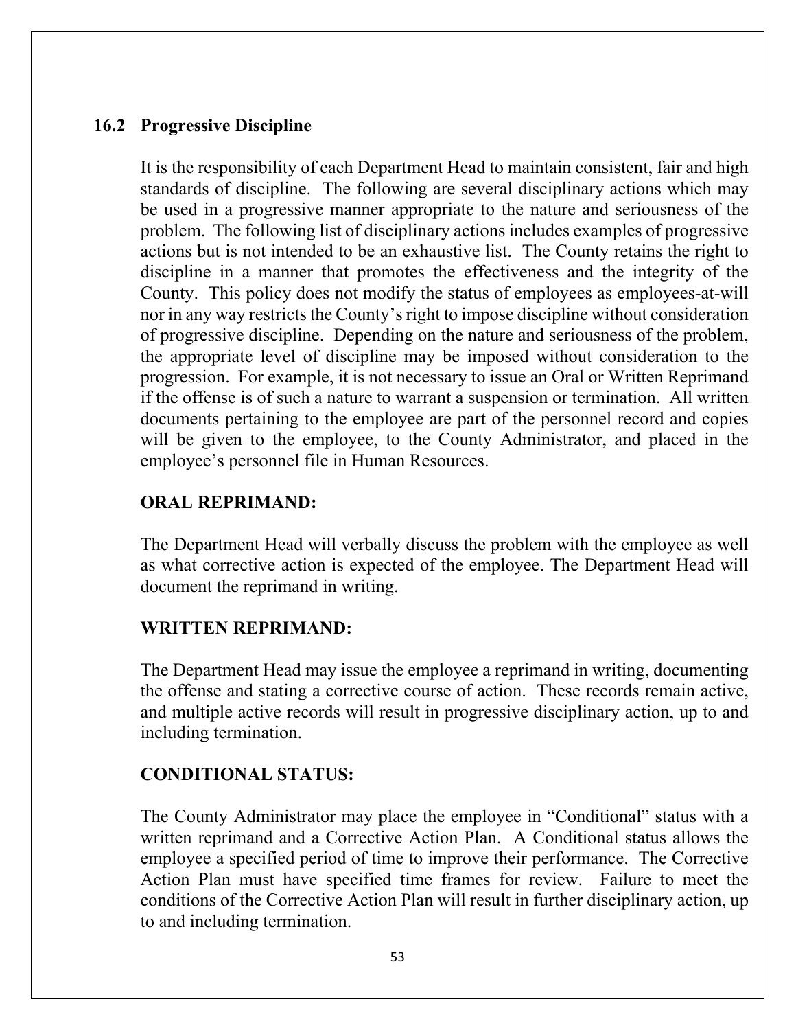## 16.2 Progressive Discipline

It is the responsibility of each Department Head to maintain consistent, fair and high standards of discipline. The following are several disciplinary actions which may be used in a progressive manner appropriate to the nature and seriousness of the problem. The following list of disciplinary actions includes examples of progressive actions but is not intended to be an exhaustive list. The County retains the right to discipline in a manner that promotes the effectiveness and the integrity of the County. This policy does not modify the status of employees as employees-at-will nor in any way restricts the County's right to impose discipline without consideration of progressive discipline. Depending on the nature and seriousness of the problem, the appropriate level of discipline may be imposed without consideration to the progression. For example, it is not necessary to issue an Oral or Written Reprimand if the offense is of such a nature to warrant a suspension or termination. All written documents pertaining to the employee are part of the personnel record and copies will be given to the employee, to the County Administrator, and placed in the employee's personnel file in Human Resources.

**ORAL REPRIMAND:**

The Department Head will verbally discuss the problem with the employee as well as what corrective action is expected of the employee. The Department Head will document the reprimand in writing.

**WRITTEN REPRIMAND:**

The Department Head may issue the employee a reprimand in writing, documenting the offense and stating a corrective course of action. These records remain active, and multiple active records will result in progressive disciplinary action, up to and including termination.

**CONDITIONAL STATUS:**

The County Administrator may place the employee in "Conditional" status with a written reprimand and a Corrective Action Plan. A Conditional status allows the employee a specified period of time to improve their performance. The Corrective Action Plan must have specified time frames for review. Failure to meet the conditions of the Corrective Action Plan will result in further disciplinary action, up to and including termination.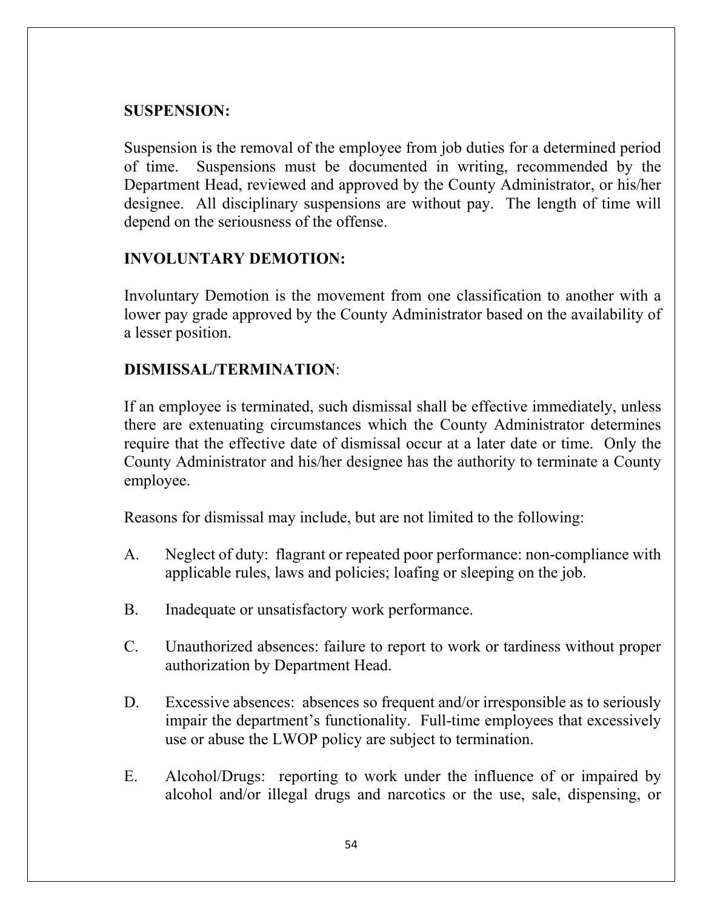**SUSPENSION:**

Suspension is the removal of the employee from job duties for a determined period of time. Suspensions must be documented in writing, recommended by the Department Head, reviewed and approved by the County Administrator, or his/her designee. All disciplinary suspensions are without pay. The length of time will depend on the seriousness of the offense.

**INVOLUNTARY DEMOTION:**

Involuntary Demotion is the movement from one classification to another with a lower pay grade approved by the County Administrator based on the availability of a lesser position.

**DISMISSAL/TERMINATION**:

If an employee is terminated, such dismissal shall be effective immediately, unless there are extenuating circumstances which the County Administrator determines require that the effective date of dismissal occur at a later date or time. Only the County Administrator and his/her designee has the authority to terminate a County employee.

Reasons for dismissal may include, but are not limited to the following:

A. Neglect of duty: flagrant or repeated poor performance: non-compliance with applicable rules, laws and policies; loafing or sleeping on the job.

B. Inadequate or unsatisfactory work performance.

C. Unauthorized absences: failure to report to work or tardiness without proper authorization by Department Head.

D. Excessive absences: absences so frequent and/or irresponsible as to seriously impair the department's functionality. Full-time employees that excessively use or abuse the LWOP policy are subject to termination.

E. Alcohol/Drugs: reporting to work under the influence of or impaired by alcohol and/or illegal drugs and narcotics or the use, sale, dispensing, or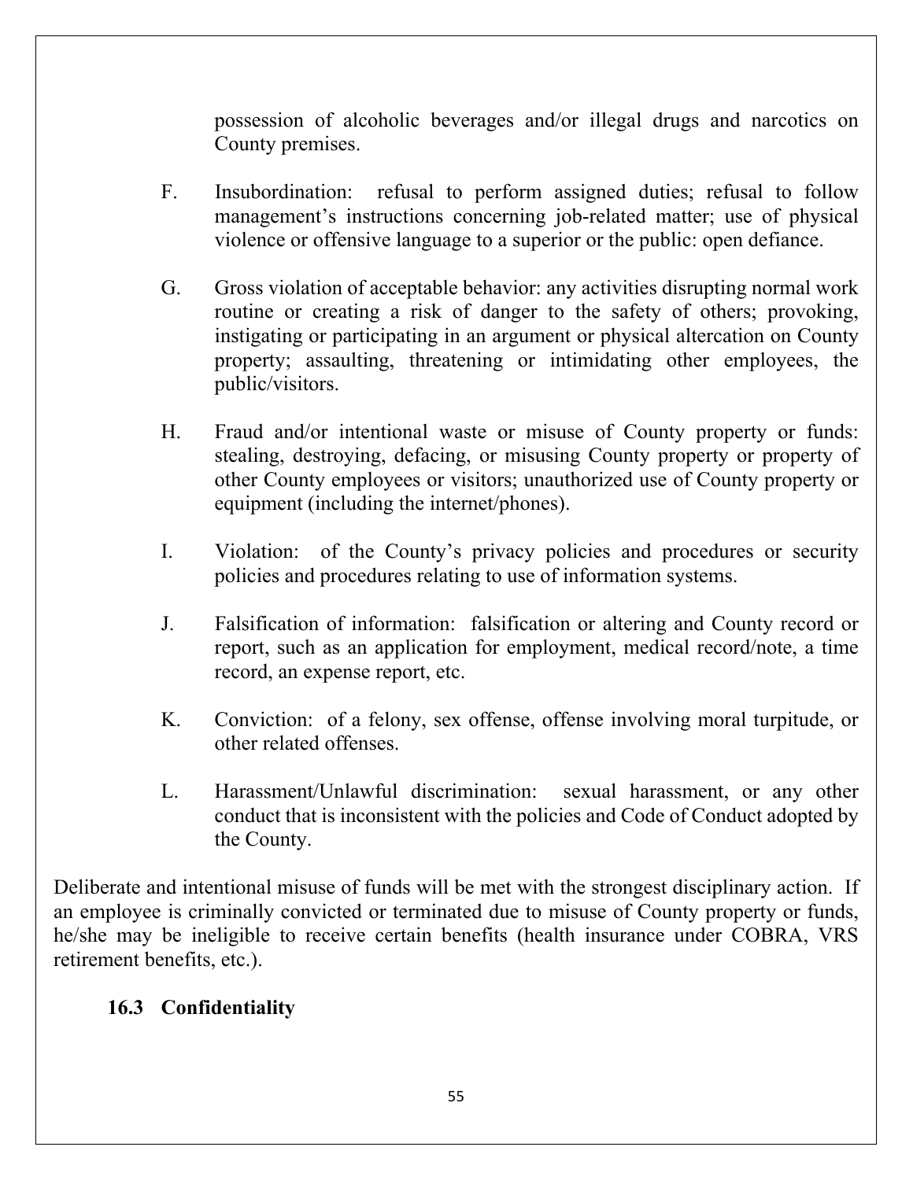possession of alcoholic beverages and/or illegal drugs and narcotics on County premises.

F. Insubordination: refusal to perform assigned duties; refusal to follow management's instructions concerning job-related matter; use of physical violence or offensive language to a superior or the public: open defiance.

G. Gross violation of acceptable behavior: any activities disrupting normal work routine or creating a risk of danger to the safety of others; provoking, instigating or participating in an argument or physical altercation on County property; assaulting, threatening or intimidating other employees, the public/visitors.

H. Fraud and/or intentional waste or misuse of County property or funds: stealing, destroying, defacing, or misusing County property or property of other County employees or visitors; unauthorized use of County property or equipment (including the internet/phones).

I. Violation: of the County's privacy policies and procedures or security policies and procedures relating to use of information systems.

J. Falsification of information: falsification or altering and County record or report, such as an application for employment, medical record/note, a time record, an expense report, etc.

K. Conviction: of a felony, sex offense, offense involving moral turpitude, or other related offenses.

L. Harassment/Unlawful discrimination: sexual harassment, or any other conduct that is inconsistent with the policies and Code of Conduct adopted by the County.

Deliberate and intentional misuse of funds will be met with the strongest disciplinary action. If an employee is criminally convicted or terminated due to misuse of County property or funds, he/she may be ineligible to receive certain benefits (health insurance under COBRA, VRS retirement benefits, etc.).

### 16.3 Confidentiality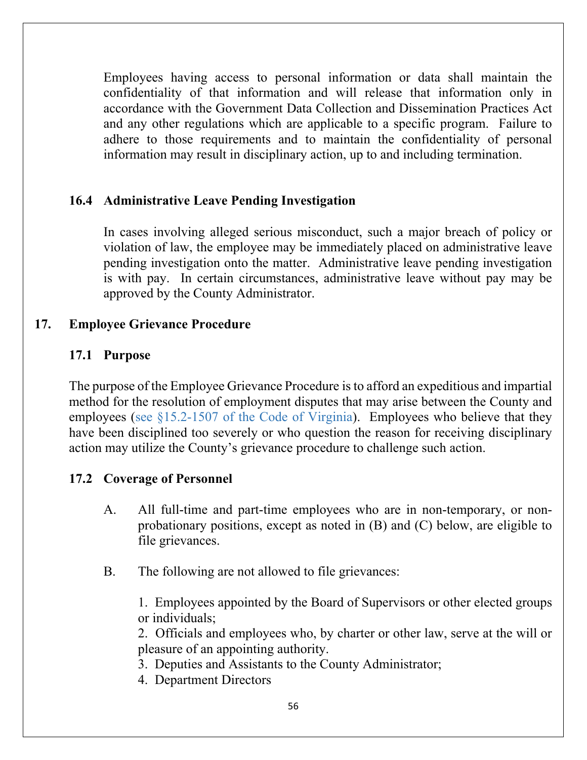Employees having access to personal information or data shall maintain the confidentiality of that information and will release that information only in accordance with the Government Data Collection and Dissemination Practices Act and any other regulations which are applicable to a specific program. Failure to adhere to those requirements and to maintain the confidentiality of personal information may result in disciplinary action, up to and including termination.

### 16.4 Administrative Leave Pending Investigation

In cases involving alleged serious misconduct, such a major breach of policy or violation of law, the employee may be immediately placed on administrative leave pending investigation onto the matter. Administrative leave pending investigation is with pay. In certain circumstances, administrative leave without pay may be approved by the County Administrator.

## 17. Employee Grievance Procedure

### 17.1 Purpose

The purpose of the Employee Grievance Procedure is to afford an expeditious and impartial method for the resolution of employment disputes that may arise between the County and employees (see §15.2-1507 of the Code of Virginia). Employees who believe that they have been disciplined too severely or who question the reason for receiving disciplinary action may utilize the County's grievance procedure to challenge such action.

### 17.2 Coverage of Personnel

A. All full-time and part-time employees who are in non-temporary, or non-probationary positions, except as noted in (B) and (C) below, are eligible to file grievances.

B. The following are not allowed to file grievances:

1. Employees appointed by the Board of Supervisors or other elected groups or individuals;
2. Officials and employees who, by charter or other law, serve at the will or pleasure of an appointing authority.
3. Deputies and Assistants to the County Administrator;
4. Department Directors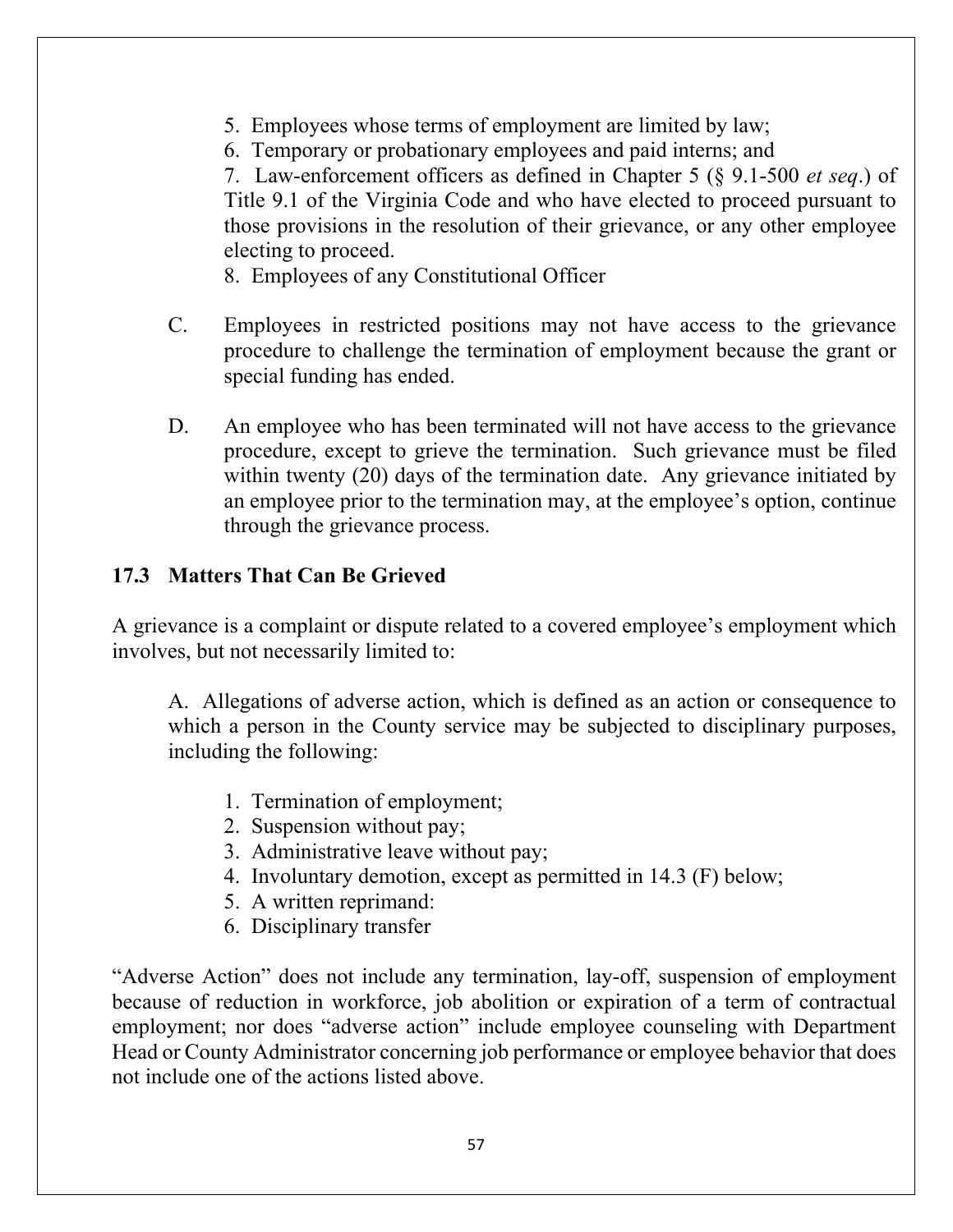5. Employees whose terms of employment are limited by law;
6. Temporary or probationary employees and paid interns; and
7. Law-enforcement officers as defined in Chapter 5 (§ 9.1-500 *et seq*.) of Title 9.1 of the Virginia Code and who have elected to proceed pursuant to those provisions in the resolution of their grievance, or any other employee electing to proceed.
8. Employees of any Constitutional Officer

C. Employees in restricted positions may not have access to the grievance procedure to challenge the termination of employment because the grant or special funding has ended.

D. An employee who has been terminated will not have access to the grievance procedure, except to grieve the termination. Such grievance must be filed within twenty (20) days of the termination date. Any grievance initiated by an employee prior to the termination may, at the employee's option, continue through the grievance process.

### 17.3 Matters That Can Be Grieved

A grievance is a complaint or dispute related to a covered employee's employment which involves, but not necessarily limited to:

A. Allegations of adverse action, which is defined as an action or consequence to which a person in the County service may be subjected to disciplinary purposes, including the following:

1. Termination of employment;
2. Suspension without pay;
3. Administrative leave without pay;
4. Involuntary demotion, except as permitted in 14.3 (F) below;
5. A written reprimand:
6. Disciplinary transfer

"Adverse Action" does not include any termination, lay-off, suspension of employment because of reduction in workforce, job abolition or expiration of a term of contractual employment; nor does "adverse action" include employee counseling with Department Head or County Administrator concerning job performance or employee behavior that does not include one of the actions listed above.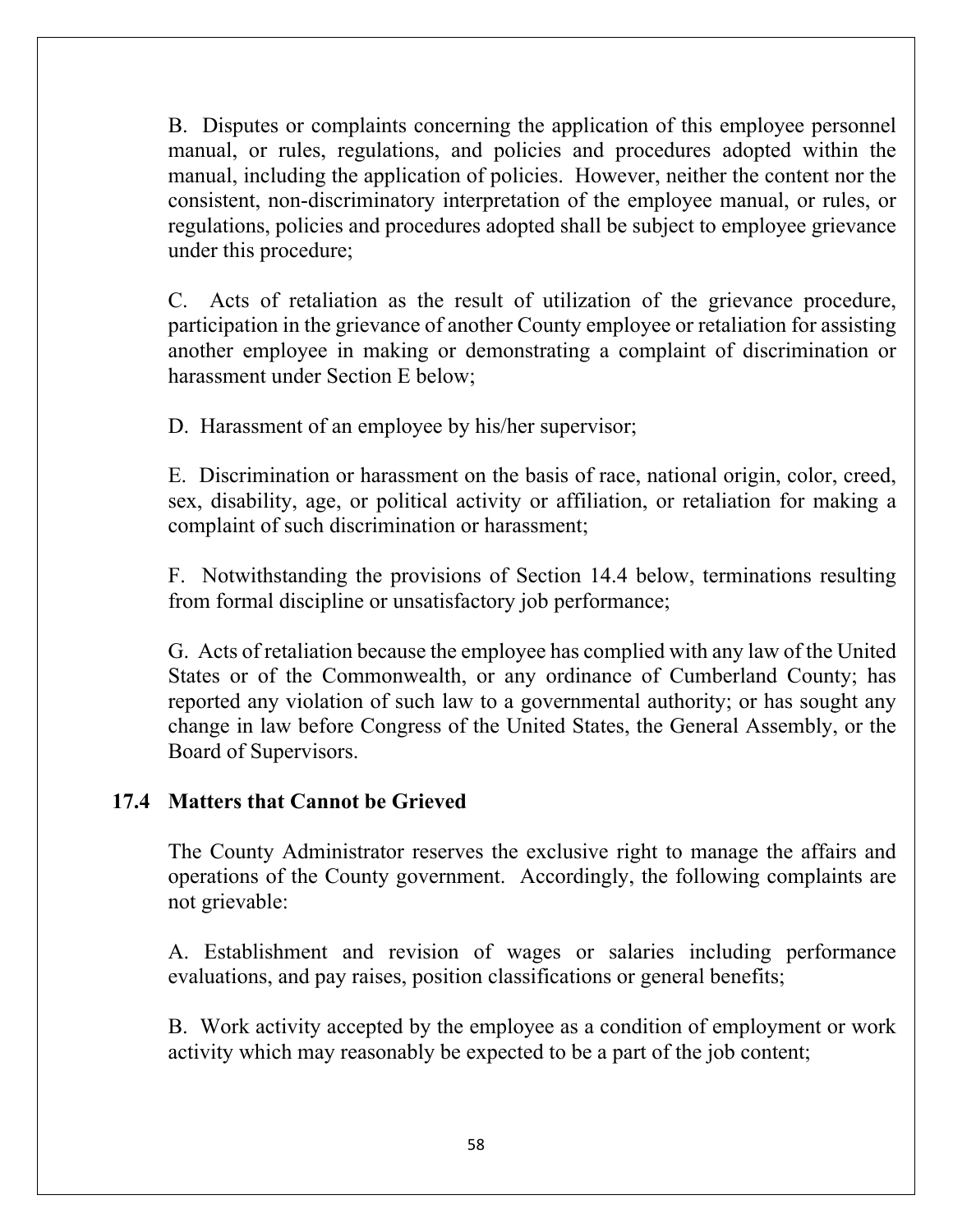B. Disputes or complaints concerning the application of this employee personnel manual, or rules, regulations, and policies and procedures adopted within the manual, including the application of policies. However, neither the content nor the consistent, non-discriminatory interpretation of the employee manual, or rules, or regulations, policies and procedures adopted shall be subject to employee grievance under this procedure;

C. Acts of retaliation as the result of utilization of the grievance procedure, participation in the grievance of another County employee or retaliation for assisting another employee in making or demonstrating a complaint of discrimination or harassment under Section E below;

D. Harassment of an employee by his/her supervisor;

E. Discrimination or harassment on the basis of race, national origin, color, creed, sex, disability, age, or political activity or affiliation, or retaliation for making a complaint of such discrimination or harassment;

F. Notwithstanding the provisions of Section 14.4 below, terminations resulting from formal discipline or unsatisfactory job performance;

G. Acts of retaliation because the employee has complied with any law of the United States or of the Commonwealth, or any ordinance of Cumberland County; has reported any violation of such law to a governmental authority; or has sought any change in law before Congress of the United States, the General Assembly, or the Board of Supervisors.

## 17.4 Matters that Cannot be Grieved

The County Administrator reserves the exclusive right to manage the affairs and operations of the County government. Accordingly, the following complaints are not grievable:

A. Establishment and revision of wages or salaries including performance evaluations, and pay raises, position classifications or general benefits;

B. Work activity accepted by the employee as a condition of employment or work activity which may reasonably be expected to be a part of the job content;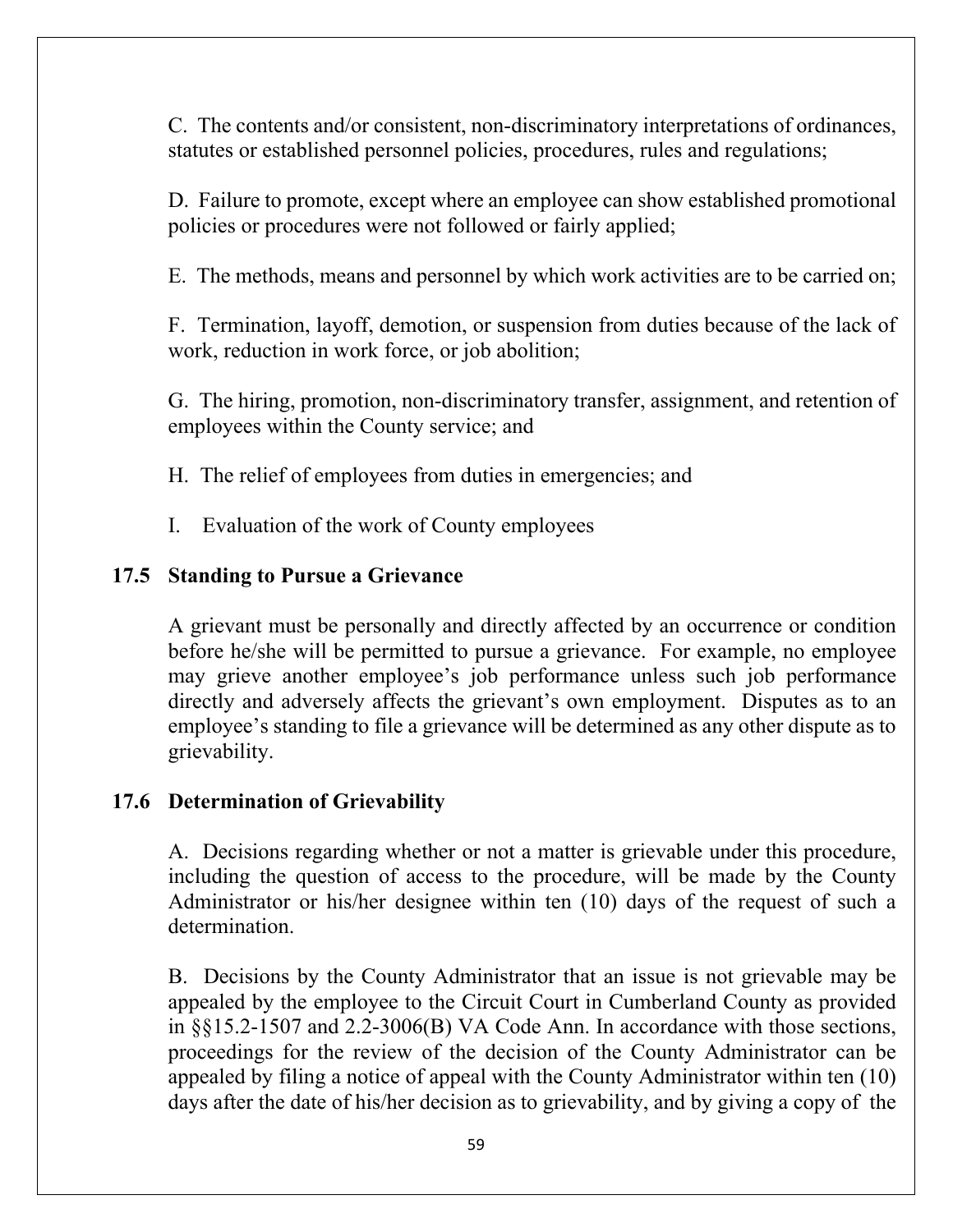C. The contents and/or consistent, non-discriminatory interpretations of ordinances, statutes or established personnel policies, procedures, rules and regulations;

D. Failure to promote, except where an employee can show established promotional policies or procedures were not followed or fairly applied;

E. The methods, means and personnel by which work activities are to be carried on;

F. Termination, layoff, demotion, or suspension from duties because of the lack of work, reduction in work force, or job abolition;

G. The hiring, promotion, non-discriminatory transfer, assignment, and retention of employees within the County service; and

H. The relief of employees from duties in emergencies; and

I. Evaluation of the work of County employees

## 17.5 Standing to Pursue a Grievance

A grievant must be personally and directly affected by an occurrence or condition before he/she will be permitted to pursue a grievance. For example, no employee may grieve another employee's job performance unless such job performance directly and adversely affects the grievant's own employment. Disputes as to an employee's standing to file a grievance will be determined as any other dispute as to grievability.

## 17.6 Determination of Grievability

A. Decisions regarding whether or not a matter is grievable under this procedure, including the question of access to the procedure, will be made by the County Administrator or his/her designee within ten (10) days of the request of such a determination.

B. Decisions by the County Administrator that an issue is not grievable may be appealed by the employee to the Circuit Court in Cumberland County as provided in §§15.2-1507 and 2.2-3006(B) VA Code Ann. In accordance with those sections, proceedings for the review of the decision of the County Administrator can be appealed by filing a notice of appeal with the County Administrator within ten (10) days after the date of his/her decision as to grievability, and by giving a copy of the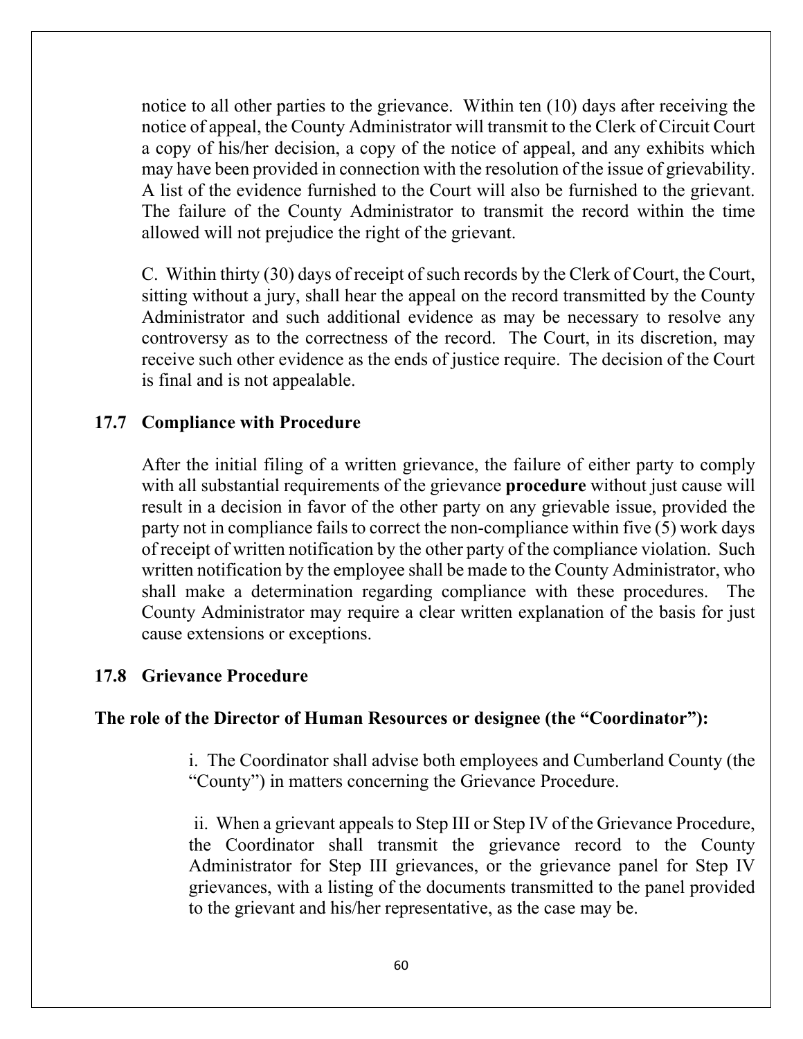notice to all other parties to the grievance. Within ten (10) days after receiving the notice of appeal, the County Administrator will transmit to the Clerk of Circuit Court a copy of his/her decision, a copy of the notice of appeal, and any exhibits which may have been provided in connection with the resolution of the issue of grievability. A list of the evidence furnished to the Court will also be furnished to the grievant. The failure of the County Administrator to transmit the record within the time allowed will not prejudice the right of the grievant.

C. Within thirty (30) days of receipt of such records by the Clerk of Court, the Court, sitting without a jury, shall hear the appeal on the record transmitted by the County Administrator and such additional evidence as may be necessary to resolve any controversy as to the correctness of the record. The Court, in its discretion, may receive such other evidence as the ends of justice require. The decision of the Court is final and is not appealable.

### 17.7 Compliance with Procedure

After the initial filing of a written grievance, the failure of either party to comply with all substantial requirements of the grievance **procedure** without just cause will result in a decision in favor of the other party on any grievable issue, provided the party not in compliance fails to correct the non-compliance within five (5) work days of receipt of written notification by the other party of the compliance violation. Such written notification by the employee shall be made to the County Administrator, who shall make a determination regarding compliance with these procedures. The County Administrator may require a clear written explanation of the basis for just cause extensions or exceptions.

### 17.8 Grievance Procedure

**The role of the Director of Human Resources or designee (the "Coordinator"):**

i. The Coordinator shall advise both employees and Cumberland County (the "County") in matters concerning the Grievance Procedure.

ii. When a grievant appeals to Step III or Step IV of the Grievance Procedure, the Coordinator shall transmit the grievance record to the County Administrator for Step III grievances, or the grievance panel for Step IV grievances, with a listing of the documents transmitted to the panel provided to the grievant and his/her representative, as the case may be.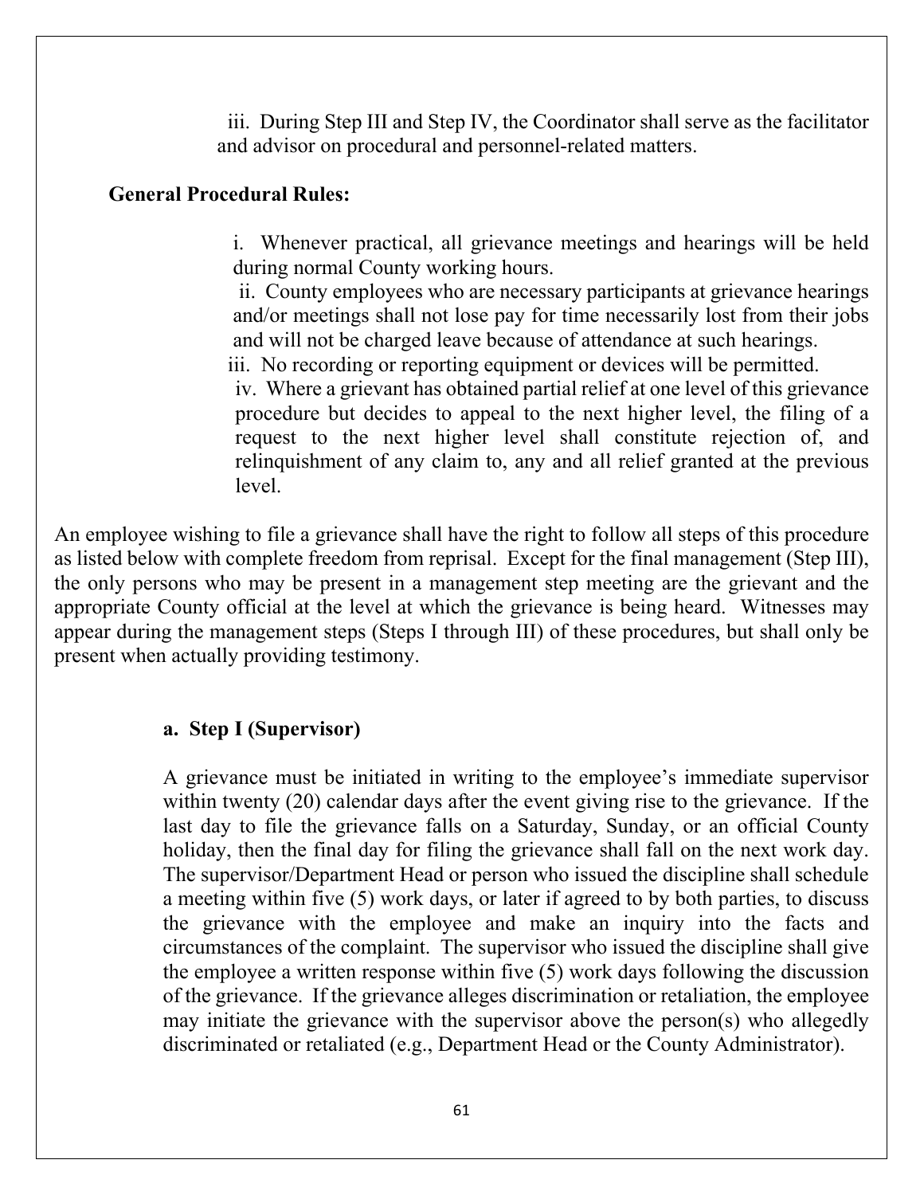iii. During Step III and Step IV, the Coordinator shall serve as the facilitator and advisor on procedural and personnel-related matters.

**General Procedural Rules:**

i. Whenever practical, all grievance meetings and hearings will be held during normal County working hours.

ii. County employees who are necessary participants at grievance hearings and/or meetings shall not lose pay for time necessarily lost from their jobs and will not be charged leave because of attendance at such hearings.

iii. No recording or reporting equipment or devices will be permitted.

iv. Where a grievant has obtained partial relief at one level of this grievance procedure but decides to appeal to the next higher level, the filing of a request to the next higher level shall constitute rejection of, and relinquishment of any claim to, any and all relief granted at the previous level.

An employee wishing to file a grievance shall have the right to follow all steps of this procedure as listed below with complete freedom from reprisal. Except for the final management (Step III), the only persons who may be present in a management step meeting are the grievant and the appropriate County official at the level at which the grievance is being heard. Witnesses may appear during the management steps (Steps I through III) of these procedures, but shall only be present when actually providing testimony.

**a. Step I (Supervisor)**

A grievance must be initiated in writing to the employee's immediate supervisor within twenty (20) calendar days after the event giving rise to the grievance. If the last day to file the grievance falls on a Saturday, Sunday, or an official County holiday, then the final day for filing the grievance shall fall on the next work day. The supervisor/Department Head or person who issued the discipline shall schedule a meeting within five (5) work days, or later if agreed to by both parties, to discuss the grievance with the employee and make an inquiry into the facts and circumstances of the complaint. The supervisor who issued the discipline shall give the employee a written response within five (5) work days following the discussion of the grievance. If the grievance alleges discrimination or retaliation, the employee may initiate the grievance with the supervisor above the person(s) who allegedly discriminated or retaliated (e.g., Department Head or the County Administrator).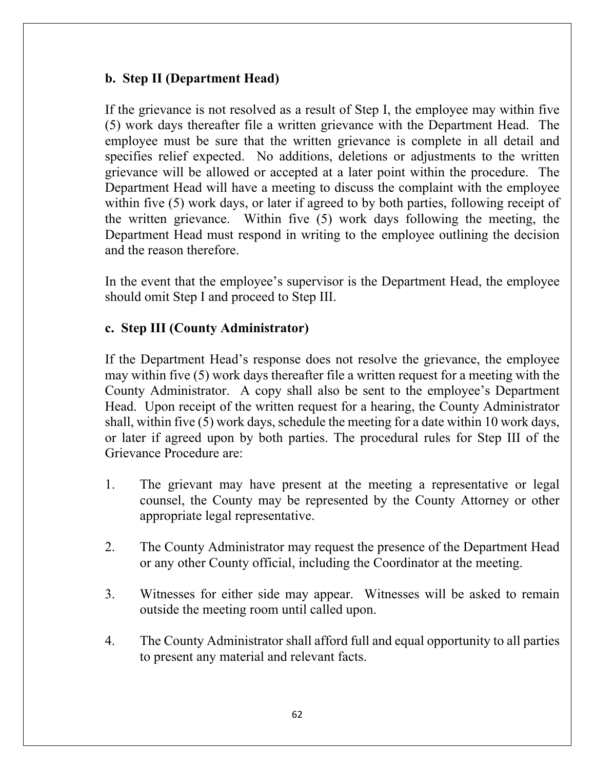**b. Step II (Department Head)**

If the grievance is not resolved as a result of Step I, the employee may within five (5) work days thereafter file a written grievance with the Department Head. The employee must be sure that the written grievance is complete in all detail and specifies relief expected. No additions, deletions or adjustments to the written grievance will be allowed or accepted at a later point within the procedure. The Department Head will have a meeting to discuss the complaint with the employee within five (5) work days, or later if agreed to by both parties, following receipt of the written grievance. Within five (5) work days following the meeting, the Department Head must respond in writing to the employee outlining the decision and the reason therefore.

In the event that the employee's supervisor is the Department Head, the employee should omit Step I and proceed to Step III.

**c. Step III (County Administrator)**

If the Department Head's response does not resolve the grievance, the employee may within five (5) work days thereafter file a written request for a meeting with the County Administrator. A copy shall also be sent to the employee's Department Head. Upon receipt of the written request for a hearing, the County Administrator shall, within five (5) work days, schedule the meeting for a date within 10 work days, or later if agreed upon by both parties. The procedural rules for Step III of the Grievance Procedure are:

1. The grievant may have present at the meeting a representative or legal counsel, the County may be represented by the County Attorney or other appropriate legal representative.

2. The County Administrator may request the presence of the Department Head or any other County official, including the Coordinator at the meeting.

3. Witnesses for either side may appear. Witnesses will be asked to remain outside the meeting room until called upon.

4. The County Administrator shall afford full and equal opportunity to all parties to present any material and relevant facts.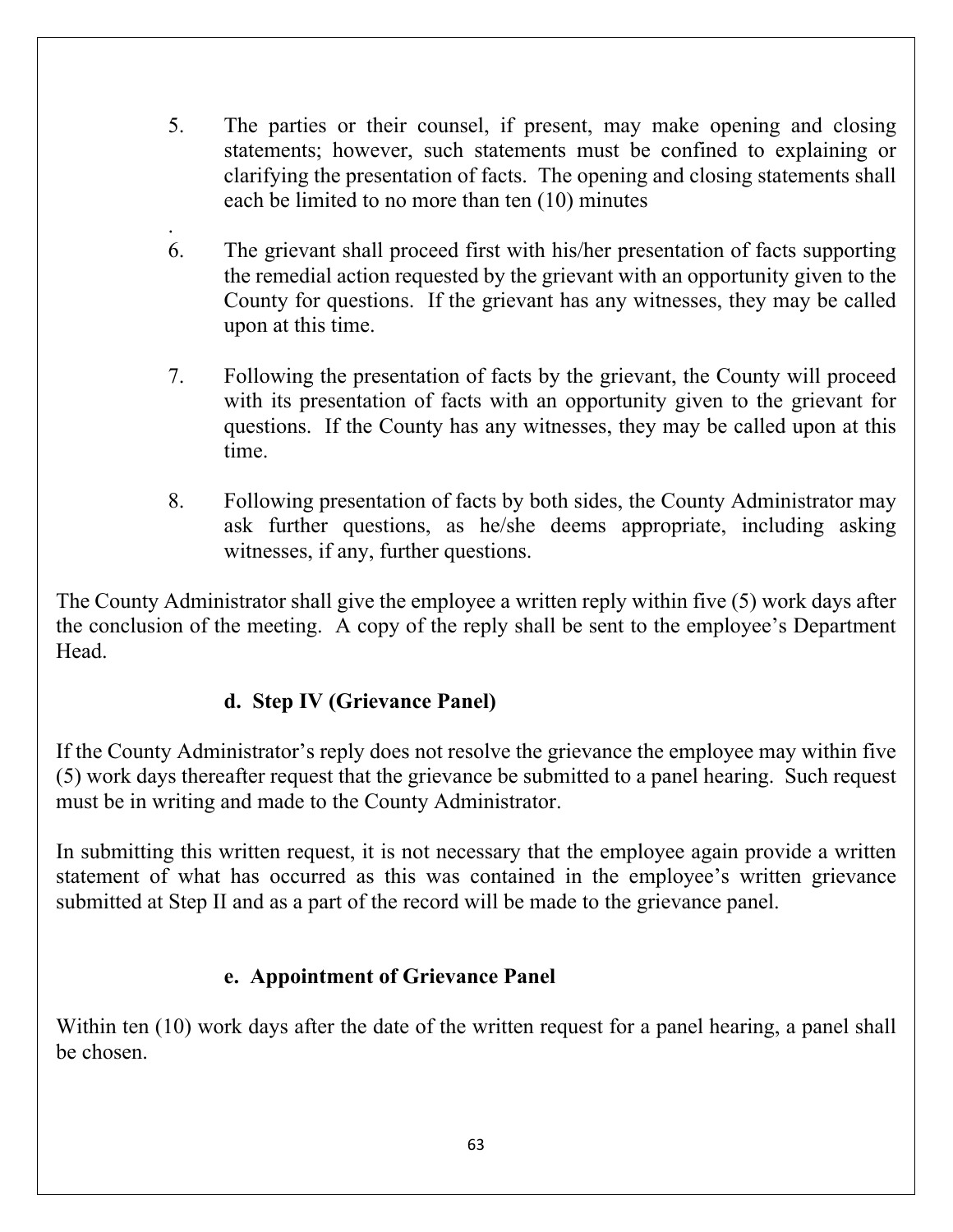5. The parties or their counsel, if present, may make opening and closing statements; however, such statements must be confined to explaining or clarifying the presentation of facts. The opening and closing statements shall each be limited to no more than ten (10) minutes

.

6. The grievant shall proceed first with his/her presentation of facts supporting the remedial action requested by the grievant with an opportunity given to the County for questions. If the grievant has any witnesses, they may be called upon at this time.

7. Following the presentation of facts by the grievant, the County will proceed with its presentation of facts with an opportunity given to the grievant for questions. If the County has any witnesses, they may be called upon at this time.

8. Following presentation of facts by both sides, the County Administrator may ask further questions, as he/she deems appropriate, including asking witnesses, if any, further questions.

The County Administrator shall give the employee a written reply within five (5) work days after the conclusion of the meeting. A copy of the reply shall be sent to the employee's Department Head.

**d. Step IV (Grievance Panel)**

If the County Administrator's reply does not resolve the grievance the employee may within five (5) work days thereafter request that the grievance be submitted to a panel hearing. Such request must be in writing and made to the County Administrator.

In submitting this written request, it is not necessary that the employee again provide a written statement of what has occurred as this was contained in the employee's written grievance submitted at Step II and as a part of the record will be made to the grievance panel.

**e. Appointment of Grievance Panel**

Within ten (10) work days after the date of the written request for a panel hearing, a panel shall be chosen.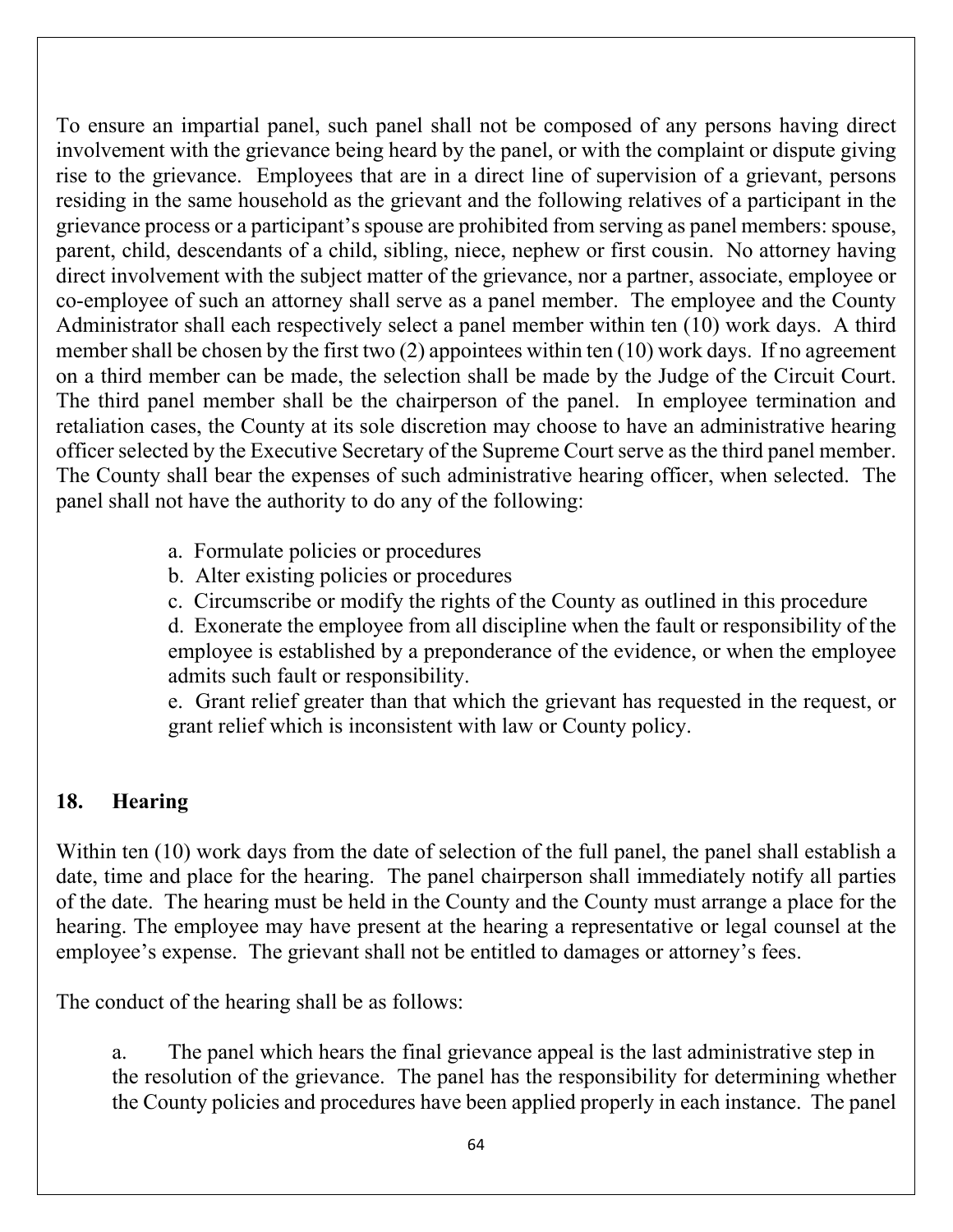To ensure an impartial panel, such panel shall not be composed of any persons having direct involvement with the grievance being heard by the panel, or with the complaint or dispute giving rise to the grievance. Employees that are in a direct line of supervision of a grievant, persons residing in the same household as the grievant and the following relatives of a participant in the grievance process or a participant's spouse are prohibited from serving as panel members: spouse, parent, child, descendants of a child, sibling, niece, nephew or first cousin. No attorney having direct involvement with the subject matter of the grievance, nor a partner, associate, employee or co-employee of such an attorney shall serve as a panel member. The employee and the County Administrator shall each respectively select a panel member within ten (10) work days. A third member shall be chosen by the first two (2) appointees within ten (10) work days. If no agreement on a third member can be made, the selection shall be made by the Judge of the Circuit Court. The third panel member shall be the chairperson of the panel. In employee termination and retaliation cases, the County at its sole discretion may choose to have an administrative hearing officer selected by the Executive Secretary of the Supreme Court serve as the third panel member. The County shall bear the expenses of such administrative hearing officer, when selected. The panel shall not have the authority to do any of the following:

a. Formulate policies or procedures
b. Alter existing policies or procedures
c. Circumscribe or modify the rights of the County as outlined in this procedure
d. Exonerate the employee from all discipline when the fault or responsibility of the employee is established by a preponderance of the evidence, or when the employee admits such fault or responsibility.
e. Grant relief greater than that which the grievant has requested in the request, or grant relief which is inconsistent with law or County policy.

## 18. Hearing

Within ten (10) work days from the date of selection of the full panel, the panel shall establish a date, time and place for the hearing. The panel chairperson shall immediately notify all parties of the date. The hearing must be held in the County and the County must arrange a place for the hearing. The employee may have present at the hearing a representative or legal counsel at the employee's expense. The grievant shall not be entitled to damages or attorney's fees.

The conduct of the hearing shall be as follows:

a. The panel which hears the final grievance appeal is the last administrative step in the resolution of the grievance. The panel has the responsibility for determining whether the County policies and procedures have been applied properly in each instance. The panel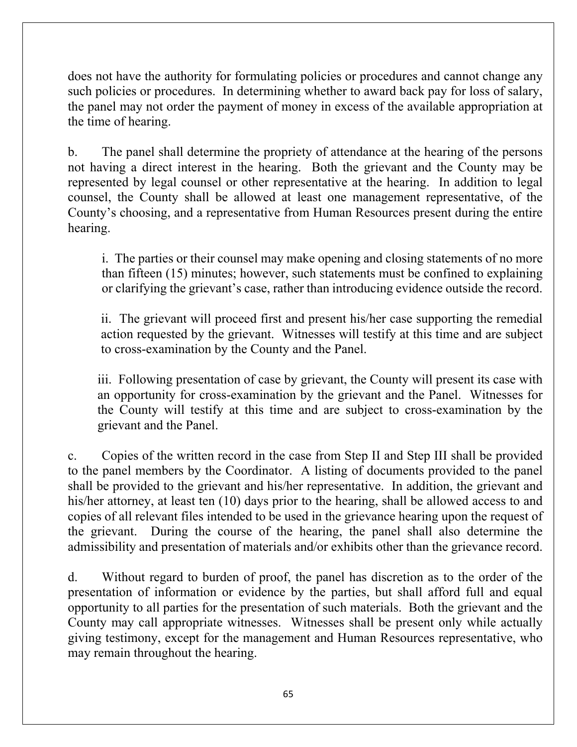does not have the authority for formulating policies or procedures and cannot change any such policies or procedures. In determining whether to award back pay for loss of salary, the panel may not order the payment of money in excess of the available appropriation at the time of hearing.

b. The panel shall determine the propriety of attendance at the hearing of the persons not having a direct interest in the hearing. Both the grievant and the County may be represented by legal counsel or other representative at the hearing. In addition to legal counsel, the County shall be allowed at least one management representative, of the County's choosing, and a representative from Human Resources present during the entire hearing.

> i. The parties or their counsel may make opening and closing statements of no more than fifteen (15) minutes; however, such statements must be confined to explaining or clarifying the grievant's case, rather than introducing evidence outside the record.
>
> ii. The grievant will proceed first and present his/her case supporting the remedial action requested by the grievant. Witnesses will testify at this time and are subject to cross-examination by the County and the Panel.
>
> iii. Following presentation of case by grievant, the County will present its case with an opportunity for cross-examination by the grievant and the Panel. Witnesses for the County will testify at this time and are subject to cross-examination by the grievant and the Panel.

c. Copies of the written record in the case from Step II and Step III shall be provided to the panel members by the Coordinator. A listing of documents provided to the panel shall be provided to the grievant and his/her representative. In addition, the grievant and his/her attorney, at least ten (10) days prior to the hearing, shall be allowed access to and copies of all relevant files intended to be used in the grievance hearing upon the request of the grievant. During the course of the hearing, the panel shall also determine the admissibility and presentation of materials and/or exhibits other than the grievance record.

d. Without regard to burden of proof, the panel has discretion as to the order of the presentation of information or evidence by the parties, but shall afford full and equal opportunity to all parties for the presentation of such materials. Both the grievant and the County may call appropriate witnesses. Witnesses shall be present only while actually giving testimony, except for the management and Human Resources representative, who may remain throughout the hearing.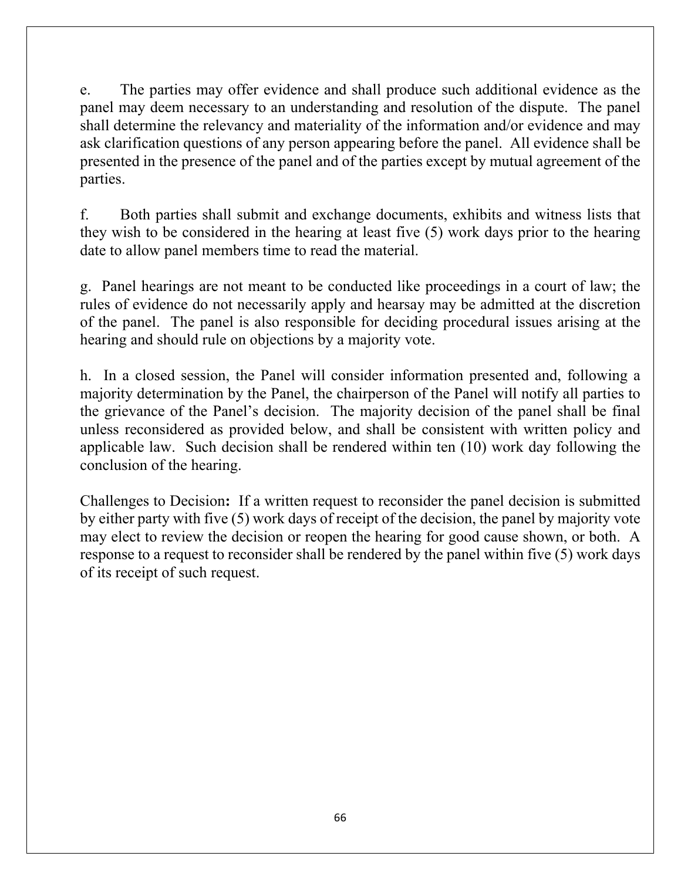e. The parties may offer evidence and shall produce such additional evidence as the panel may deem necessary to an understanding and resolution of the dispute. The panel shall determine the relevancy and materiality of the information and/or evidence and may ask clarification questions of any person appearing before the panel. All evidence shall be presented in the presence of the panel and of the parties except by mutual agreement of the parties.

f. Both parties shall submit and exchange documents, exhibits and witness lists that they wish to be considered in the hearing at least five (5) work days prior to the hearing date to allow panel members time to read the material.

g. Panel hearings are not meant to be conducted like proceedings in a court of law; the rules of evidence do not necessarily apply and hearsay may be admitted at the discretion of the panel. The panel is also responsible for deciding procedural issues arising at the hearing and should rule on objections by a majority vote.

h. In a closed session, the Panel will consider information presented and, following a majority determination by the Panel, the chairperson of the Panel will notify all parties to the grievance of the Panel's decision. The majority decision of the panel shall be final unless reconsidered as provided below, and shall be consistent with written policy and applicable law. Such decision shall be rendered within ten (10) work day following the conclusion of the hearing.

Challenges to Decision**:** If a written request to reconsider the panel decision is submitted by either party with five (5) work days of receipt of the decision, the panel by majority vote may elect to review the decision or reopen the hearing for good cause shown, or both. A response to a request to reconsider shall be rendered by the panel within five (5) work days of its receipt of such request.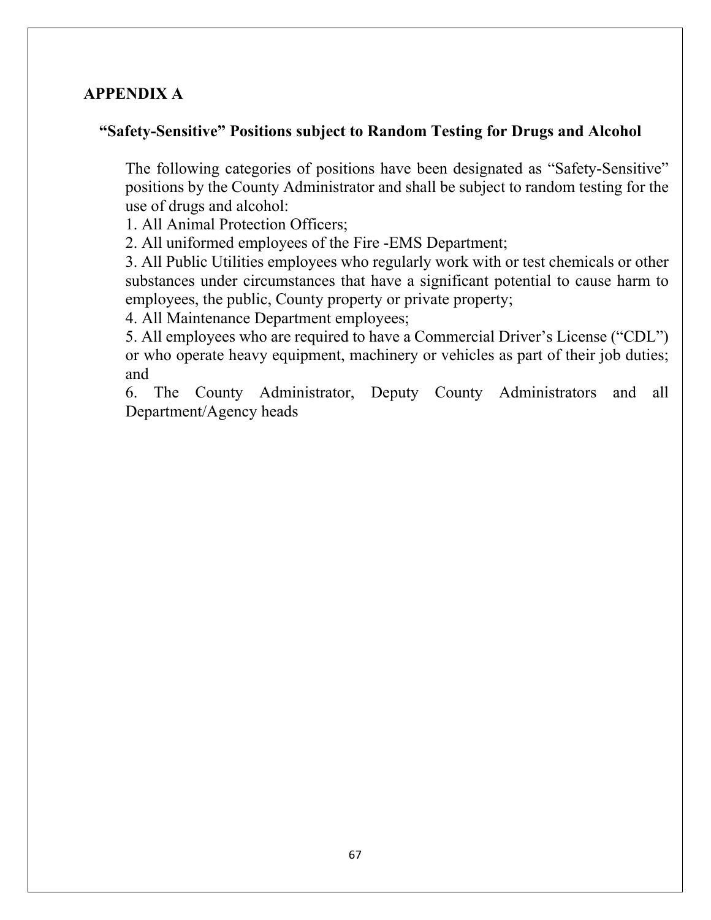## APPENDIX A

### "Safety-Sensitive" Positions subject to Random Testing for Drugs and Alcohol

The following categories of positions have been designated as "Safety-Sensitive" positions by the County Administrator and shall be subject to random testing for the use of drugs and alcohol:

1. All Animal Protection Officers;
2. All uniformed employees of the Fire -EMS Department;
3. All Public Utilities employees who regularly work with or test chemicals or other substances under circumstances that have a significant potential to cause harm to employees, the public, County property or private property;
4. All Maintenance Department employees;
5. All employees who are required to have a Commercial Driver's License ("CDL") or who operate heavy equipment, machinery or vehicles as part of their job duties; and
6. The County Administrator, Deputy County Administrators and all Department/Agency heads